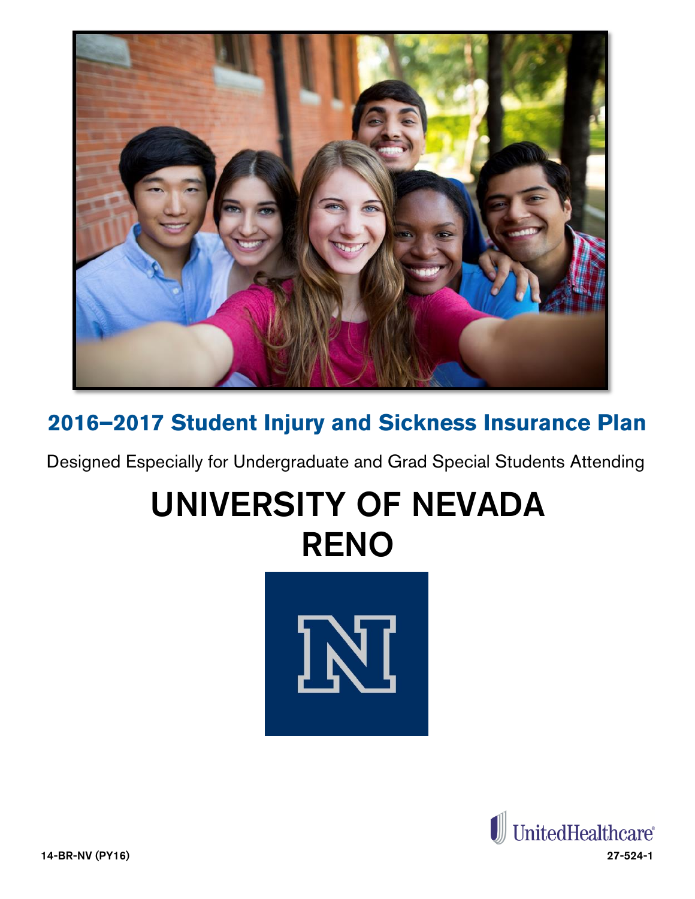## 2016–2017 Student Injury and Sickness Insurance Plan

Designed Especially for Undergraduate and Grad Special Students Attending

# UNIVERSITY OF NEVADA RENO

UnitedHealthcare

14-BR-NV (PY16)

27-524-1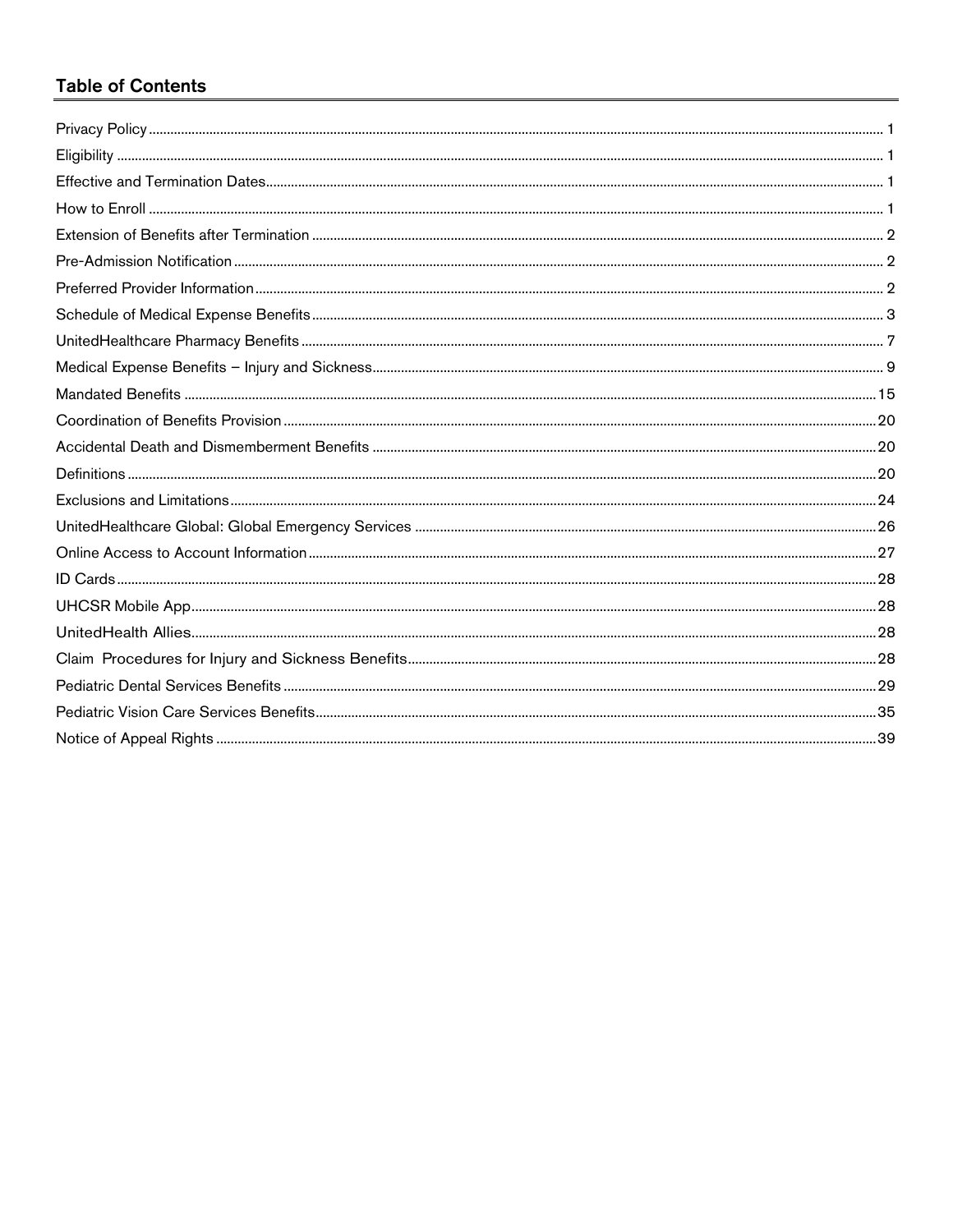## Table of Contents

Privacy Policy ..... 1
Eligibility ..... 1
Effective and Termination Dates ..... 1
How to Enroll ..... 1
Extension of Benefits after Termination ..... 2
Pre-Admission Notification ..... 2
Preferred Provider Information ..... 2
Schedule of Medical Expense Benefits ..... 3
UnitedHealthcare Pharmacy Benefits ..... 7
Medical Expense Benefits – Injury and Sickness ..... 9
Mandated Benefits ..... 15
Coordination of Benefits Provision ..... 20
Accidental Death and Dismemberment Benefits ..... 20
Definitions ..... 20
Exclusions and Limitations ..... 24
UnitedHealthcare Global: Global Emergency Services ..... 26
Online Access to Account Information ..... 27
ID Cards ..... 28
UHCSR Mobile App ..... 28
UnitedHealth Allies ..... 28
Claim Procedures for Injury and Sickness Benefits ..... 28
Pediatric Dental Services Benefits ..... 29
Pediatric Vision Care Services Benefits ..... 35
Notice of Appeal Rights ..... 39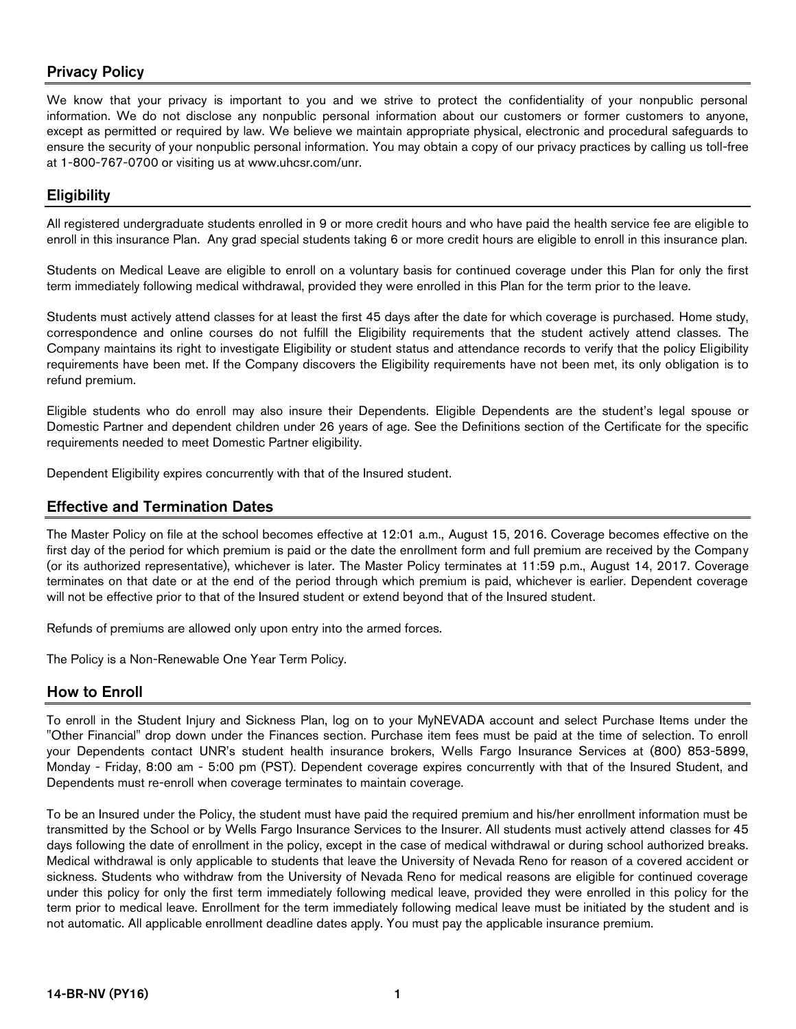## Privacy Policy

We know that your privacy is important to you and we strive to protect the confidentiality of your nonpublic personal information. We do not disclose any nonpublic personal information about our customers or former customers to anyone, except as permitted or required by law. We believe we maintain appropriate physical, electronic and procedural safeguards to ensure the security of your nonpublic personal information. You may obtain a copy of our privacy practices by calling us toll-free at 1-800-767-0700 or visiting us at www.uhcsr.com/unr.

## Eligibility

All registered undergraduate students enrolled in 9 or more credit hours and who have paid the health service fee are eligible to enroll in this insurance Plan. Any grad special students taking 6 or more credit hours are eligible to enroll in this insurance plan.

Students on Medical Leave are eligible to enroll on a voluntary basis for continued coverage under this Plan for only the first term immediately following medical withdrawal, provided they were enrolled in this Plan for the term prior to the leave.

Students must actively attend classes for at least the first 45 days after the date for which coverage is purchased. Home study, correspondence and online courses do not fulfill the Eligibility requirements that the student actively attend classes. The Company maintains its right to investigate Eligibility or student status and attendance records to verify that the policy Eligibility requirements have been met. If the Company discovers the Eligibility requirements have not been met, its only obligation is to refund premium.

Eligible students who do enroll may also insure their Dependents. Eligible Dependents are the student's legal spouse or Domestic Partner and dependent children under 26 years of age. See the Definitions section of the Certificate for the specific requirements needed to meet Domestic Partner eligibility.

Dependent Eligibility expires concurrently with that of the Insured student.

## Effective and Termination Dates

The Master Policy on file at the school becomes effective at 12:01 a.m., August 15, 2016. Coverage becomes effective on the first day of the period for which premium is paid or the date the enrollment form and full premium are received by the Company (or its authorized representative), whichever is later. The Master Policy terminates at 11:59 p.m., August 14, 2017. Coverage terminates on that date or at the end of the period through which premium is paid, whichever is earlier. Dependent coverage will not be effective prior to that of the Insured student or extend beyond that of the Insured student.

Refunds of premiums are allowed only upon entry into the armed forces.

The Policy is a Non-Renewable One Year Term Policy.

## How to Enroll

To enroll in the Student Injury and Sickness Plan, log on to your MyNEVADA account and select Purchase Items under the "Other Financial" drop down under the Finances section. Purchase item fees must be paid at the time of selection. To enroll your Dependents contact UNR's student health insurance brokers, Wells Fargo Insurance Services at (800) 853-5899, Monday - Friday, 8:00 am - 5:00 pm (PST). Dependent coverage expires concurrently with that of the Insured Student, and Dependents must re-enroll when coverage terminates to maintain coverage.

To be an Insured under the Policy, the student must have paid the required premium and his/her enrollment information must be transmitted by the School or by Wells Fargo Insurance Services to the Insurer. All students must actively attend classes for 45 days following the date of enrollment in the policy, except in the case of medical withdrawal or during school authorized breaks. Medical withdrawal is only applicable to students that leave the University of Nevada Reno for reason of a covered accident or sickness. Students who withdraw from the University of Nevada Reno for medical reasons are eligible for continued coverage under this policy for only the first term immediately following medical leave, provided they were enrolled in this policy for the term prior to medical leave. Enrollment for the term immediately following medical leave must be initiated by the student and is not automatic. All applicable enrollment deadline dates apply. You must pay the applicable insurance premium.

14-BR-NV (PY16)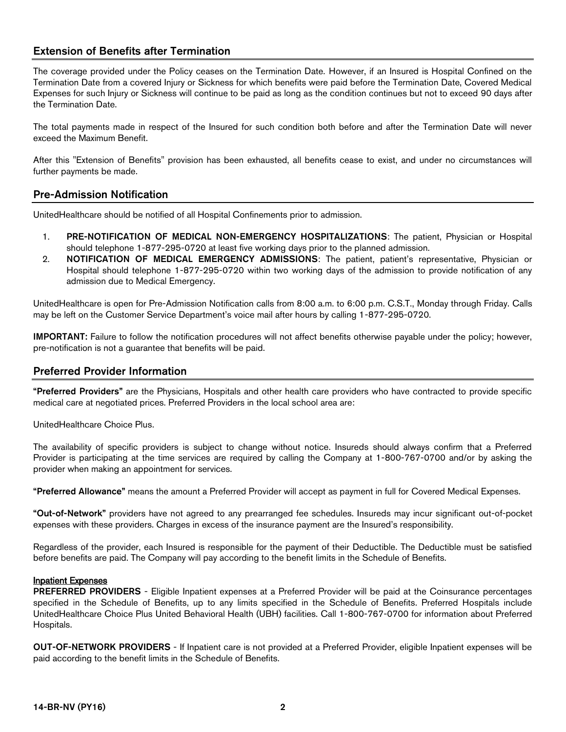## Extension of Benefits after Termination

The coverage provided under the Policy ceases on the Termination Date. However, if an Insured is Hospital Confined on the Termination Date from a covered Injury or Sickness for which benefits were paid before the Termination Date, Covered Medical Expenses for such Injury or Sickness will continue to be paid as long as the condition continues but not to exceed 90 days after the Termination Date.

The total payments made in respect of the Insured for such condition both before and after the Termination Date will never exceed the Maximum Benefit.

After this "Extension of Benefits" provision has been exhausted, all benefits cease to exist, and under no circumstances will further payments be made.

## Pre-Admission Notification

UnitedHealthcare should be notified of all Hospital Confinements prior to admission.

1. **PRE-NOTIFICATION OF MEDICAL NON-EMERGENCY HOSPITALIZATIONS**: The patient, Physician or Hospital should telephone 1-877-295-0720 at least five working days prior to the planned admission.
2. **NOTIFICATION OF MEDICAL EMERGENCY ADMISSIONS**: The patient, patient's representative, Physician or Hospital should telephone 1-877-295-0720 within two working days of the admission to provide notification of any admission due to Medical Emergency.

UnitedHealthcare is open for Pre-Admission Notification calls from 8:00 a.m. to 6:00 p.m. C.S.T., Monday through Friday. Calls may be left on the Customer Service Department's voice mail after hours by calling 1-877-295-0720.

**IMPORTANT:** Failure to follow the notification procedures will not affect benefits otherwise payable under the policy; however, pre-notification is not a guarantee that benefits will be paid.

## Preferred Provider Information

**"Preferred Providers"** are the Physicians, Hospitals and other health care providers who have contracted to provide specific medical care at negotiated prices. Preferred Providers in the local school area are:

UnitedHealthcare Choice Plus.

The availability of specific providers is subject to change without notice. Insureds should always confirm that a Preferred Provider is participating at the time services are required by calling the Company at 1-800-767-0700 and/or by asking the provider when making an appointment for services.

**"Preferred Allowance"** means the amount a Preferred Provider will accept as payment in full for Covered Medical Expenses.

**"Out-of-Network"** providers have not agreed to any prearranged fee schedules. Insureds may incur significant out-of-pocket expenses with these providers. Charges in excess of the insurance payment are the Insured's responsibility.

Regardless of the provider, each Insured is responsible for the payment of their Deductible. The Deductible must be satisfied before benefits are paid. The Company will pay according to the benefit limits in the Schedule of Benefits.

**Inpatient Expenses**

**PREFERRED PROVIDERS** - Eligible Inpatient expenses at a Preferred Provider will be paid at the Coinsurance percentages specified in the Schedule of Benefits, up to any limits specified in the Schedule of Benefits. Preferred Hospitals include UnitedHealthcare Choice Plus United Behavioral Health (UBH) facilities. Call 1-800-767-0700 for information about Preferred Hospitals.

**OUT-OF-NETWORK PROVIDERS** - If Inpatient care is not provided at a Preferred Provider, eligible Inpatient expenses will be paid according to the benefit limits in the Schedule of Benefits.

14-BR-NV (PY16)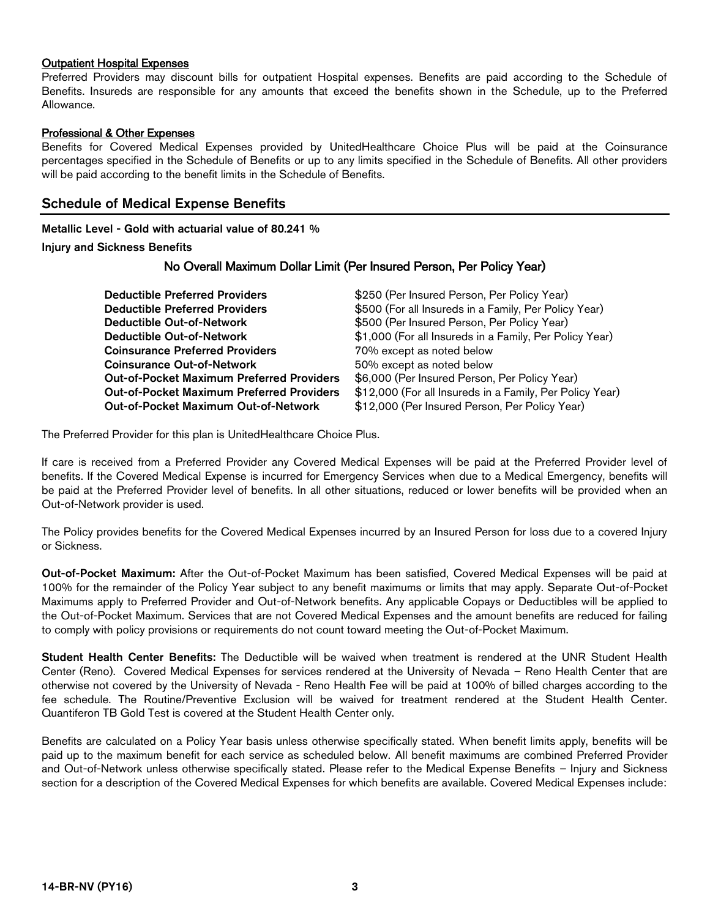### Outpatient Hospital Expenses

Preferred Providers may discount bills for outpatient Hospital expenses. Benefits are paid according to the Schedule of Benefits. Insureds are responsible for any amounts that exceed the benefits shown in the Schedule, up to the Preferred Allowance.

### Professional & Other Expenses

Benefits for Covered Medical Expenses provided by UnitedHealthcare Choice Plus will be paid at the Coinsurance percentages specified in the Schedule of Benefits or up to any limits specified in the Schedule of Benefits. All other providers will be paid according to the benefit limits in the Schedule of Benefits.

## Schedule of Medical Expense Benefits

**Metallic Level - Gold with actuarial value of 80.241 %**

**Injury and Sickness Benefits**

### No Overall Maximum Dollar Limit (Per Insured Person, Per Policy Year)

| | |
|---|---|
| **Deductible Preferred Providers** | $250 (Per Insured Person, Per Policy Year) |
| **Deductible Preferred Providers** | $500 (For all Insureds in a Family, Per Policy Year) |
| **Deductible Out-of-Network** | $500 (Per Insured Person, Per Policy Year) |
| **Deductible Out-of-Network** | $1,000 (For all Insureds in a Family, Per Policy Year) |
| **Coinsurance Preferred Providers** | 70% except as noted below |
| **Coinsurance Out-of-Network** | 50% except as noted below |
| **Out-of-Pocket Maximum Preferred Providers** | $6,000 (Per Insured Person, Per Policy Year) |
| **Out-of-Pocket Maximum Preferred Providers** | $12,000 (For all Insureds in a Family, Per Policy Year) |
| **Out-of-Pocket Maximum Out-of-Network** | $12,000 (Per Insured Person, Per Policy Year) |

The Preferred Provider for this plan is UnitedHealthcare Choice Plus.

If care is received from a Preferred Provider any Covered Medical Expenses will be paid at the Preferred Provider level of benefits. If the Covered Medical Expense is incurred for Emergency Services when due to a Medical Emergency, benefits will be paid at the Preferred Provider level of benefits. In all other situations, reduced or lower benefits will be provided when an Out-of-Network provider is used.

The Policy provides benefits for the Covered Medical Expenses incurred by an Insured Person for loss due to a covered Injury or Sickness.

**Out-of-Pocket Maximum:** After the Out-of-Pocket Maximum has been satisfied, Covered Medical Expenses will be paid at 100% for the remainder of the Policy Year subject to any benefit maximums or limits that may apply. Separate Out-of-Pocket Maximums apply to Preferred Provider and Out-of-Network benefits. Any applicable Copays or Deductibles will be applied to the Out-of-Pocket Maximum. Services that are not Covered Medical Expenses and the amount benefits are reduced for failing to comply with policy provisions or requirements do not count toward meeting the Out-of-Pocket Maximum.

**Student Health Center Benefits:** The Deductible will be waived when treatment is rendered at the UNR Student Health Center (Reno). Covered Medical Expenses for services rendered at the University of Nevada – Reno Health Center that are otherwise not covered by the University of Nevada - Reno Health Fee will be paid at 100% of billed charges according to the fee schedule. The Routine/Preventive Exclusion will be waived for treatment rendered at the Student Health Center. Quantiferon TB Gold Test is covered at the Student Health Center only.

Benefits are calculated on a Policy Year basis unless otherwise specifically stated. When benefit limits apply, benefits will be paid up to the maximum benefit for each service as scheduled below. All benefit maximums are combined Preferred Provider and Out-of-Network unless otherwise specifically stated. Please refer to the Medical Expense Benefits – Injury and Sickness section for a description of the Covered Medical Expenses for which benefits are available. Covered Medical Expenses include: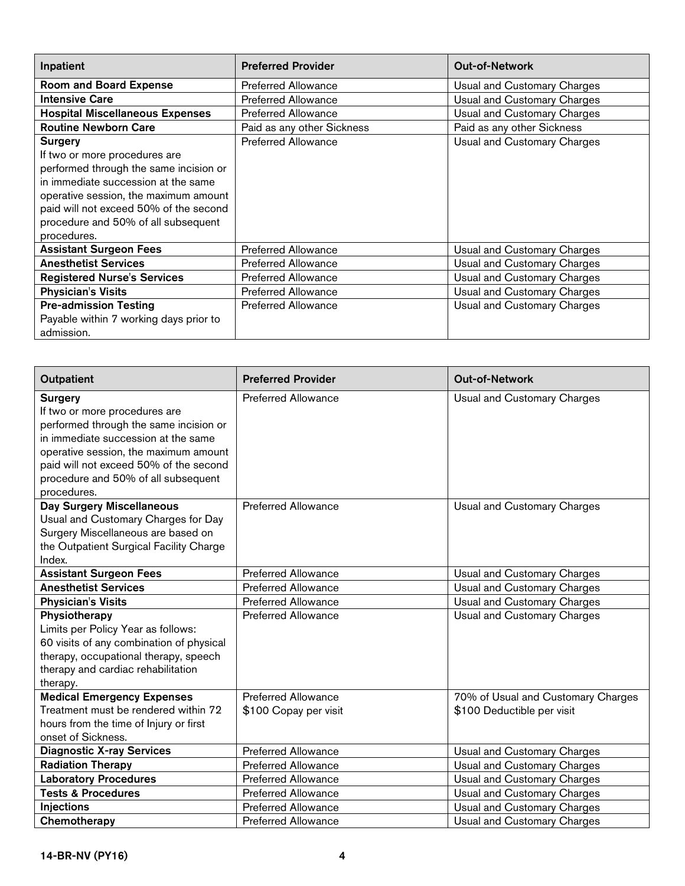| Inpatient | Preferred Provider | Out-of-Network |
|---|---|---|
| **Room and Board Expense** | Preferred Allowance | Usual and Customary Charges |
| **Intensive Care** | Preferred Allowance | Usual and Customary Charges |
| **Hospital Miscellaneous Expenses** | Preferred Allowance | Usual and Customary Charges |
| **Routine Newborn Care** | Paid as any other Sickness | Paid as any other Sickness |
| **Surgery** If two or more procedures are performed through the same incision or in immediate succession at the same operative session, the maximum amount paid will not exceed 50% of the second procedure and 50% of all subsequent procedures. | Preferred Allowance | Usual and Customary Charges |
| **Assistant Surgeon Fees** | Preferred Allowance | Usual and Customary Charges |
| **Anesthetist Services** | Preferred Allowance | Usual and Customary Charges |
| **Registered Nurse's Services** | Preferred Allowance | Usual and Customary Charges |
| **Physician's Visits** | Preferred Allowance | Usual and Customary Charges |
| **Pre-admission Testing** Payable within 7 working days prior to admission. | Preferred Allowance | Usual and Customary Charges |

| Outpatient | Preferred Provider | Out-of-Network |
|---|---|---|
| **Surgery** If two or more procedures are performed through the same incision or in immediate succession at the same operative session, the maximum amount paid will not exceed 50% of the second procedure and 50% of all subsequent procedures. | Preferred Allowance | Usual and Customary Charges |
| **Day Surgery Miscellaneous** Usual and Customary Charges for Day Surgery Miscellaneous are based on the Outpatient Surgical Facility Charge Index. | Preferred Allowance | Usual and Customary Charges |
| **Assistant Surgeon Fees** | Preferred Allowance | Usual and Customary Charges |
| **Anesthetist Services** | Preferred Allowance | Usual and Customary Charges |
| **Physician's Visits** | Preferred Allowance | Usual and Customary Charges |
| **Physiotherapy** Limits per Policy Year as follows: 60 visits of any combination of physical therapy, occupational therapy, speech therapy and cardiac rehabilitation therapy. | Preferred Allowance | Usual and Customary Charges |
| **Medical Emergency Expenses** Treatment must be rendered within 72 hours from the time of Injury or first onset of Sickness. | Preferred Allowance $100 Copay per visit | 70% of Usual and Customary Charges $100 Deductible per visit |
| **Diagnostic X-ray Services** | Preferred Allowance | Usual and Customary Charges |
| **Radiation Therapy** | Preferred Allowance | Usual and Customary Charges |
| **Laboratory Procedures** | Preferred Allowance | Usual and Customary Charges |
| **Tests & Procedures** | Preferred Allowance | Usual and Customary Charges |
| **Injections** | Preferred Allowance | Usual and Customary Charges |
| **Chemotherapy** | Preferred Allowance | Usual and Customary Charges |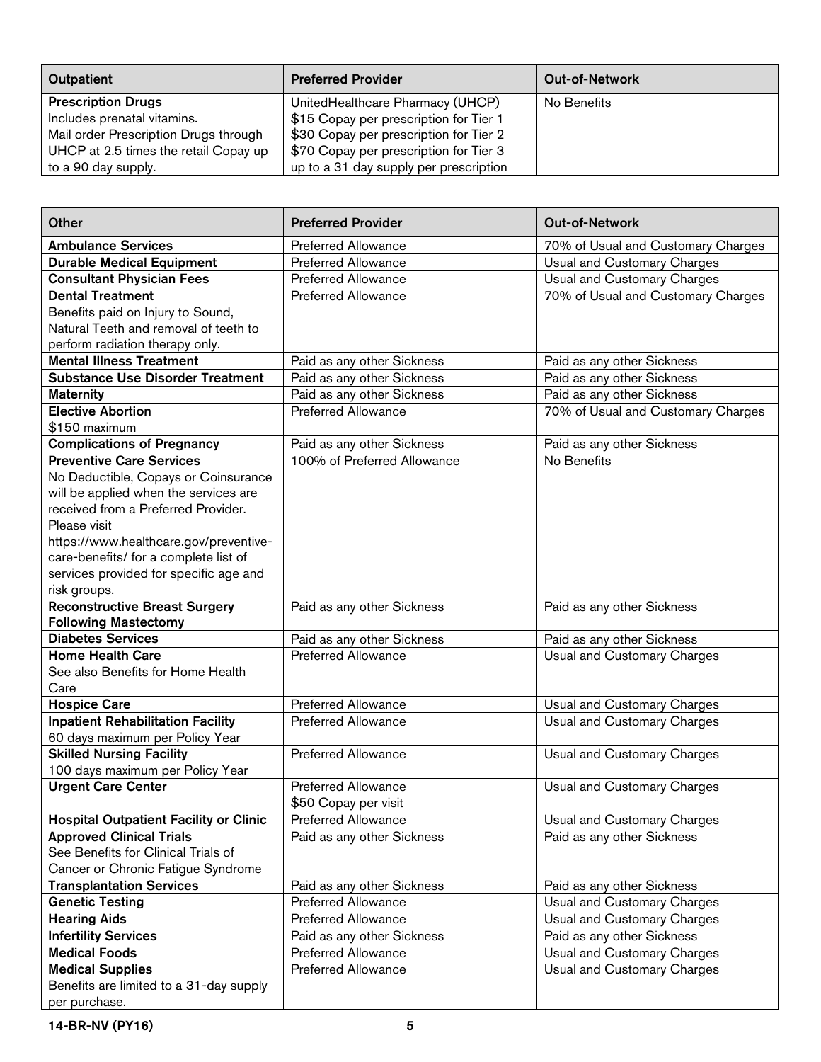| Outpatient | Preferred Provider | Out-of-Network |
| --- | --- | --- |
| **Prescription Drugs**<br>Includes prenatal vitamins.<br>Mail order Prescription Drugs through UHCP at 2.5 times the retail Copay up to a 90 day supply. | UnitedHealthcare Pharmacy (UHCP)<br>$15 Copay per prescription for Tier 1<br>$30 Copay per prescription for Tier 2<br>$70 Copay per prescription for Tier 3<br>up to a 31 day supply per prescription | No Benefits |

| Other | Preferred Provider | Out-of-Network |
| --- | --- | --- |
| **Ambulance Services** | Preferred Allowance | 70% of Usual and Customary Charges |
| **Durable Medical Equipment** | Preferred Allowance | Usual and Customary Charges |
| **Consultant Physician Fees** | Preferred Allowance | Usual and Customary Charges |
| **Dental Treatment**<br>Benefits paid on Injury to Sound, Natural Teeth and removal of teeth to perform radiation therapy only. | Preferred Allowance | 70% of Usual and Customary Charges |
| **Mental Illness Treatment** | Paid as any other Sickness | Paid as any other Sickness |
| **Substance Use Disorder Treatment** | Paid as any other Sickness | Paid as any other Sickness |
| **Maternity** | Paid as any other Sickness | Paid as any other Sickness |
| **Elective Abortion**<br>$150 maximum | Preferred Allowance | 70% of Usual and Customary Charges |
| **Complications of Pregnancy** | Paid as any other Sickness | Paid as any other Sickness |
| **Preventive Care Services**<br>No Deductible, Copays or Coinsurance will be applied when the services are received from a Preferred Provider. Please visit https://www.healthcare.gov/preventive-care-benefits/ for a complete list of services provided for specific age and risk groups. | 100% of Preferred Allowance | No Benefits |
| **Reconstructive Breast Surgery Following Mastectomy** | Paid as any other Sickness | Paid as any other Sickness |
| **Diabetes Services** | Paid as any other Sickness | Paid as any other Sickness |
| **Home Health Care**<br>See also Benefits for Home Health Care | Preferred Allowance | Usual and Customary Charges |
| **Hospice Care** | Preferred Allowance | Usual and Customary Charges |
| **Inpatient Rehabilitation Facility**<br>60 days maximum per Policy Year | Preferred Allowance | Usual and Customary Charges |
| **Skilled Nursing Facility**<br>100 days maximum per Policy Year | Preferred Allowance | Usual and Customary Charges |
| **Urgent Care Center** | Preferred Allowance<br>$50 Copay per visit | Usual and Customary Charges |
| **Hospital Outpatient Facility or Clinic** | Preferred Allowance | Usual and Customary Charges |
| **Approved Clinical Trials**<br>See Benefits for Clinical Trials of Cancer or Chronic Fatigue Syndrome | Paid as any other Sickness | Paid as any other Sickness |
| **Transplantation Services** | Paid as any other Sickness | Paid as any other Sickness |
| **Genetic Testing** | Preferred Allowance | Usual and Customary Charges |
| **Hearing Aids** | Preferred Allowance | Usual and Customary Charges |
| **Infertility Services** | Paid as any other Sickness | Paid as any other Sickness |
| **Medical Foods** | Preferred Allowance | Usual and Customary Charges |
| **Medical Supplies**<br>Benefits are limited to a 31-day supply per purchase. | Preferred Allowance | Usual and Customary Charges |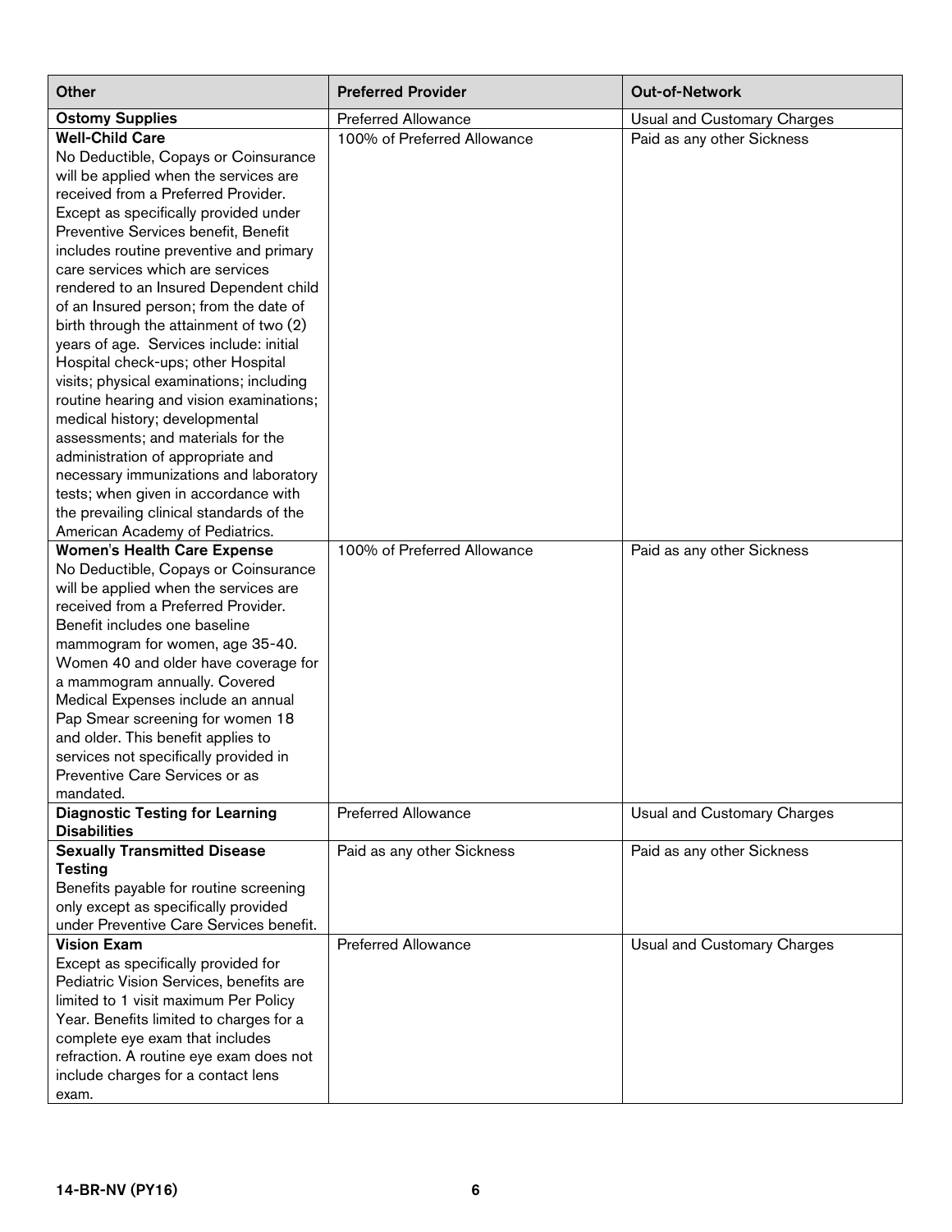| Other | Preferred Provider | Out-of-Network |
|---|---|---|
| **Ostomy Supplies** | Preferred Allowance | Usual and Customary Charges |
| **Well-Child Care**<br>No Deductible, Copays or Coinsurance will be applied when the services are received from a Preferred Provider. Except as specifically provided under Preventive Services benefit, Benefit includes routine preventive and primary care services which are services rendered to an Insured Dependent child of an Insured person; from the date of birth through the attainment of two (2) years of age. Services include: initial Hospital check-ups; other Hospital visits; physical examinations; including routine hearing and vision examinations; medical history; developmental assessments; and materials for the administration of appropriate and necessary immunizations and laboratory tests; when given in accordance with the prevailing clinical standards of the American Academy of Pediatrics. | 100% of Preferred Allowance | Paid as any other Sickness |
| **Women's Health Care Expense**<br>No Deductible, Copays or Coinsurance will be applied when the services are received from a Preferred Provider. Benefit includes one baseline mammogram for women, age 35-40. Women 40 and older have coverage for a mammogram annually. Covered Medical Expenses include an annual Pap Smear screening for women 18 and older. This benefit applies to services not specifically provided in Preventive Care Services or as mandated. | 100% of Preferred Allowance | Paid as any other Sickness |
| **Diagnostic Testing for Learning Disabilities** | Preferred Allowance | Usual and Customary Charges |
| **Sexually Transmitted Disease Testing**<br>Benefits payable for routine screening only except as specifically provided under Preventive Care Services benefit. | Paid as any other Sickness | Paid as any other Sickness |
| **Vision Exam**<br>Except as specifically provided for Pediatric Vision Services, benefits are limited to 1 visit maximum Per Policy Year. Benefits limited to charges for a complete eye exam that includes refraction. A routine eye exam does not include charges for a contact lens exam. | Preferred Allowance | Usual and Customary Charges |

14-BR-NV (PY16)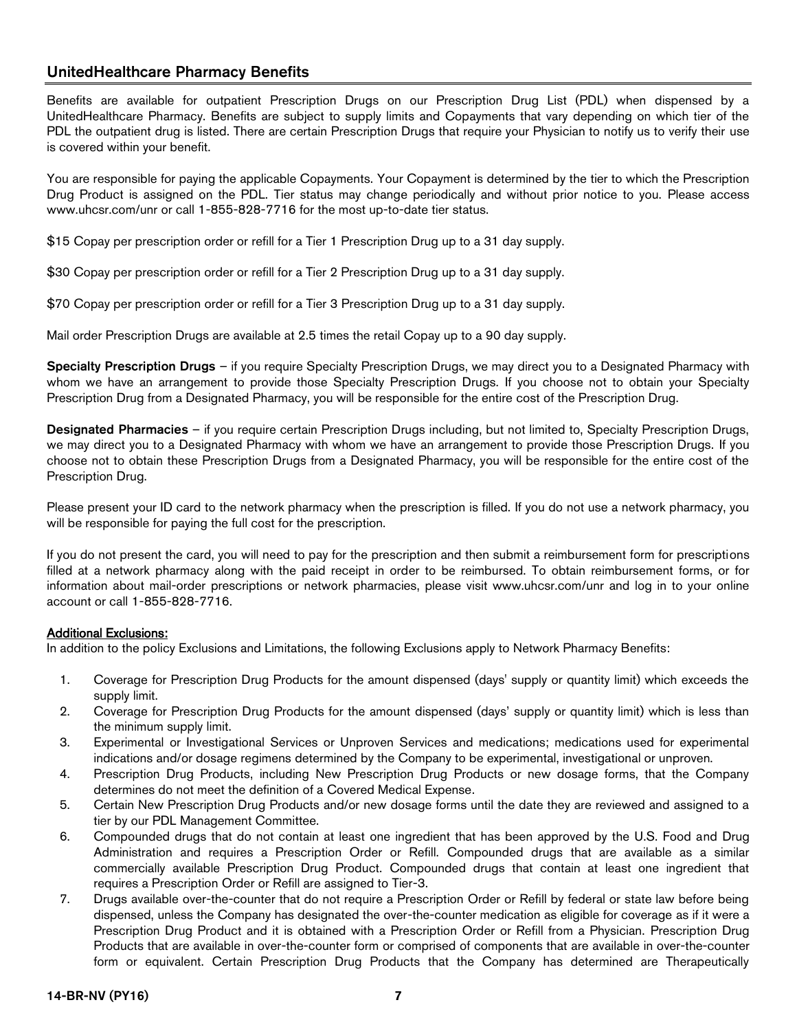## UnitedHealthcare Pharmacy Benefits

Benefits are available for outpatient Prescription Drugs on our Prescription Drug List (PDL) when dispensed by a UnitedHealthcare Pharmacy. Benefits are subject to supply limits and Copayments that vary depending on which tier of the PDL the outpatient drug is listed. There are certain Prescription Drugs that require your Physician to notify us to verify their use is covered within your benefit.

You are responsible for paying the applicable Copayments. Your Copayment is determined by the tier to which the Prescription Drug Product is assigned on the PDL. Tier status may change periodically and without prior notice to you. Please access www.uhcsr.com/unr or call 1-855-828-7716 for the most up-to-date tier status.

$15 Copay per prescription order or refill for a Tier 1 Prescription Drug up to a 31 day supply.

$30 Copay per prescription order or refill for a Tier 2 Prescription Drug up to a 31 day supply.

$70 Copay per prescription order or refill for a Tier 3 Prescription Drug up to a 31 day supply.

Mail order Prescription Drugs are available at 2.5 times the retail Copay up to a 90 day supply.

**Specialty Prescription Drugs** – if you require Specialty Prescription Drugs, we may direct you to a Designated Pharmacy with whom we have an arrangement to provide those Specialty Prescription Drugs. If you choose not to obtain your Specialty Prescription Drug from a Designated Pharmacy, you will be responsible for the entire cost of the Prescription Drug.

**Designated Pharmacies** – if you require certain Prescription Drugs including, but not limited to, Specialty Prescription Drugs, we may direct you to a Designated Pharmacy with whom we have an arrangement to provide those Prescription Drugs. If you choose not to obtain these Prescription Drugs from a Designated Pharmacy, you will be responsible for the entire cost of the Prescription Drug.

Please present your ID card to the network pharmacy when the prescription is filled. If you do not use a network pharmacy, you will be responsible for paying the full cost for the prescription.

If you do not present the card, you will need to pay for the prescription and then submit a reimbursement form for prescriptions filled at a network pharmacy along with the paid receipt in order to be reimbursed. To obtain reimbursement forms, or for information about mail-order prescriptions or network pharmacies, please visit www.uhcsr.com/unr and log in to your online account or call 1-855-828-7716.

**Additional Exclusions:**

In addition to the policy Exclusions and Limitations, the following Exclusions apply to Network Pharmacy Benefits:

1. Coverage for Prescription Drug Products for the amount dispensed (days' supply or quantity limit) which exceeds the supply limit.
2. Coverage for Prescription Drug Products for the amount dispensed (days' supply or quantity limit) which is less than the minimum supply limit.
3. Experimental or Investigational Services or Unproven Services and medications; medications used for experimental indications and/or dosage regimens determined by the Company to be experimental, investigational or unproven.
4. Prescription Drug Products, including New Prescription Drug Products or new dosage forms, that the Company determines do not meet the definition of a Covered Medical Expense.
5. Certain New Prescription Drug Products and/or new dosage forms until the date they are reviewed and assigned to a tier by our PDL Management Committee.
6. Compounded drugs that do not contain at least one ingredient that has been approved by the U.S. Food and Drug Administration and requires a Prescription Order or Refill. Compounded drugs that are available as a similar commercially available Prescription Drug Product. Compounded drugs that contain at least one ingredient that requires a Prescription Order or Refill are assigned to Tier-3.
7. Drugs available over-the-counter that do not require a Prescription Order or Refill by federal or state law before being dispensed, unless the Company has designated the over-the-counter medication as eligible for coverage as if it were a Prescription Drug Product and it is obtained with a Prescription Order or Refill from a Physician. Prescription Drug Products that are available in over-the-counter form or comprised of components that are available in over-the-counter form or equivalent. Certain Prescription Drug Products that the Company has determined are Therapeutically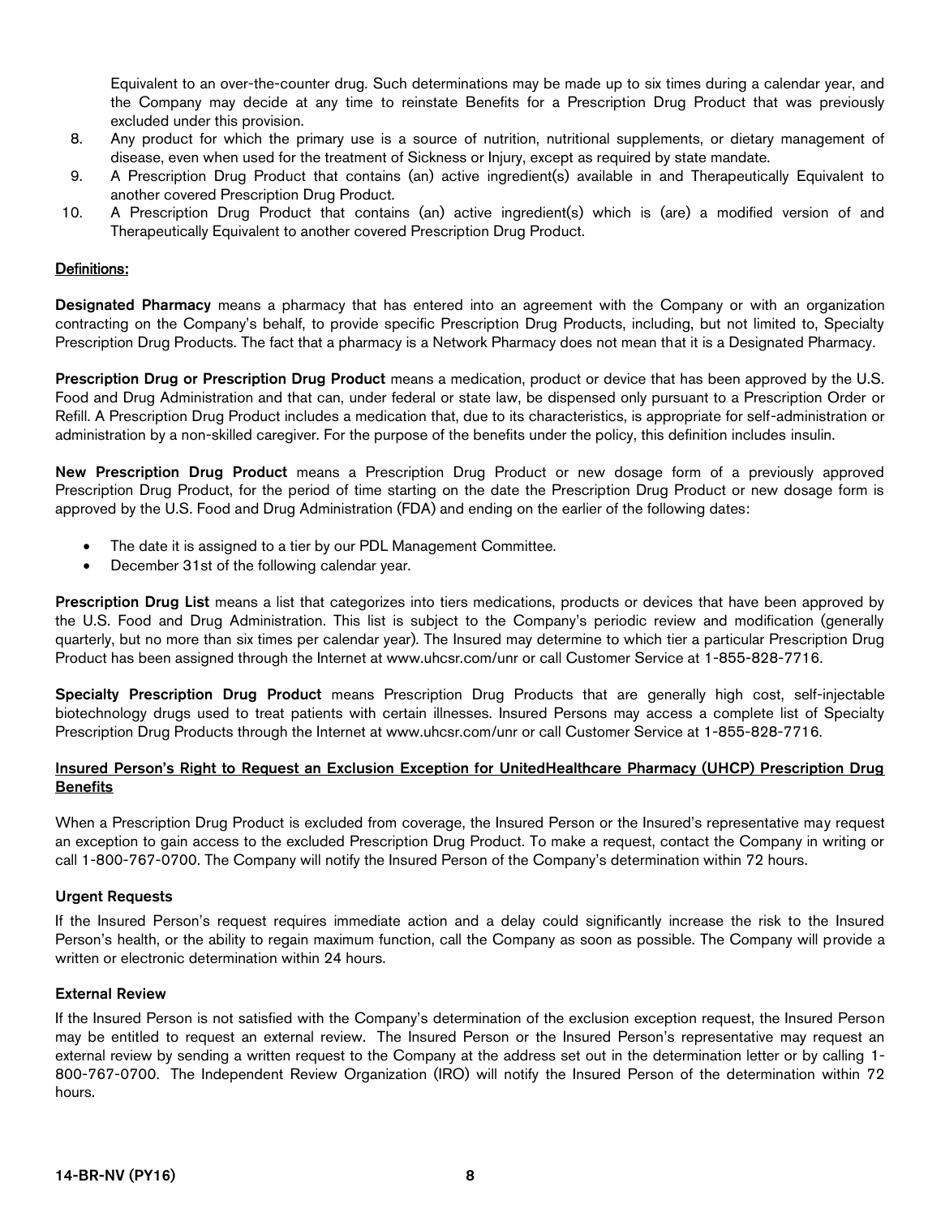Equivalent to an over-the-counter drug. Such determinations may be made up to six times during a calendar year, and the Company may decide at any time to reinstate Benefits for a Prescription Drug Product that was previously excluded under this provision.

8. Any product for which the primary use is a source of nutrition, nutritional supplements, or dietary management of disease, even when used for the treatment of Sickness or Injury, except as required by state mandate.
9. A Prescription Drug Product that contains (an) active ingredient(s) available in and Therapeutically Equivalent to another covered Prescription Drug Product.
10. A Prescription Drug Product that contains (an) active ingredient(s) which is (are) a modified version of and Therapeutically Equivalent to another covered Prescription Drug Product.

<u>**Definitions:**</u>

**Designated Pharmacy** means a pharmacy that has entered into an agreement with the Company or with an organization contracting on the Company's behalf, to provide specific Prescription Drug Products, including, but not limited to, Specialty Prescription Drug Products. The fact that a pharmacy is a Network Pharmacy does not mean that it is a Designated Pharmacy.

**Prescription Drug or Prescription Drug Product** means a medication, product or device that has been approved by the U.S. Food and Drug Administration and that can, under federal or state law, be dispensed only pursuant to a Prescription Order or Refill. A Prescription Drug Product includes a medication that, due to its characteristics, is appropriate for self-administration or administration by a non-skilled caregiver. For the purpose of the benefits under the policy, this definition includes insulin.

**New Prescription Drug Product** means a Prescription Drug Product or new dosage form of a previously approved Prescription Drug Product, for the period of time starting on the date the Prescription Drug Product or new dosage form is approved by the U.S. Food and Drug Administration (FDA) and ending on the earlier of the following dates:

- The date it is assigned to a tier by our PDL Management Committee.
- December 31st of the following calendar year.

**Prescription Drug List** means a list that categorizes into tiers medications, products or devices that have been approved by the U.S. Food and Drug Administration. This list is subject to the Company's periodic review and modification (generally quarterly, but no more than six times per calendar year). The Insured may determine to which tier a particular Prescription Drug Product has been assigned through the Internet at www.uhcsr.com/unr or call Customer Service at 1-855-828-7716.

**Specialty Prescription Drug Product** means Prescription Drug Products that are generally high cost, self-injectable biotechnology drugs used to treat patients with certain illnesses. Insured Persons may access a complete list of Specialty Prescription Drug Products through the Internet at www.uhcsr.com/unr or call Customer Service at 1-855-828-7716.

<u>**Insured Person's Right to Request an Exclusion Exception for UnitedHealthcare Pharmacy (UHCP) Prescription Drug Benefits**</u>

When a Prescription Drug Product is excluded from coverage, the Insured Person or the Insured's representative may request an exception to gain access to the excluded Prescription Drug Product. To make a request, contact the Company in writing or call 1-800-767-0700. The Company will notify the Insured Person of the Company's determination within 72 hours.

**Urgent Requests**

If the Insured Person's request requires immediate action and a delay could significantly increase the risk to the Insured Person's health, or the ability to regain maximum function, call the Company as soon as possible. The Company will provide a written or electronic determination within 24 hours.

**External Review**

If the Insured Person is not satisfied with the Company's determination of the exclusion exception request, the Insured Person may be entitled to request an external review. The Insured Person or the Insured Person's representative may request an external review by sending a written request to the Company at the address set out in the determination letter or by calling 1-800-767-0700. The Independent Review Organization (IRO) will notify the Insured Person of the determination within 72 hours.

14-BR-NV (PY16)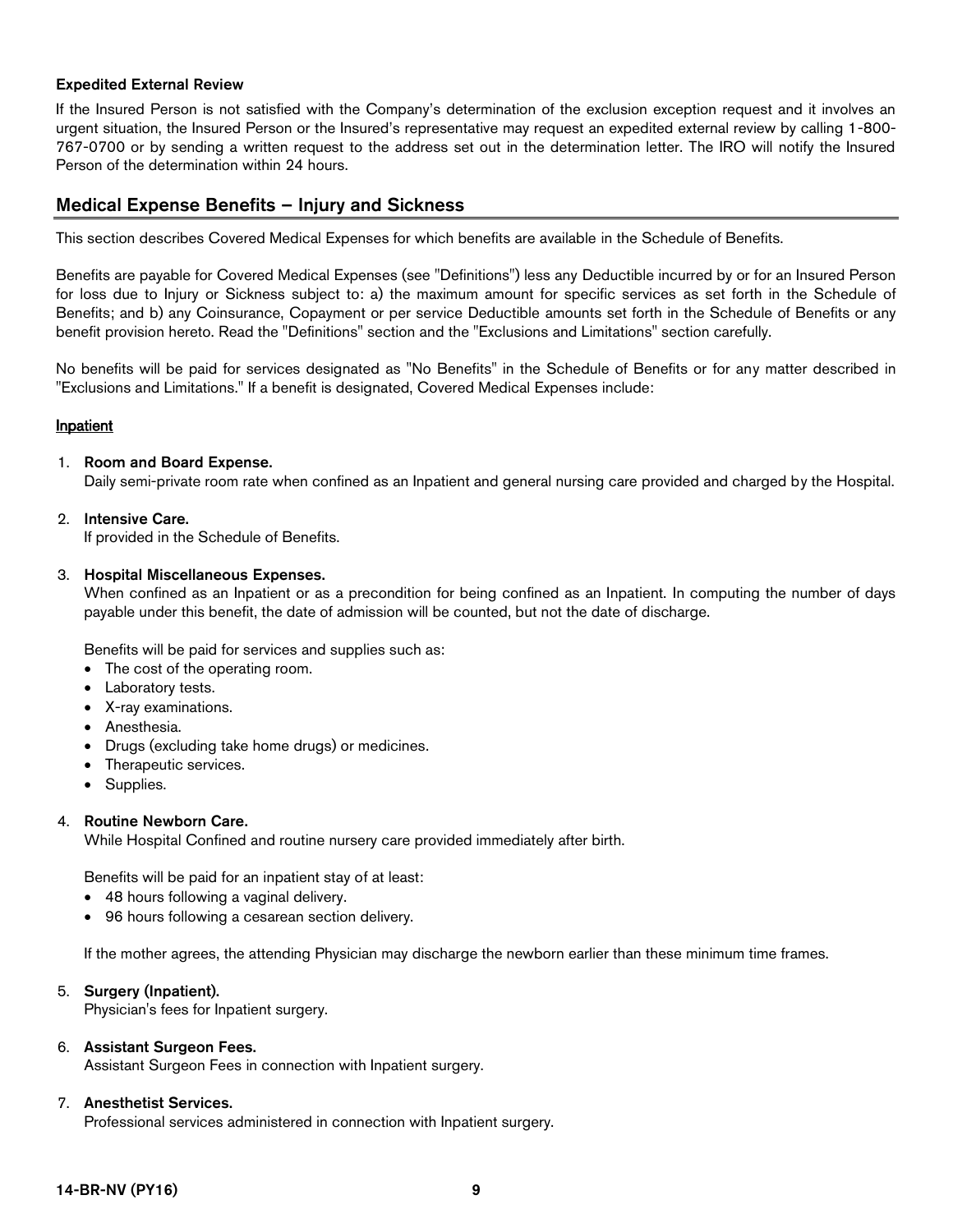### Expedited External Review

If the Insured Person is not satisfied with the Company's determination of the exclusion exception request and it involves an urgent situation, the Insured Person or the Insured's representative may request an expedited external review by calling 1-800-767-0700 or by sending a written request to the address set out in the determination letter. The IRO will notify the Insured Person of the determination within 24 hours.

## Medical Expense Benefits – Injury and Sickness

This section describes Covered Medical Expenses for which benefits are available in the Schedule of Benefits.

Benefits are payable for Covered Medical Expenses (see "Definitions") less any Deductible incurred by or for an Insured Person for loss due to Injury or Sickness subject to: a) the maximum amount for specific services as set forth in the Schedule of Benefits; and b) any Coinsurance, Copayment or per service Deductible amounts set forth in the Schedule of Benefits or any benefit provision hereto. Read the "Definitions" section and the "Exclusions and Limitations" section carefully.

No benefits will be paid for services designated as "No Benefits" in the Schedule of Benefits or for any matter described in "Exclusions and Limitations." If a benefit is designated, Covered Medical Expenses include:

<u>Inpatient</u>

1. **Room and Board Expense.**
   Daily semi-private room rate when confined as an Inpatient and general nursing care provided and charged by the Hospital.

2. **Intensive Care.**
   If provided in the Schedule of Benefits.

3. **Hospital Miscellaneous Expenses.**
   When confined as an Inpatient or as a precondition for being confined as an Inpatient. In computing the number of days payable under this benefit, the date of admission will be counted, but not the date of discharge.

   Benefits will be paid for services and supplies such as:
   - The cost of the operating room.
   - Laboratory tests.
   - X-ray examinations.
   - Anesthesia.
   - Drugs (excluding take home drugs) or medicines.
   - Therapeutic services.
   - Supplies.

4. **Routine Newborn Care.**
   While Hospital Confined and routine nursery care provided immediately after birth.

   Benefits will be paid for an inpatient stay of at least:
   - 48 hours following a vaginal delivery.
   - 96 hours following a cesarean section delivery.

   If the mother agrees, the attending Physician may discharge the newborn earlier than these minimum time frames.

5. **Surgery (Inpatient).**
   Physician's fees for Inpatient surgery.

6. **Assistant Surgeon Fees.**
   Assistant Surgeon Fees in connection with Inpatient surgery.

7. **Anesthetist Services.**
   Professional services administered in connection with Inpatient surgery.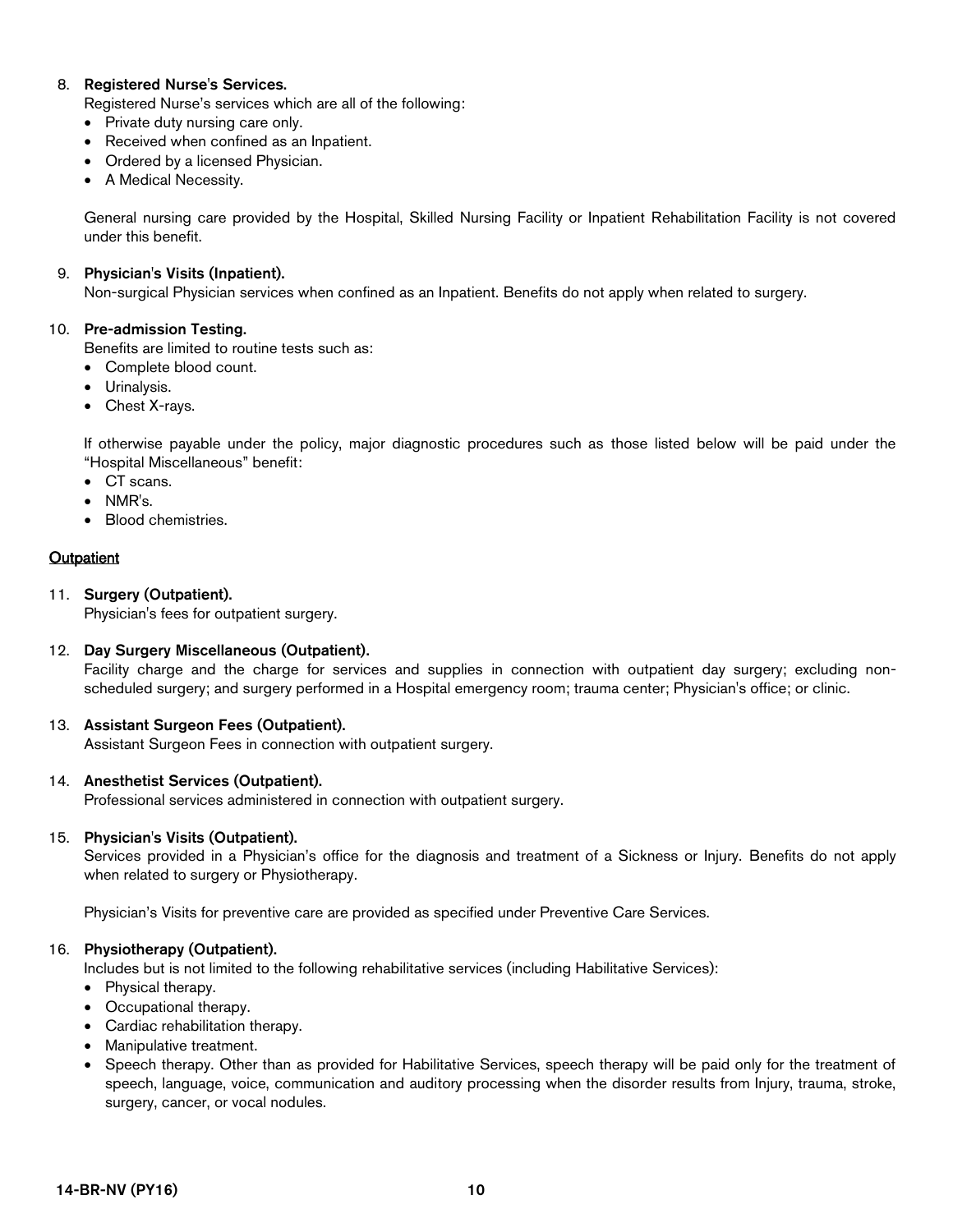8. **Registered Nurse's Services.**
   Registered Nurse's services which are all of the following:
   - Private duty nursing care only.
   - Received when confined as an Inpatient.
   - Ordered by a licensed Physician.
   - A Medical Necessity.

   General nursing care provided by the Hospital, Skilled Nursing Facility or Inpatient Rehabilitation Facility is not covered under this benefit.

9. **Physician's Visits (Inpatient).**
   Non-surgical Physician services when confined as an Inpatient. Benefits do not apply when related to surgery.

10. **Pre-admission Testing.**
    Benefits are limited to routine tests such as:
    - Complete blood count.
    - Urinalysis.
    - Chest X-rays.

    If otherwise payable under the policy, major diagnostic procedures such as those listed below will be paid under the "Hospital Miscellaneous" benefit:
    - CT scans.
    - NMR's.
    - Blood chemistries.

<u>Outpatient</u>

11. **Surgery (Outpatient).**
    Physician's fees for outpatient surgery.

12. **Day Surgery Miscellaneous (Outpatient).**
    Facility charge and the charge for services and supplies in connection with outpatient day surgery; excluding non-scheduled surgery; and surgery performed in a Hospital emergency room; trauma center; Physician's office; or clinic.

13. **Assistant Surgeon Fees (Outpatient).**
    Assistant Surgeon Fees in connection with outpatient surgery.

14. **Anesthetist Services (Outpatient).**
    Professional services administered in connection with outpatient surgery.

15. **Physician's Visits (Outpatient).**
    Services provided in a Physician's office for the diagnosis and treatment of a Sickness or Injury. Benefits do not apply when related to surgery or Physiotherapy.

    Physician's Visits for preventive care are provided as specified under Preventive Care Services.

16. **Physiotherapy (Outpatient).**
    Includes but is not limited to the following rehabilitative services (including Habilitative Services):
    - Physical therapy.
    - Occupational therapy.
    - Cardiac rehabilitation therapy.
    - Manipulative treatment.
    - Speech therapy. Other than as provided for Habilitative Services, speech therapy will be paid only for the treatment of speech, language, voice, communication and auditory processing when the disorder results from Injury, trauma, stroke, surgery, cancer, or vocal nodules.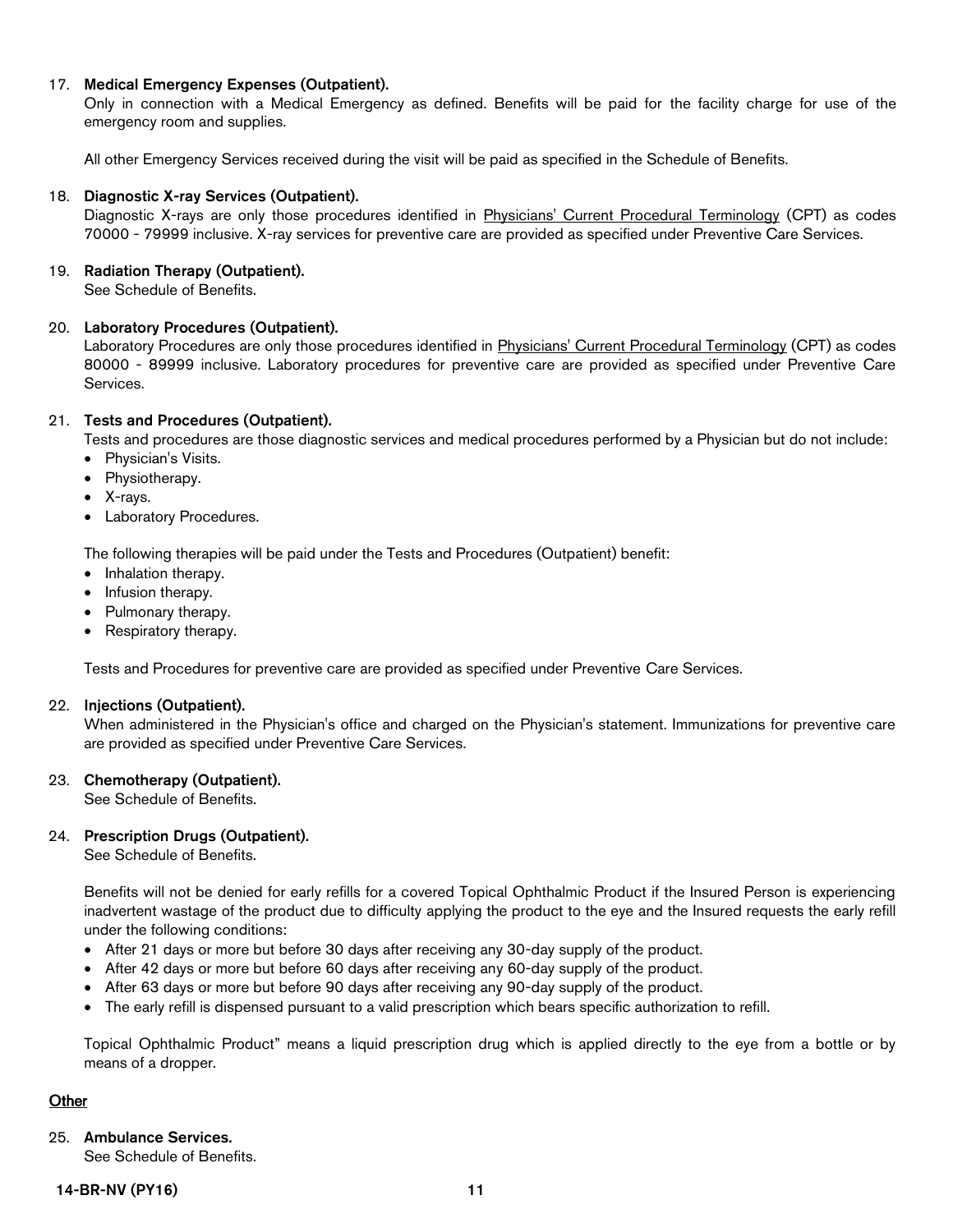17. **Medical Emergency Expenses (Outpatient).**
    Only in connection with a Medical Emergency as defined. Benefits will be paid for the facility charge for use of the emergency room and supplies.

    All other Emergency Services received during the visit will be paid as specified in the Schedule of Benefits.

18. **Diagnostic X-ray Services (Outpatient).**
    Diagnostic X-rays are only those procedures identified in Physicians' Current Procedural Terminology (CPT) as codes 70000 - 79999 inclusive. X-ray services for preventive care are provided as specified under Preventive Care Services.

19. **Radiation Therapy (Outpatient).**
    See Schedule of Benefits.

20. **Laboratory Procedures (Outpatient).**
    Laboratory Procedures are only those procedures identified in Physicians' Current Procedural Terminology (CPT) as codes 80000 - 89999 inclusive. Laboratory procedures for preventive care are provided as specified under Preventive Care Services.

21. **Tests and Procedures (Outpatient).**
    Tests and procedures are those diagnostic services and medical procedures performed by a Physician but do not include:
    - Physician's Visits.
    - Physiotherapy.
    - X-rays.
    - Laboratory Procedures.

    The following therapies will be paid under the Tests and Procedures (Outpatient) benefit:
    - Inhalation therapy.
    - Infusion therapy.
    - Pulmonary therapy.
    - Respiratory therapy.

    Tests and Procedures for preventive care are provided as specified under Preventive Care Services.

22. **Injections (Outpatient).**
    When administered in the Physician's office and charged on the Physician's statement. Immunizations for preventive care are provided as specified under Preventive Care Services.

23. **Chemotherapy (Outpatient).**
    See Schedule of Benefits.

24. **Prescription Drugs (Outpatient).**
    See Schedule of Benefits.

    Benefits will not be denied for early refills for a covered Topical Ophthalmic Product if the Insured Person is experiencing inadvertent wastage of the product due to difficulty applying the product to the eye and the Insured requests the early refill under the following conditions:
    - After 21 days or more but before 30 days after receiving any 30-day supply of the product.
    - After 42 days or more but before 60 days after receiving any 60-day supply of the product.
    - After 63 days or more but before 90 days after receiving any 90-day supply of the product.
    - The early refill is dispensed pursuant to a valid prescription which bears specific authorization to refill.

    Topical Ophthalmic Product" means a liquid prescription drug which is applied directly to the eye from a bottle or by means of a dropper.

## Other

25. **Ambulance Services.**
    See Schedule of Benefits.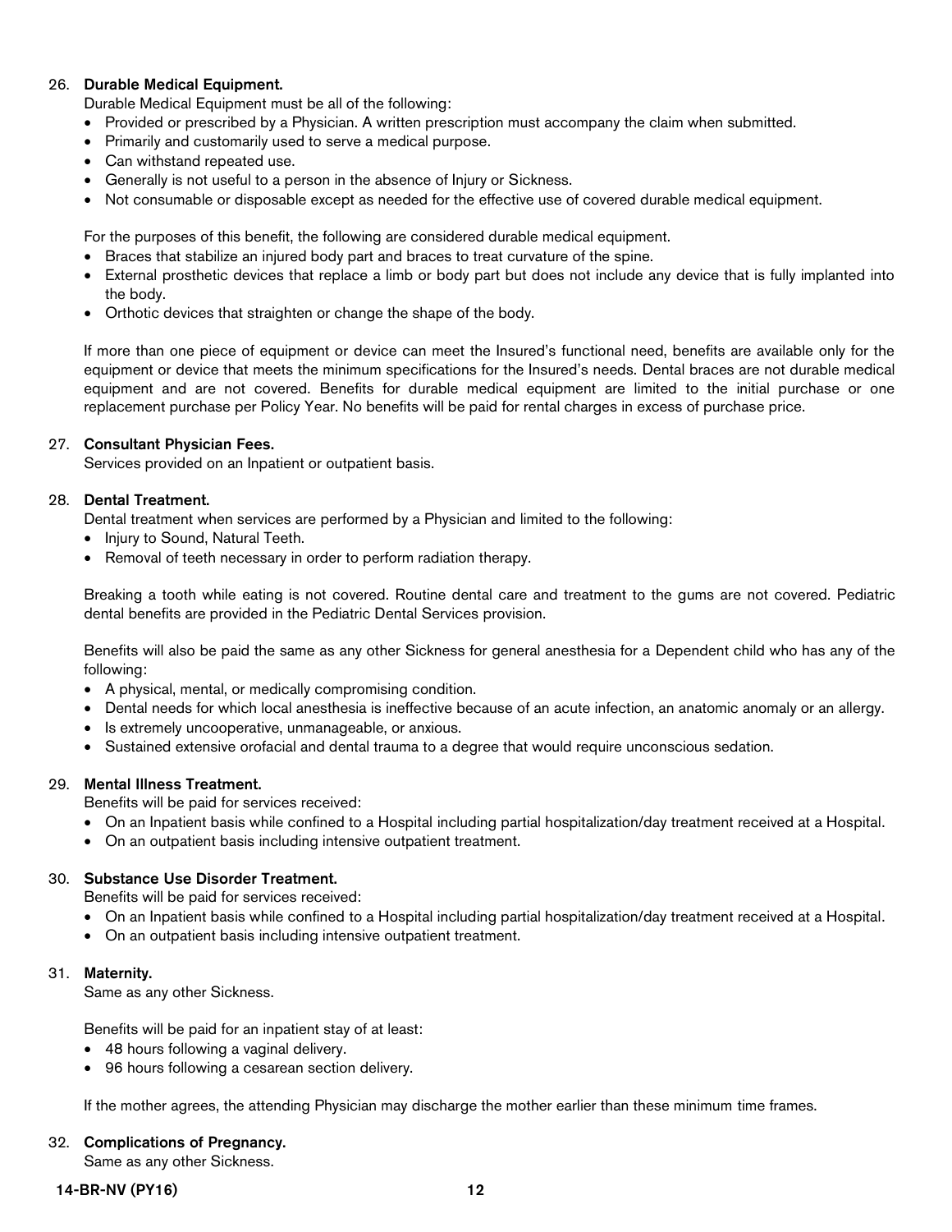26. **Durable Medical Equipment.**

   Durable Medical Equipment must be all of the following:
   - Provided or prescribed by a Physician. A written prescription must accompany the claim when submitted.
   - Primarily and customarily used to serve a medical purpose.
   - Can withstand repeated use.
   - Generally is not useful to a person in the absence of Injury or Sickness.
   - Not consumable or disposable except as needed for the effective use of covered durable medical equipment.

   For the purposes of this benefit, the following are considered durable medical equipment.
   - Braces that stabilize an injured body part and braces to treat curvature of the spine.
   - External prosthetic devices that replace a limb or body part but does not include any device that is fully implanted into the body.
   - Orthotic devices that straighten or change the shape of the body.

   If more than one piece of equipment or device can meet the Insured's functional need, benefits are available only for the equipment or device that meets the minimum specifications for the Insured's needs. Dental braces are not durable medical equipment and are not covered. Benefits for durable medical equipment are limited to the initial purchase or one replacement purchase per Policy Year. No benefits will be paid for rental charges in excess of purchase price.

27. **Consultant Physician Fees.**

   Services provided on an Inpatient or outpatient basis.

28. **Dental Treatment.**

   Dental treatment when services are performed by a Physician and limited to the following:
   - Injury to Sound, Natural Teeth.
   - Removal of teeth necessary in order to perform radiation therapy.

   Breaking a tooth while eating is not covered. Routine dental care and treatment to the gums are not covered. Pediatric dental benefits are provided in the Pediatric Dental Services provision.

   Benefits will also be paid the same as any other Sickness for general anesthesia for a Dependent child who has any of the following:
   - A physical, mental, or medically compromising condition.
   - Dental needs for which local anesthesia is ineffective because of an acute infection, an anatomic anomaly or an allergy.
   - Is extremely uncooperative, unmanageable, or anxious.
   - Sustained extensive orofacial and dental trauma to a degree that would require unconscious sedation.

29. **Mental Illness Treatment.**

   Benefits will be paid for services received:
   - On an Inpatient basis while confined to a Hospital including partial hospitalization/day treatment received at a Hospital.
   - On an outpatient basis including intensive outpatient treatment.

30. **Substance Use Disorder Treatment.**

   Benefits will be paid for services received:
   - On an Inpatient basis while confined to a Hospital including partial hospitalization/day treatment received at a Hospital.
   - On an outpatient basis including intensive outpatient treatment.

31. **Maternity.**

   Same as any other Sickness.

   Benefits will be paid for an inpatient stay of at least:
   - 48 hours following a vaginal delivery.
   - 96 hours following a cesarean section delivery.

   If the mother agrees, the attending Physician may discharge the mother earlier than these minimum time frames.

32. **Complications of Pregnancy.**

   Same as any other Sickness.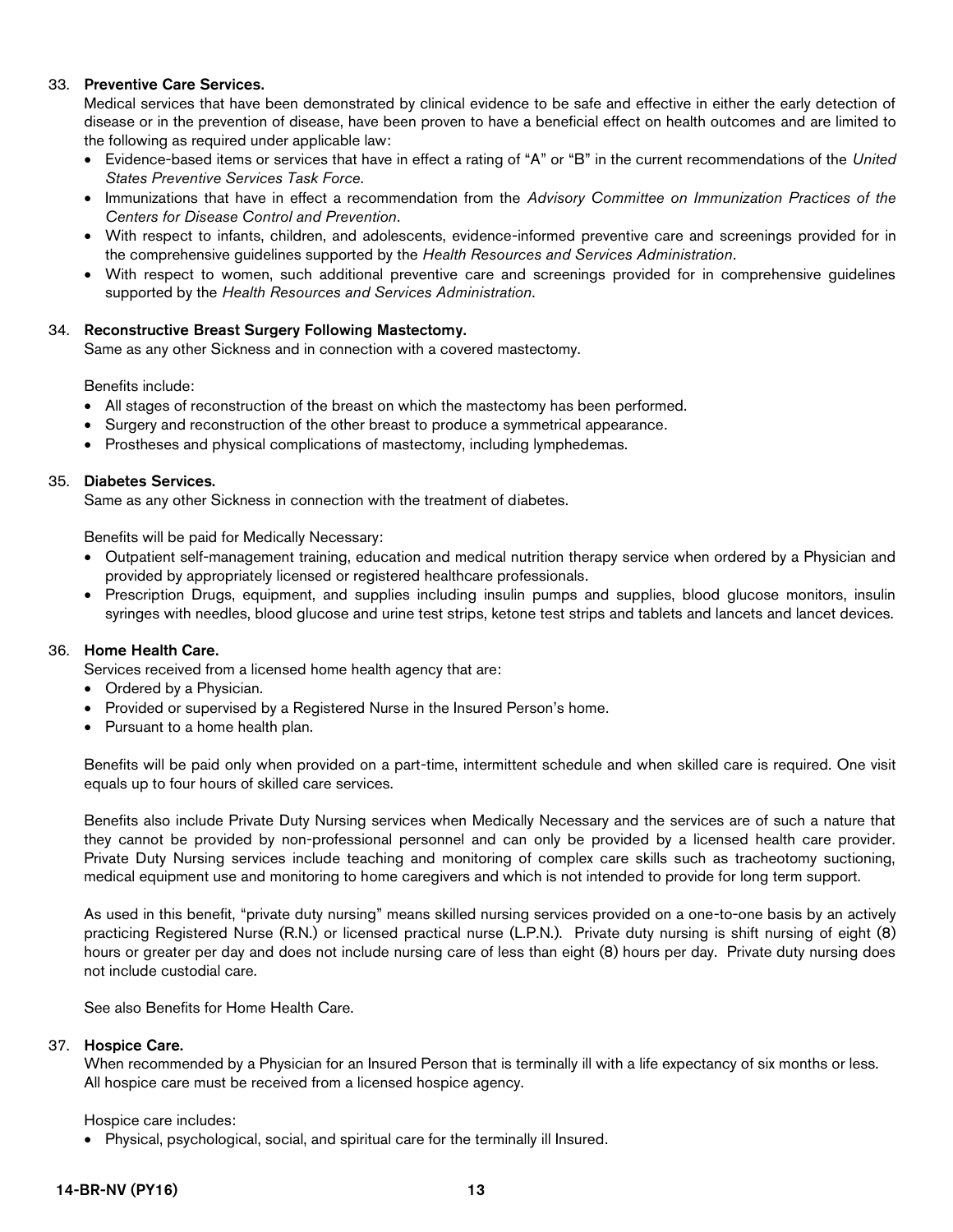33. **Preventive Care Services.**
    Medical services that have been demonstrated by clinical evidence to be safe and effective in either the early detection of disease or in the prevention of disease, have been proven to have a beneficial effect on health outcomes and are limited to the following as required under applicable law:
    - Evidence-based items or services that have in effect a rating of "A" or "B" in the current recommendations of the *United States Preventive Services Task Force*.
    - Immunizations that have in effect a recommendation from the *Advisory Committee on Immunization Practices of the Centers for Disease Control and Prevention*.
    - With respect to infants, children, and adolescents, evidence-informed preventive care and screenings provided for in the comprehensive guidelines supported by the *Health Resources and Services Administration*.
    - With respect to women, such additional preventive care and screenings provided for in comprehensive guidelines supported by the *Health Resources and Services Administration*.

34. **Reconstructive Breast Surgery Following Mastectomy.**
    Same as any other Sickness and in connection with a covered mastectomy.

    Benefits include:
    - All stages of reconstruction of the breast on which the mastectomy has been performed.
    - Surgery and reconstruction of the other breast to produce a symmetrical appearance.
    - Prostheses and physical complications of mastectomy, including lymphedemas.

35. **Diabetes Services.**
    Same as any other Sickness in connection with the treatment of diabetes.

    Benefits will be paid for Medically Necessary:
    - Outpatient self-management training, education and medical nutrition therapy service when ordered by a Physician and provided by appropriately licensed or registered healthcare professionals.
    - Prescription Drugs, equipment, and supplies including insulin pumps and supplies, blood glucose monitors, insulin syringes with needles, blood glucose and urine test strips, ketone test strips and tablets and lancets and lancet devices.

36. **Home Health Care.**
    Services received from a licensed home health agency that are:
    - Ordered by a Physician.
    - Provided or supervised by a Registered Nurse in the Insured Person's home.
    - Pursuant to a home health plan.

    Benefits will be paid only when provided on a part-time, intermittent schedule and when skilled care is required. One visit equals up to four hours of skilled care services.

    Benefits also include Private Duty Nursing services when Medically Necessary and the services are of such a nature that they cannot be provided by non-professional personnel and can only be provided by a licensed health care provider. Private Duty Nursing services include teaching and monitoring of complex care skills such as tracheotomy suctioning, medical equipment use and monitoring to home caregivers and which is not intended to provide for long term support.

    As used in this benefit, "private duty nursing" means skilled nursing services provided on a one-to-one basis by an actively practicing Registered Nurse (R.N.) or licensed practical nurse (L.P.N.). Private duty nursing is shift nursing of eight (8) hours or greater per day and does not include nursing care of less than eight (8) hours per day. Private duty nursing does not include custodial care.

    See also Benefits for Home Health Care.

37. **Hospice Care.**
    When recommended by a Physician for an Insured Person that is terminally ill with a life expectancy of six months or less. All hospice care must be received from a licensed hospice agency.

    Hospice care includes:
    - Physical, psychological, social, and spiritual care for the terminally ill Insured.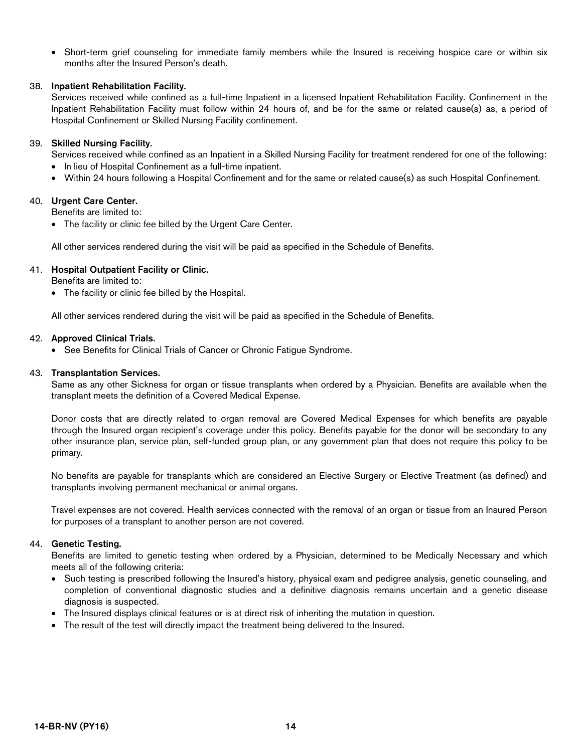- Short-term grief counseling for immediate family members while the Insured is receiving hospice care or within six months after the Insured Person's death.

38. **Inpatient Rehabilitation Facility.**
    Services received while confined as a full-time Inpatient in a licensed Inpatient Rehabilitation Facility. Confinement in the Inpatient Rehabilitation Facility must follow within 24 hours of, and be for the same or related cause(s) as, a period of Hospital Confinement or Skilled Nursing Facility confinement.

39. **Skilled Nursing Facility.**
    Services received while confined as an Inpatient in a Skilled Nursing Facility for treatment rendered for one of the following:
    - In lieu of Hospital Confinement as a full-time inpatient.
    - Within 24 hours following a Hospital Confinement and for the same or related cause(s) as such Hospital Confinement.

40. **Urgent Care Center.**
    Benefits are limited to:
    - The facility or clinic fee billed by the Urgent Care Center.

    All other services rendered during the visit will be paid as specified in the Schedule of Benefits.

41. **Hospital Outpatient Facility or Clinic.**
    Benefits are limited to:
    - The facility or clinic fee billed by the Hospital.

    All other services rendered during the visit will be paid as specified in the Schedule of Benefits.

42. **Approved Clinical Trials.**
    - See Benefits for Clinical Trials of Cancer or Chronic Fatigue Syndrome.

43. **Transplantation Services.**
    Same as any other Sickness for organ or tissue transplants when ordered by a Physician. Benefits are available when the transplant meets the definition of a Covered Medical Expense.

    Donor costs that are directly related to organ removal are Covered Medical Expenses for which benefits are payable through the Insured organ recipient's coverage under this policy. Benefits payable for the donor will be secondary to any other insurance plan, service plan, self-funded group plan, or any government plan that does not require this policy to be primary.

    No benefits are payable for transplants which are considered an Elective Surgery or Elective Treatment (as defined) and transplants involving permanent mechanical or animal organs.

    Travel expenses are not covered. Health services connected with the removal of an organ or tissue from an Insured Person for purposes of a transplant to another person are not covered.

44. **Genetic Testing.**
    Benefits are limited to genetic testing when ordered by a Physician, determined to be Medically Necessary and which meets all of the following criteria:
    - Such testing is prescribed following the Insured's history, physical exam and pedigree analysis, genetic counseling, and completion of conventional diagnostic studies and a definitive diagnosis remains uncertain and a genetic disease diagnosis is suspected.
    - The Insured displays clinical features or is at direct risk of inheriting the mutation in question.
    - The result of the test will directly impact the treatment being delivered to the Insured.

14-BR-NV (PY16)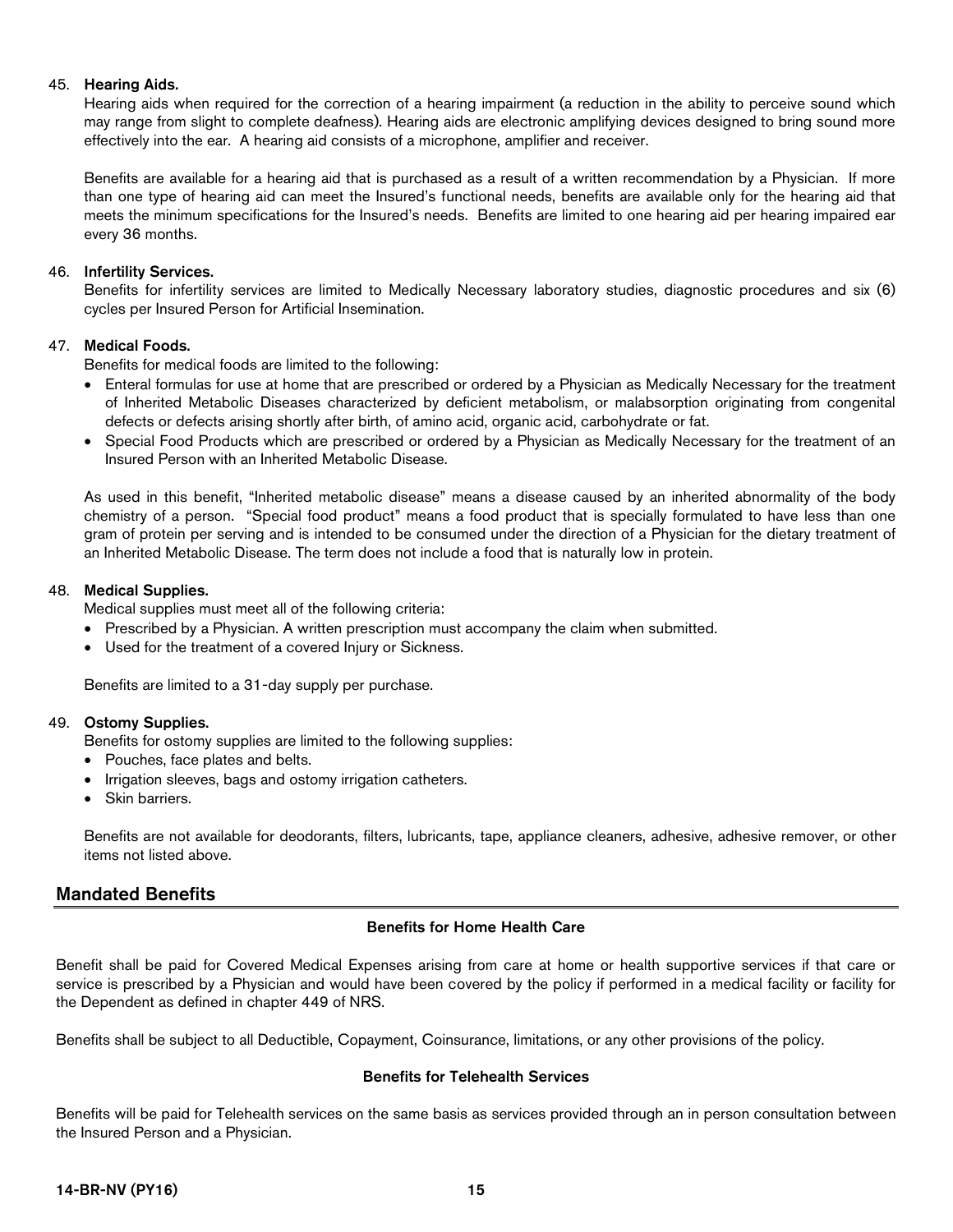45. **Hearing Aids.**

    Hearing aids when required for the correction of a hearing impairment (a reduction in the ability to perceive sound which may range from slight to complete deafness). Hearing aids are electronic amplifying devices designed to bring sound more effectively into the ear. A hearing aid consists of a microphone, amplifier and receiver.

    Benefits are available for a hearing aid that is purchased as a result of a written recommendation by a Physician. If more than one type of hearing aid can meet the Insured's functional needs, benefits are available only for the hearing aid that meets the minimum specifications for the Insured's needs. Benefits are limited to one hearing aid per hearing impaired ear every 36 months.

46. **Infertility Services.**

    Benefits for infertility services are limited to Medically Necessary laboratory studies, diagnostic procedures and six (6) cycles per Insured Person for Artificial Insemination.

47. **Medical Foods.**

    Benefits for medical foods are limited to the following:
    - Enteral formulas for use at home that are prescribed or ordered by a Physician as Medically Necessary for the treatment of Inherited Metabolic Diseases characterized by deficient metabolism, or malabsorption originating from congenital defects or defects arising shortly after birth, of amino acid, organic acid, carbohydrate or fat.
    - Special Food Products which are prescribed or ordered by a Physician as Medically Necessary for the treatment of an Insured Person with an Inherited Metabolic Disease.

    As used in this benefit, "Inherited metabolic disease" means a disease caused by an inherited abnormality of the body chemistry of a person. "Special food product" means a food product that is specially formulated to have less than one gram of protein per serving and is intended to be consumed under the direction of a Physician for the dietary treatment of an Inherited Metabolic Disease. The term does not include a food that is naturally low in protein.

48. **Medical Supplies.**

    Medical supplies must meet all of the following criteria:
    - Prescribed by a Physician. A written prescription must accompany the claim when submitted.
    - Used for the treatment of a covered Injury or Sickness.

    Benefits are limited to a 31-day supply per purchase.

49. **Ostomy Supplies.**

    Benefits for ostomy supplies are limited to the following supplies:
    - Pouches, face plates and belts.
    - Irrigation sleeves, bags and ostomy irrigation catheters.
    - Skin barriers.

    Benefits are not available for deodorants, filters, lubricants, tape, appliance cleaners, adhesive, adhesive remover, or other items not listed above.

## Mandated Benefits

### Benefits for Home Health Care

Benefit shall be paid for Covered Medical Expenses arising from care at home or health supportive services if that care or service is prescribed by a Physician and would have been covered by the policy if performed in a medical facility or facility for the Dependent as defined in chapter 449 of NRS.

Benefits shall be subject to all Deductible, Copayment, Coinsurance, limitations, or any other provisions of the policy.

### Benefits for Telehealth Services

Benefits will be paid for Telehealth services on the same basis as services provided through an in person consultation between the Insured Person and a Physician.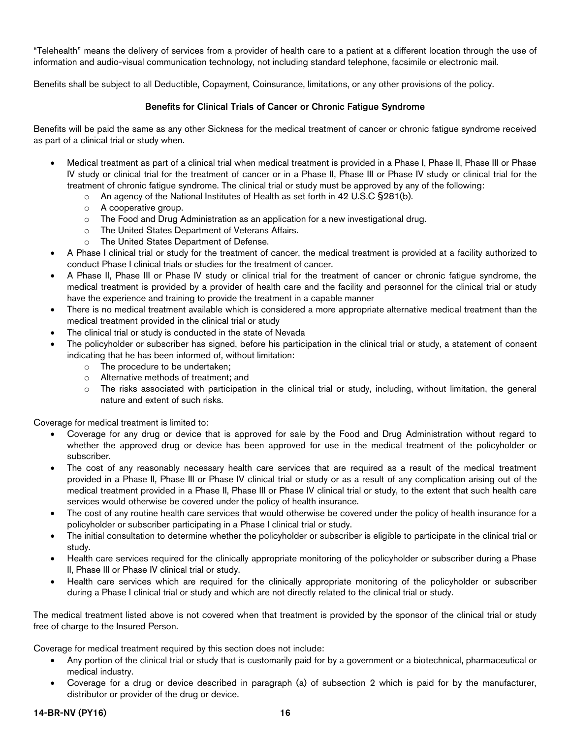"Telehealth" means the delivery of services from a provider of health care to a patient at a different location through the use of information and audio-visual communication technology, not including standard telephone, facsimile or electronic mail.

Benefits shall be subject to all Deductible, Copayment, Coinsurance, limitations, or any other provisions of the policy.

### Benefits for Clinical Trials of Cancer or Chronic Fatigue Syndrome

Benefits will be paid the same as any other Sickness for the medical treatment of cancer or chronic fatigue syndrome received as part of a clinical trial or study when.

- Medical treatment as part of a clinical trial when medical treatment is provided in a Phase I, Phase II, Phase III or Phase IV study or clinical trial for the treatment of cancer or in a Phase II, Phase III or Phase IV study or clinical trial for the treatment of chronic fatigue syndrome. The clinical trial or study must be approved by any of the following:
  - An agency of the National Institutes of Health as set forth in 42 U.S.C §281(b).
  - A cooperative group.
  - The Food and Drug Administration as an application for a new investigational drug.
  - The United States Department of Veterans Affairs.
  - The United States Department of Defense.
- A Phase I clinical trial or study for the treatment of cancer, the medical treatment is provided at a facility authorized to conduct Phase I clinical trials or studies for the treatment of cancer.
- A Phase II, Phase III or Phase IV study or clinical trial for the treatment of cancer or chronic fatigue syndrome, the medical treatment is provided by a provider of health care and the facility and personnel for the clinical trial or study have the experience and training to provide the treatment in a capable manner
- There is no medical treatment available which is considered a more appropriate alternative medical treatment than the medical treatment provided in the clinical trial or study
- The clinical trial or study is conducted in the state of Nevada
- The policyholder or subscriber has signed, before his participation in the clinical trial or study, a statement of consent indicating that he has been informed of, without limitation:
  - The procedure to be undertaken;
  - Alternative methods of treatment; and
  - The risks associated with participation in the clinical trial or study, including, without limitation, the general nature and extent of such risks.

Coverage for medical treatment is limited to:

- Coverage for any drug or device that is approved for sale by the Food and Drug Administration without regard to whether the approved drug or device has been approved for use in the medical treatment of the policyholder or subscriber.
- The cost of any reasonably necessary health care services that are required as a result of the medical treatment provided in a Phase II, Phase III or Phase IV clinical trial or study or as a result of any complication arising out of the medical treatment provided in a Phase II, Phase III or Phase IV clinical trial or study, to the extent that such health care services would otherwise be covered under the policy of health insurance.
- The cost of any routine health care services that would otherwise be covered under the policy of health insurance for a policyholder or subscriber participating in a Phase I clinical trial or study.
- The initial consultation to determine whether the policyholder or subscriber is eligible to participate in the clinical trial or study.
- Health care services required for the clinically appropriate monitoring of the policyholder or subscriber during a Phase II, Phase III or Phase IV clinical trial or study.
- Health care services which are required for the clinically appropriate monitoring of the policyholder or subscriber during a Phase I clinical trial or study and which are not directly related to the clinical trial or study.

The medical treatment listed above is not covered when that treatment is provided by the sponsor of the clinical trial or study free of charge to the Insured Person.

Coverage for medical treatment required by this section does not include:

- Any portion of the clinical trial or study that is customarily paid for by a government or a biotechnical, pharmaceutical or medical industry.
- Coverage for a drug or device described in paragraph (a) of subsection 2 which is paid for by the manufacturer, distributor or provider of the drug or device.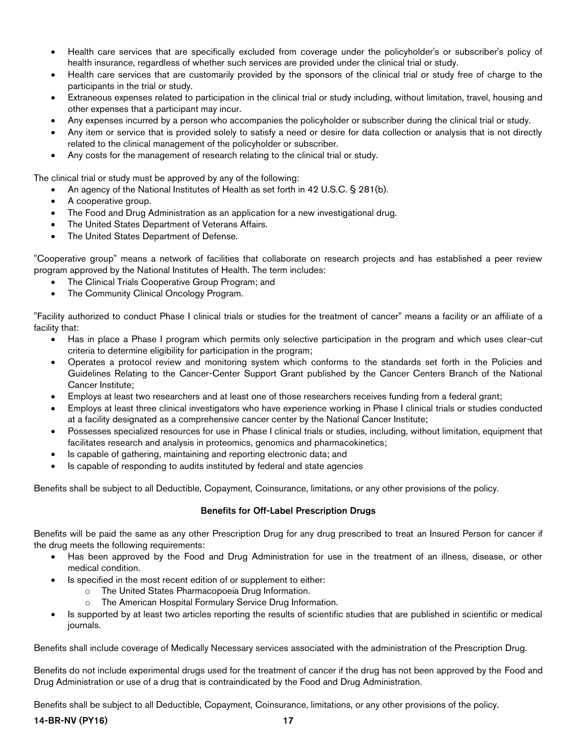- Health care services that are specifically excluded from coverage under the policyholder's or subscriber's policy of health insurance, regardless of whether such services are provided under the clinical trial or study.
- Health care services that are customarily provided by the sponsors of the clinical trial or study free of charge to the participants in the trial or study.
- Extraneous expenses related to participation in the clinical trial or study including, without limitation, travel, housing and other expenses that a participant may incur.
- Any expenses incurred by a person who accompanies the policyholder or subscriber during the clinical trial or study.
- Any item or service that is provided solely to satisfy a need or desire for data collection or analysis that is not directly related to the clinical management of the policyholder or subscriber.
- Any costs for the management of research relating to the clinical trial or study.

The clinical trial or study must be approved by any of the following:

- An agency of the National Institutes of Health as set forth in 42 U.S.C. § 281(b).
- A cooperative group.
- The Food and Drug Administration as an application for a new investigational drug.
- The United States Department of Veterans Affairs.
- The United States Department of Defense.

"Cooperative group" means a network of facilities that collaborate on research projects and has established a peer review program approved by the National Institutes of Health. The term includes:

- The Clinical Trials Cooperative Group Program; and
- The Community Clinical Oncology Program.

"Facility authorized to conduct Phase I clinical trials or studies for the treatment of cancer" means a facility or an affiliate of a facility that:

- Has in place a Phase I program which permits only selective participation in the program and which uses clear-cut criteria to determine eligibility for participation in the program;
- Operates a protocol review and monitoring system which conforms to the standards set forth in the Policies and Guidelines Relating to the Cancer-Center Support Grant published by the Cancer Centers Branch of the National Cancer Institute;
- Employs at least two researchers and at least one of those researchers receives funding from a federal grant;
- Employs at least three clinical investigators who have experience working in Phase I clinical trials or studies conducted at a facility designated as a comprehensive cancer center by the National Cancer Institute;
- Possesses specialized resources for use in Phase I clinical trials or studies, including, without limitation, equipment that facilitates research and analysis in proteomics, genomics and pharmacokinetics;
- Is capable of gathering, maintaining and reporting electronic data; and
- Is capable of responding to audits instituted by federal and state agencies

Benefits shall be subject to all Deductible, Copayment, Coinsurance, limitations, or any other provisions of the policy.

### Benefits for Off-Label Prescription Drugs

Benefits will be paid the same as any other Prescription Drug for any drug prescribed to treat an Insured Person for cancer if the drug meets the following requirements:

- Has been approved by the Food and Drug Administration for use in the treatment of an illness, disease, or other medical condition.
- Is specified in the most recent edition of or supplement to either:
  - The United States Pharmacopoeia Drug Information.
  - The American Hospital Formulary Service Drug Information.
- Is supported by at least two articles reporting the results of scientific studies that are published in scientific or medical journals.

Benefits shall include coverage of Medically Necessary services associated with the administration of the Prescription Drug.

Benefits do not include experimental drugs used for the treatment of cancer if the drug has not been approved by the Food and Drug Administration or use of a drug that is contraindicated by the Food and Drug Administration.

Benefits shall be subject to all Deductible, Copayment, Coinsurance, limitations, or any other provisions of the policy.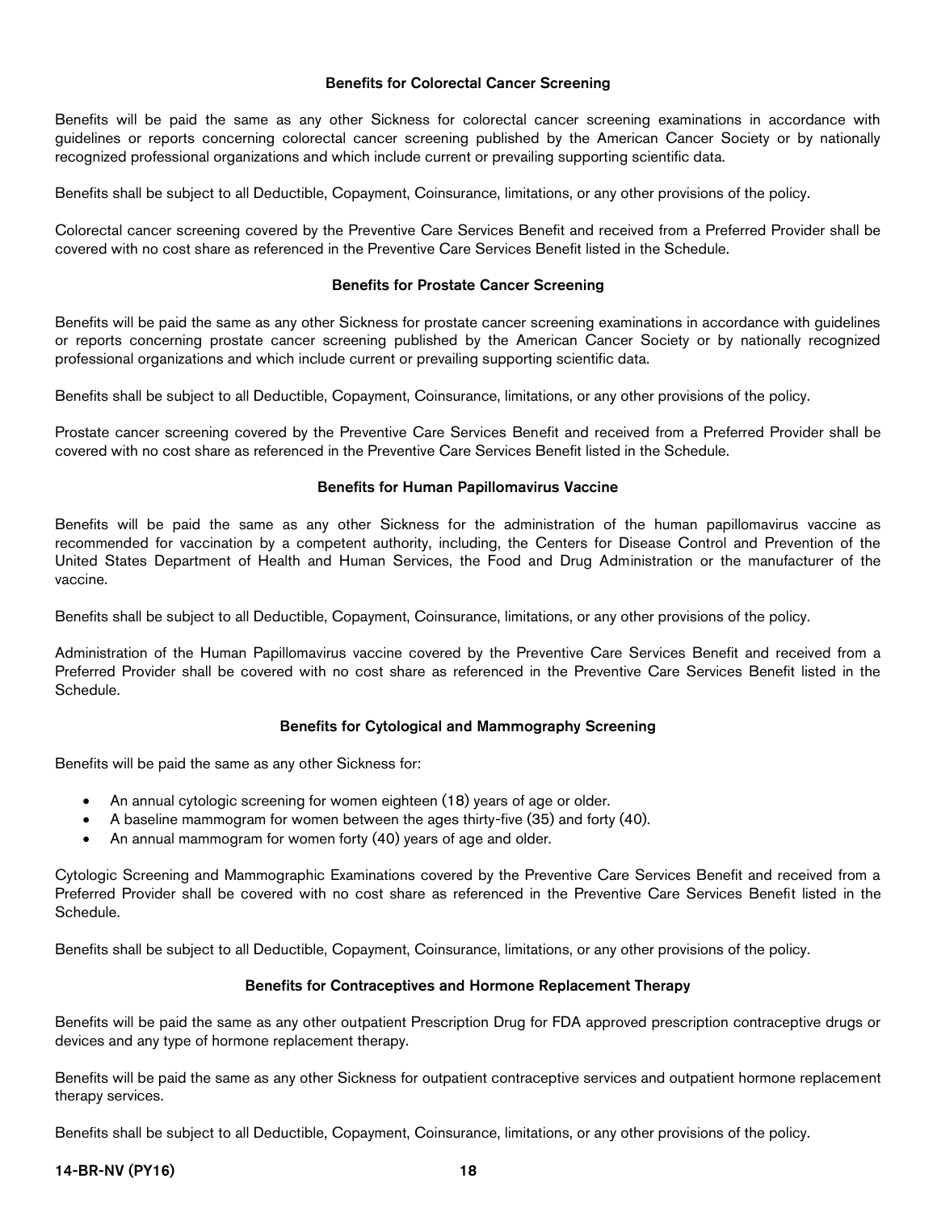### Benefits for Colorectal Cancer Screening

Benefits will be paid the same as any other Sickness for colorectal cancer screening examinations in accordance with guidelines or reports concerning colorectal cancer screening published by the American Cancer Society or by nationally recognized professional organizations and which include current or prevailing supporting scientific data.

Benefits shall be subject to all Deductible, Copayment, Coinsurance, limitations, or any other provisions of the policy.

Colorectal cancer screening covered by the Preventive Care Services Benefit and received from a Preferred Provider shall be covered with no cost share as referenced in the Preventive Care Services Benefit listed in the Schedule.

### Benefits for Prostate Cancer Screening

Benefits will be paid the same as any other Sickness for prostate cancer screening examinations in accordance with guidelines or reports concerning prostate cancer screening published by the American Cancer Society or by nationally recognized professional organizations and which include current or prevailing supporting scientific data.

Benefits shall be subject to all Deductible, Copayment, Coinsurance, limitations, or any other provisions of the policy.

Prostate cancer screening covered by the Preventive Care Services Benefit and received from a Preferred Provider shall be covered with no cost share as referenced in the Preventive Care Services Benefit listed in the Schedule.

### Benefits for Human Papillomavirus Vaccine

Benefits will be paid the same as any other Sickness for the administration of the human papillomavirus vaccine as recommended for vaccination by a competent authority, including, the Centers for Disease Control and Prevention of the United States Department of Health and Human Services, the Food and Drug Administration or the manufacturer of the vaccine.

Benefits shall be subject to all Deductible, Copayment, Coinsurance, limitations, or any other provisions of the policy.

Administration of the Human Papillomavirus vaccine covered by the Preventive Care Services Benefit and received from a Preferred Provider shall be covered with no cost share as referenced in the Preventive Care Services Benefit listed in the Schedule.

### Benefits for Cytological and Mammography Screening

Benefits will be paid the same as any other Sickness for:

- An annual cytologic screening for women eighteen (18) years of age or older.
- A baseline mammogram for women between the ages thirty-five (35) and forty (40).
- An annual mammogram for women forty (40) years of age and older.

Cytologic Screening and Mammographic Examinations covered by the Preventive Care Services Benefit and received from a Preferred Provider shall be covered with no cost share as referenced in the Preventive Care Services Benefit listed in the Schedule.

Benefits shall be subject to all Deductible, Copayment, Coinsurance, limitations, or any other provisions of the policy.

### Benefits for Contraceptives and Hormone Replacement Therapy

Benefits will be paid the same as any other outpatient Prescription Drug for FDA approved prescription contraceptive drugs or devices and any type of hormone replacement therapy.

Benefits will be paid the same as any other Sickness for outpatient contraceptive services and outpatient hormone replacement therapy services.

Benefits shall be subject to all Deductible, Copayment, Coinsurance, limitations, or any other provisions of the policy.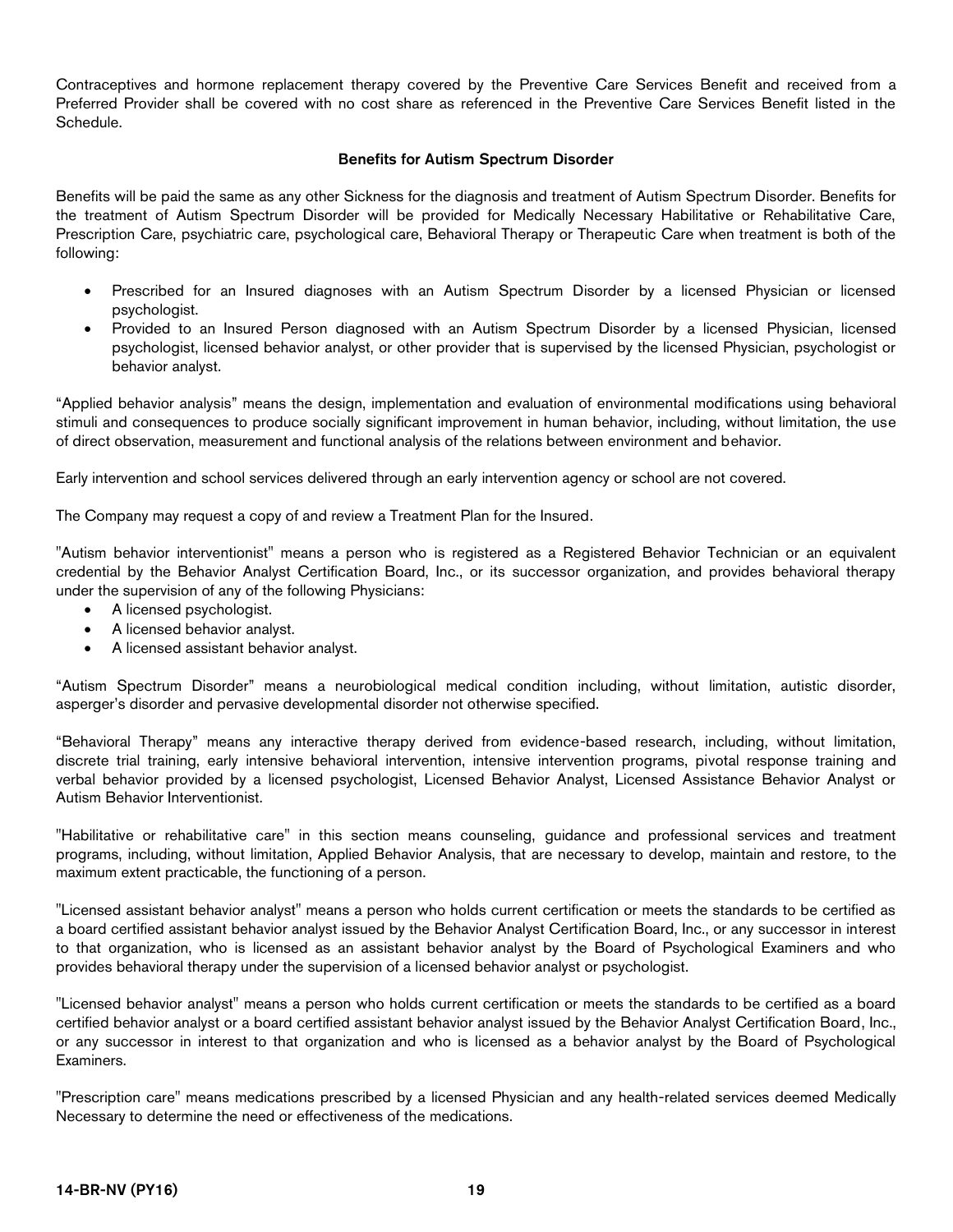Contraceptives and hormone replacement therapy covered by the Preventive Care Services Benefit and received from a Preferred Provider shall be covered with no cost share as referenced in the Preventive Care Services Benefit listed in the Schedule.

## Benefits for Autism Spectrum Disorder

Benefits will be paid the same as any other Sickness for the diagnosis and treatment of Autism Spectrum Disorder. Benefits for the treatment of Autism Spectrum Disorder will be provided for Medically Necessary Habilitative or Rehabilitative Care, Prescription Care, psychiatric care, psychological care, Behavioral Therapy or Therapeutic Care when treatment is both of the following:

- Prescribed for an Insured diagnoses with an Autism Spectrum Disorder by a licensed Physician or licensed psychologist.
- Provided to an Insured Person diagnosed with an Autism Spectrum Disorder by a licensed Physician, licensed psychologist, licensed behavior analyst, or other provider that is supervised by the licensed Physician, psychologist or behavior analyst.

"Applied behavior analysis" means the design, implementation and evaluation of environmental modifications using behavioral stimuli and consequences to produce socially significant improvement in human behavior, including, without limitation, the use of direct observation, measurement and functional analysis of the relations between environment and behavior.

Early intervention and school services delivered through an early intervention agency or school are not covered.

The Company may request a copy of and review a Treatment Plan for the Insured.

"Autism behavior interventionist" means a person who is registered as a Registered Behavior Technician or an equivalent credential by the Behavior Analyst Certification Board, Inc., or its successor organization, and provides behavioral therapy under the supervision of any of the following Physicians:

- A licensed psychologist.
- A licensed behavior analyst.
- A licensed assistant behavior analyst.

"Autism Spectrum Disorder" means a neurobiological medical condition including, without limitation, autistic disorder, asperger's disorder and pervasive developmental disorder not otherwise specified.

"Behavioral Therapy" means any interactive therapy derived from evidence-based research, including, without limitation, discrete trial training, early intensive behavioral intervention, intensive intervention programs, pivotal response training and verbal behavior provided by a licensed psychologist, Licensed Behavior Analyst, Licensed Assistance Behavior Analyst or Autism Behavior Interventionist.

"Habilitative or rehabilitative care" in this section means counseling, guidance and professional services and treatment programs, including, without limitation, Applied Behavior Analysis, that are necessary to develop, maintain and restore, to the maximum extent practicable, the functioning of a person.

"Licensed assistant behavior analyst" means a person who holds current certification or meets the standards to be certified as a board certified assistant behavior analyst issued by the Behavior Analyst Certification Board, Inc., or any successor in interest to that organization, who is licensed as an assistant behavior analyst by the Board of Psychological Examiners and who provides behavioral therapy under the supervision of a licensed behavior analyst or psychologist.

"Licensed behavior analyst" means a person who holds current certification or meets the standards to be certified as a board certified behavior analyst or a board certified assistant behavior analyst issued by the Behavior Analyst Certification Board, Inc., or any successor in interest to that organization and who is licensed as a behavior analyst by the Board of Psychological Examiners.

"Prescription care" means medications prescribed by a licensed Physician and any health-related services deemed Medically Necessary to determine the need or effectiveness of the medications.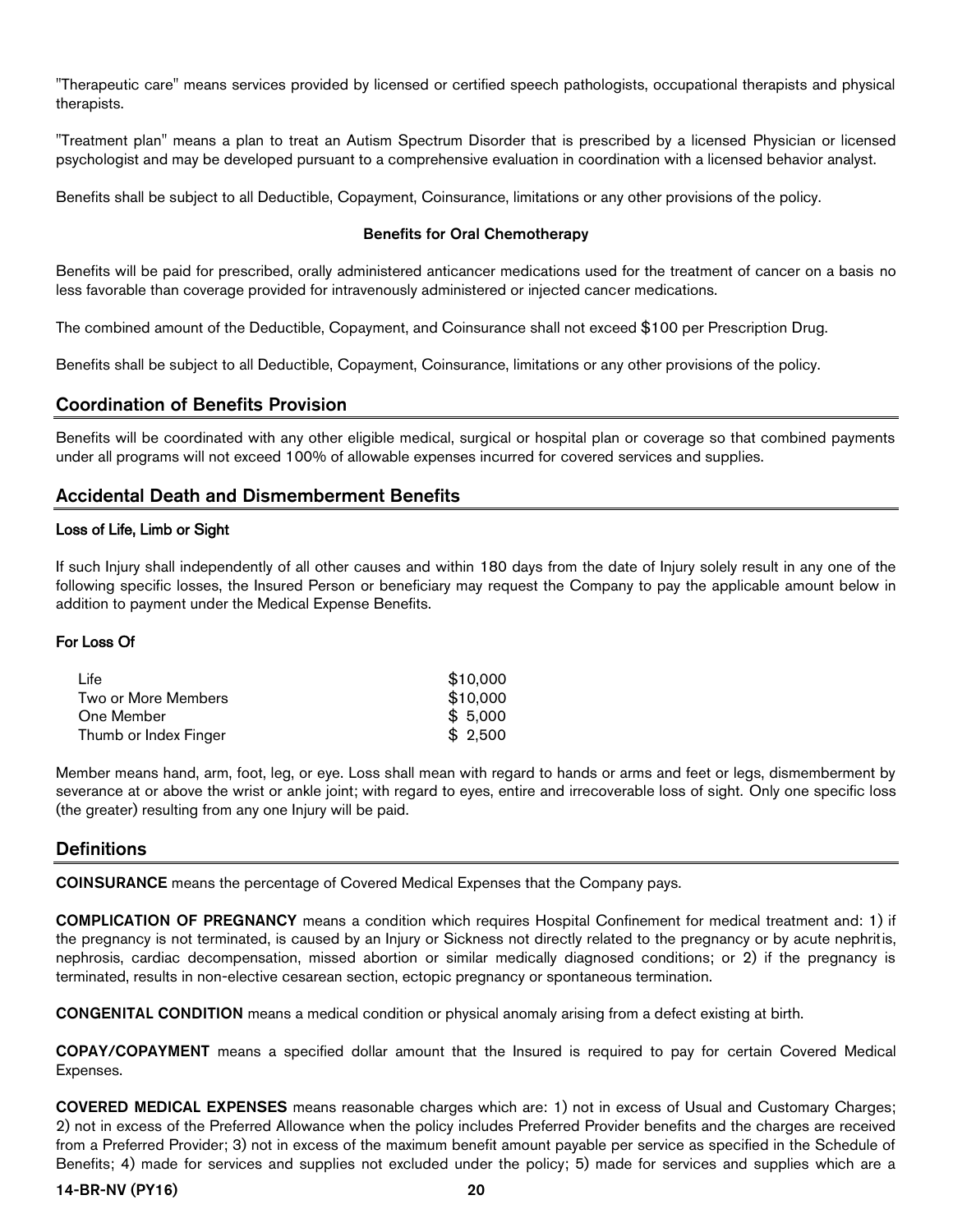"Therapeutic care" means services provided by licensed or certified speech pathologists, occupational therapists and physical therapists.

"Treatment plan" means a plan to treat an Autism Spectrum Disorder that is prescribed by a licensed Physician or licensed psychologist and may be developed pursuant to a comprehensive evaluation in coordination with a licensed behavior analyst.

Benefits shall be subject to all Deductible, Copayment, Coinsurance, limitations or any other provisions of the policy.

### Benefits for Oral Chemotherapy

Benefits will be paid for prescribed, orally administered anticancer medications used for the treatment of cancer on a basis no less favorable than coverage provided for intravenously administered or injected cancer medications.

The combined amount of the Deductible, Copayment, and Coinsurance shall not exceed $100 per Prescription Drug.

Benefits shall be subject to all Deductible, Copayment, Coinsurance, limitations or any other provisions of the policy.

## Coordination of Benefits Provision

Benefits will be coordinated with any other eligible medical, surgical or hospital plan or coverage so that combined payments under all programs will not exceed 100% of allowable expenses incurred for covered services and supplies.

## Accidental Death and Dismemberment Benefits

### Loss of Life, Limb or Sight

If such Injury shall independently of all other causes and within 180 days from the date of Injury solely result in any one of the following specific losses, the Insured Person or beneficiary may request the Company to pay the applicable amount below in addition to payment under the Medical Expense Benefits.

### For Loss Of

| | |
|---|---|
| Life | $10,000 |
| Two or More Members | $10,000 |
| One Member | $ 5,000 |
| Thumb or Index Finger | $ 2,500 |

Member means hand, arm, foot, leg, or eye. Loss shall mean with regard to hands or arms and feet or legs, dismemberment by severance at or above the wrist or ankle joint; with regard to eyes, entire and irrecoverable loss of sight. Only one specific loss (the greater) resulting from any one Injury will be paid.

## Definitions

**COINSURANCE** means the percentage of Covered Medical Expenses that the Company pays.

**COMPLICATION OF PREGNANCY** means a condition which requires Hospital Confinement for medical treatment and: 1) if the pregnancy is not terminated, is caused by an Injury or Sickness not directly related to the pregnancy or by acute nephritis, nephrosis, cardiac decompensation, missed abortion or similar medically diagnosed conditions; or 2) if the pregnancy is terminated, results in non-elective cesarean section, ectopic pregnancy or spontaneous termination.

**CONGENITAL CONDITION** means a medical condition or physical anomaly arising from a defect existing at birth.

**COPAY/COPAYMENT** means a specified dollar amount that the Insured is required to pay for certain Covered Medical Expenses.

**COVERED MEDICAL EXPENSES** means reasonable charges which are: 1) not in excess of Usual and Customary Charges; 2) not in excess of the Preferred Allowance when the policy includes Preferred Provider benefits and the charges are received from a Preferred Provider; 3) not in excess of the maximum benefit amount payable per service as specified in the Schedule of Benefits; 4) made for services and supplies not excluded under the policy; 5) made for services and supplies which are a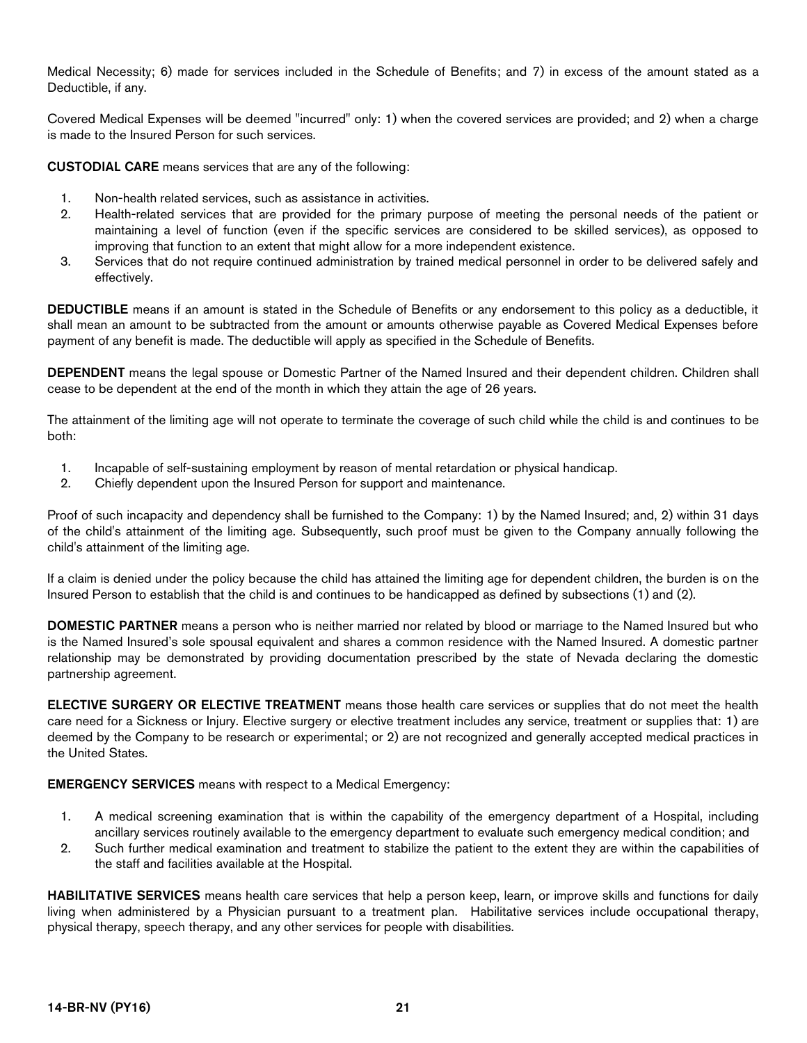Medical Necessity; 6) made for services included in the Schedule of Benefits; and 7) in excess of the amount stated as a Deductible, if any.

Covered Medical Expenses will be deemed "incurred" only: 1) when the covered services are provided; and 2) when a charge is made to the Insured Person for such services.

**CUSTODIAL CARE** means services that are any of the following:

1. Non-health related services, such as assistance in activities.
2. Health-related services that are provided for the primary purpose of meeting the personal needs of the patient or maintaining a level of function (even if the specific services are considered to be skilled services), as opposed to improving that function to an extent that might allow for a more independent existence.
3. Services that do not require continued administration by trained medical personnel in order to be delivered safely and effectively.

**DEDUCTIBLE** means if an amount is stated in the Schedule of Benefits or any endorsement to this policy as a deductible, it shall mean an amount to be subtracted from the amount or amounts otherwise payable as Covered Medical Expenses before payment of any benefit is made. The deductible will apply as specified in the Schedule of Benefits.

**DEPENDENT** means the legal spouse or Domestic Partner of the Named Insured and their dependent children. Children shall cease to be dependent at the end of the month in which they attain the age of 26 years.

The attainment of the limiting age will not operate to terminate the coverage of such child while the child is and continues to be both:

1. Incapable of self-sustaining employment by reason of mental retardation or physical handicap.
2. Chiefly dependent upon the Insured Person for support and maintenance.

Proof of such incapacity and dependency shall be furnished to the Company: 1) by the Named Insured; and, 2) within 31 days of the child's attainment of the limiting age. Subsequently, such proof must be given to the Company annually following the child's attainment of the limiting age.

If a claim is denied under the policy because the child has attained the limiting age for dependent children, the burden is on the Insured Person to establish that the child is and continues to be handicapped as defined by subsections (1) and (2).

**DOMESTIC PARTNER** means a person who is neither married nor related by blood or marriage to the Named Insured but who is the Named Insured's sole spousal equivalent and shares a common residence with the Named Insured. A domestic partner relationship may be demonstrated by providing documentation prescribed by the state of Nevada declaring the domestic partnership agreement.

**ELECTIVE SURGERY OR ELECTIVE TREATMENT** means those health care services or supplies that do not meet the health care need for a Sickness or Injury. Elective surgery or elective treatment includes any service, treatment or supplies that: 1) are deemed by the Company to be research or experimental; or 2) are not recognized and generally accepted medical practices in the United States.

**EMERGENCY SERVICES** means with respect to a Medical Emergency:

1. A medical screening examination that is within the capability of the emergency department of a Hospital, including ancillary services routinely available to the emergency department to evaluate such emergency medical condition; and
2. Such further medical examination and treatment to stabilize the patient to the extent they are within the capabilities of the staff and facilities available at the Hospital.

**HABILITATIVE SERVICES** means health care services that help a person keep, learn, or improve skills and functions for daily living when administered by a Physician pursuant to a treatment plan. Habilitative services include occupational therapy, physical therapy, speech therapy, and any other services for people with disabilities.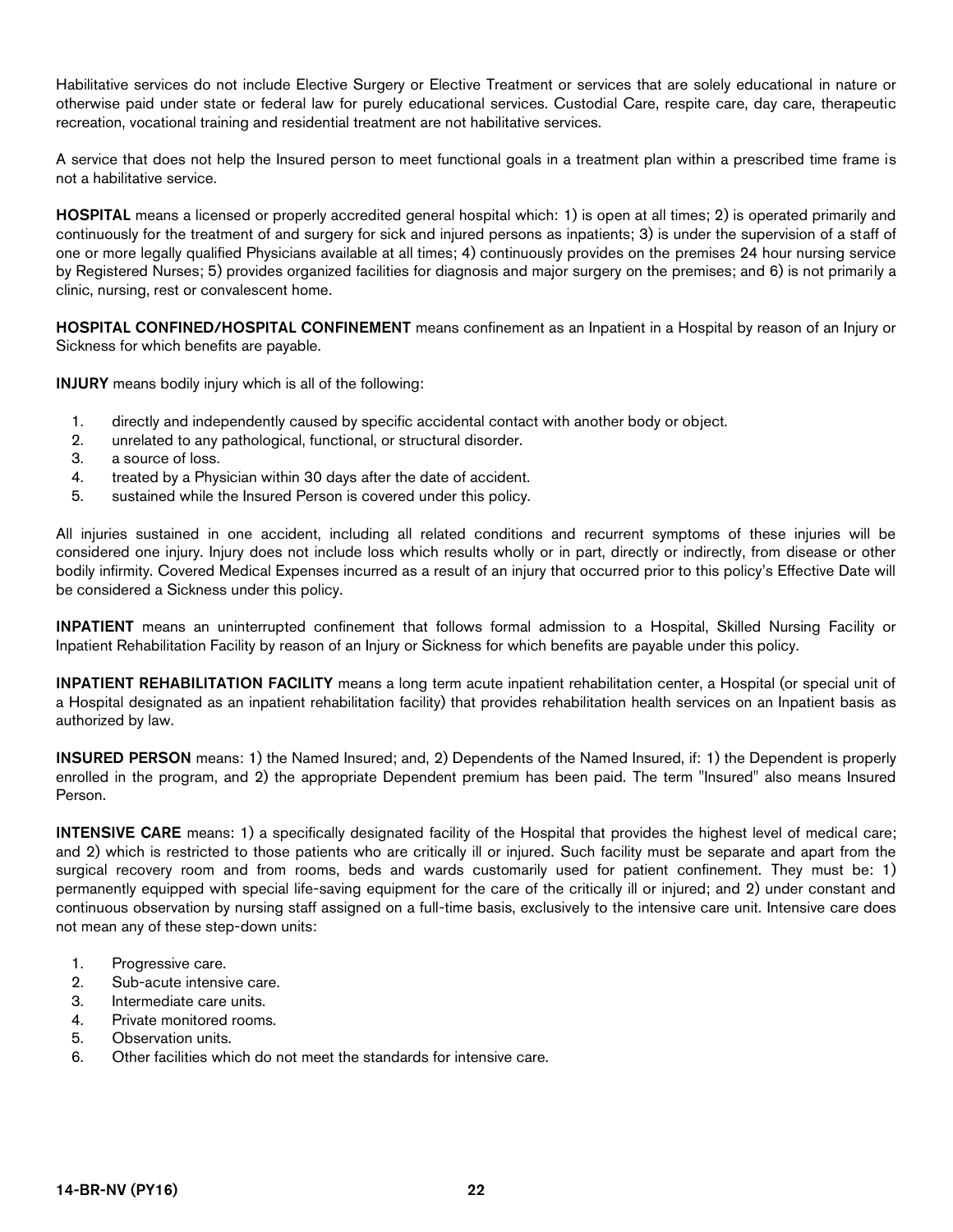Habilitative services do not include Elective Surgery or Elective Treatment or services that are solely educational in nature or otherwise paid under state or federal law for purely educational services. Custodial Care, respite care, day care, therapeutic recreation, vocational training and residential treatment are not habilitative services.

A service that does not help the Insured person to meet functional goals in a treatment plan within a prescribed time frame is not a habilitative service.

**HOSPITAL** means a licensed or properly accredited general hospital which: 1) is open at all times; 2) is operated primarily and continuously for the treatment of and surgery for sick and injured persons as inpatients; 3) is under the supervision of a staff of one or more legally qualified Physicians available at all times; 4) continuously provides on the premises 24 hour nursing service by Registered Nurses; 5) provides organized facilities for diagnosis and major surgery on the premises; and 6) is not primarily a clinic, nursing, rest or convalescent home.

**HOSPITAL CONFINED/HOSPITAL CONFINEMENT** means confinement as an Inpatient in a Hospital by reason of an Injury or Sickness for which benefits are payable.

**INJURY** means bodily injury which is all of the following:

1. directly and independently caused by specific accidental contact with another body or object.
2. unrelated to any pathological, functional, or structural disorder.
3. a source of loss.
4. treated by a Physician within 30 days after the date of accident.
5. sustained while the Insured Person is covered under this policy.

All injuries sustained in one accident, including all related conditions and recurrent symptoms of these injuries will be considered one injury. Injury does not include loss which results wholly or in part, directly or indirectly, from disease or other bodily infirmity. Covered Medical Expenses incurred as a result of an injury that occurred prior to this policy's Effective Date will be considered a Sickness under this policy.

**INPATIENT** means an uninterrupted confinement that follows formal admission to a Hospital, Skilled Nursing Facility or Inpatient Rehabilitation Facility by reason of an Injury or Sickness for which benefits are payable under this policy.

**INPATIENT REHABILITATION FACILITY** means a long term acute inpatient rehabilitation center, a Hospital (or special unit of a Hospital designated as an inpatient rehabilitation facility) that provides rehabilitation health services on an Inpatient basis as authorized by law.

**INSURED PERSON** means: 1) the Named Insured; and, 2) Dependents of the Named Insured, if: 1) the Dependent is properly enrolled in the program, and 2) the appropriate Dependent premium has been paid. The term "Insured" also means Insured Person.

**INTENSIVE CARE** means: 1) a specifically designated facility of the Hospital that provides the highest level of medical care; and 2) which is restricted to those patients who are critically ill or injured. Such facility must be separate and apart from the surgical recovery room and from rooms, beds and wards customarily used for patient confinement. They must be: 1) permanently equipped with special life-saving equipment for the care of the critically ill or injured; and 2) under constant and continuous observation by nursing staff assigned on a full-time basis, exclusively to the intensive care unit. Intensive care does not mean any of these step-down units:

1. Progressive care.
2. Sub-acute intensive care.
3. Intermediate care units.
4. Private monitored rooms.
5. Observation units.
6. Other facilities which do not meet the standards for intensive care.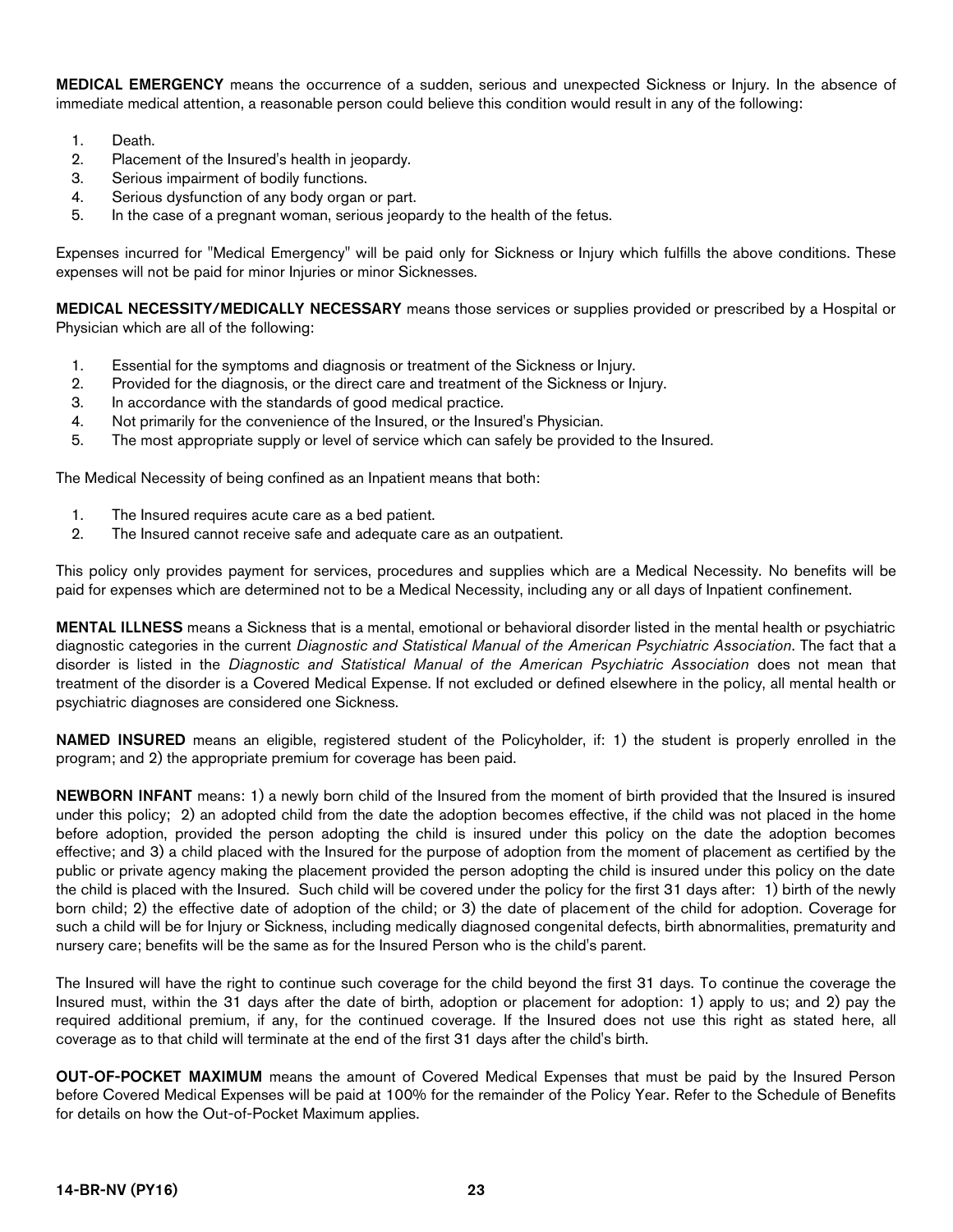**MEDICAL EMERGENCY** means the occurrence of a sudden, serious and unexpected Sickness or Injury. In the absence of immediate medical attention, a reasonable person could believe this condition would result in any of the following:

1. Death.
2. Placement of the Insured's health in jeopardy.
3. Serious impairment of bodily functions.
4. Serious dysfunction of any body organ or part.
5. In the case of a pregnant woman, serious jeopardy to the health of the fetus.

Expenses incurred for "Medical Emergency" will be paid only for Sickness or Injury which fulfills the above conditions. These expenses will not be paid for minor Injuries or minor Sicknesses.

**MEDICAL NECESSITY/MEDICALLY NECESSARY** means those services or supplies provided or prescribed by a Hospital or Physician which are all of the following:

1. Essential for the symptoms and diagnosis or treatment of the Sickness or Injury.
2. Provided for the diagnosis, or the direct care and treatment of the Sickness or Injury.
3. In accordance with the standards of good medical practice.
4. Not primarily for the convenience of the Insured, or the Insured's Physician.
5. The most appropriate supply or level of service which can safely be provided to the Insured.

The Medical Necessity of being confined as an Inpatient means that both:

1. The Insured requires acute care as a bed patient.
2. The Insured cannot receive safe and adequate care as an outpatient.

This policy only provides payment for services, procedures and supplies which are a Medical Necessity. No benefits will be paid for expenses which are determined not to be a Medical Necessity, including any or all days of Inpatient confinement.

**MENTAL ILLNESS** means a Sickness that is a mental, emotional or behavioral disorder listed in the mental health or psychiatric diagnostic categories in the current *Diagnostic and Statistical Manual of the American Psychiatric Association*. The fact that a disorder is listed in the *Diagnostic and Statistical Manual of the American Psychiatric Association* does not mean that treatment of the disorder is a Covered Medical Expense. If not excluded or defined elsewhere in the policy, all mental health or psychiatric diagnoses are considered one Sickness.

**NAMED INSURED** means an eligible, registered student of the Policyholder, if: 1) the student is properly enrolled in the program; and 2) the appropriate premium for coverage has been paid.

**NEWBORN INFANT** means: 1) a newly born child of the Insured from the moment of birth provided that the Insured is insured under this policy; 2) an adopted child from the date the adoption becomes effective, if the child was not placed in the home before adoption, provided the person adopting the child is insured under this policy on the date the adoption becomes effective; and 3) a child placed with the Insured for the purpose of adoption from the moment of placement as certified by the public or private agency making the placement provided the person adopting the child is insured under this policy on the date the child is placed with the Insured. Such child will be covered under the policy for the first 31 days after: 1) birth of the newly born child; 2) the effective date of adoption of the child; or 3) the date of placement of the child for adoption. Coverage for such a child will be for Injury or Sickness, including medically diagnosed congenital defects, birth abnormalities, prematurity and nursery care; benefits will be the same as for the Insured Person who is the child's parent.

The Insured will have the right to continue such coverage for the child beyond the first 31 days. To continue the coverage the Insured must, within the 31 days after the date of birth, adoption or placement for adoption: 1) apply to us; and 2) pay the required additional premium, if any, for the continued coverage. If the Insured does not use this right as stated here, all coverage as to that child will terminate at the end of the first 31 days after the child's birth.

**OUT-OF-POCKET MAXIMUM** means the amount of Covered Medical Expenses that must be paid by the Insured Person before Covered Medical Expenses will be paid at 100% for the remainder of the Policy Year. Refer to the Schedule of Benefits for details on how the Out-of-Pocket Maximum applies.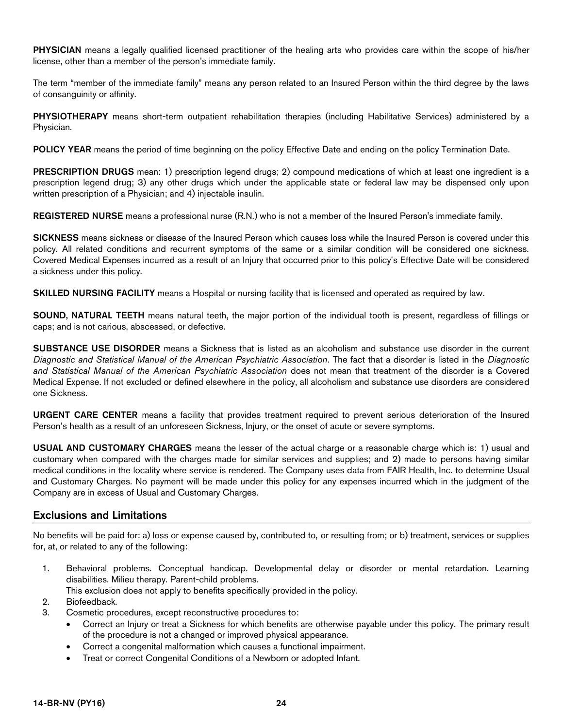**PHYSICIAN** means a legally qualified licensed practitioner of the healing arts who provides care within the scope of his/her license, other than a member of the person's immediate family.

The term "member of the immediate family" means any person related to an Insured Person within the third degree by the laws of consanguinity or affinity.

**PHYSIOTHERAPY** means short-term outpatient rehabilitation therapies (including Habilitative Services) administered by a Physician.

**POLICY YEAR** means the period of time beginning on the policy Effective Date and ending on the policy Termination Date.

**PRESCRIPTION DRUGS** mean: 1) prescription legend drugs; 2) compound medications of which at least one ingredient is a prescription legend drug; 3) any other drugs which under the applicable state or federal law may be dispensed only upon written prescription of a Physician; and 4) injectable insulin.

**REGISTERED NURSE** means a professional nurse (R.N.) who is not a member of the Insured Person's immediate family.

**SICKNESS** means sickness or disease of the Insured Person which causes loss while the Insured Person is covered under this policy. All related conditions and recurrent symptoms of the same or a similar condition will be considered one sickness. Covered Medical Expenses incurred as a result of an Injury that occurred prior to this policy's Effective Date will be considered a sickness under this policy.

**SKILLED NURSING FACILITY** means a Hospital or nursing facility that is licensed and operated as required by law.

**SOUND, NATURAL TEETH** means natural teeth, the major portion of the individual tooth is present, regardless of fillings or caps; and is not carious, abscessed, or defective.

**SUBSTANCE USE DISORDER** means a Sickness that is listed as an alcoholism and substance use disorder in the current *Diagnostic and Statistical Manual of the American Psychiatric Association*. The fact that a disorder is listed in the *Diagnostic and Statistical Manual of the American Psychiatric Association* does not mean that treatment of the disorder is a Covered Medical Expense. If not excluded or defined elsewhere in the policy, all alcoholism and substance use disorders are considered one Sickness.

**URGENT CARE CENTER** means a facility that provides treatment required to prevent serious deterioration of the Insured Person's health as a result of an unforeseen Sickness, Injury, or the onset of acute or severe symptoms.

**USUAL AND CUSTOMARY CHARGES** means the lesser of the actual charge or a reasonable charge which is: 1) usual and customary when compared with the charges made for similar services and supplies; and 2) made to persons having similar medical conditions in the locality where service is rendered. The Company uses data from FAIR Health, Inc. to determine Usual and Customary Charges. No payment will be made under this policy for any expenses incurred which in the judgment of the Company are in excess of Usual and Customary Charges.

## Exclusions and Limitations

No benefits will be paid for: a) loss or expense caused by, contributed to, or resulting from; or b) treatment, services or supplies for, at, or related to any of the following:

1. Behavioral problems. Conceptual handicap. Developmental delay or disorder or mental retardation. Learning disabilities. Milieu therapy. Parent-child problems.
   This exclusion does not apply to benefits specifically provided in the policy.
2. Biofeedback.
3. Cosmetic procedures, except reconstructive procedures to:
   - Correct an Injury or treat a Sickness for which benefits are otherwise payable under this policy. The primary result of the procedure is not a changed or improved physical appearance.
   - Correct a congenital malformation which causes a functional impairment.
   - Treat or correct Congenital Conditions of a Newborn or adopted Infant.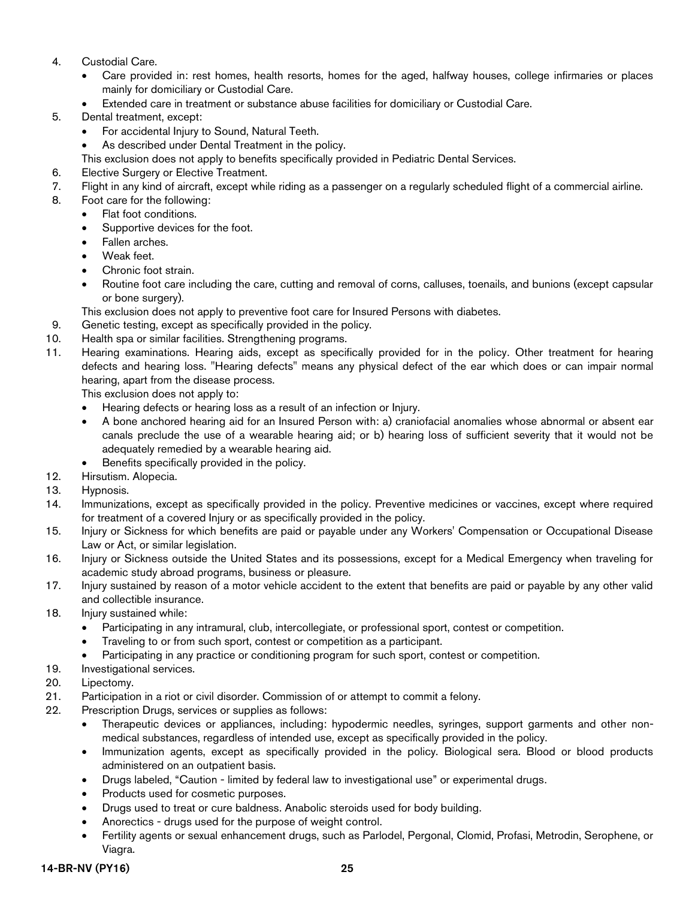4. Custodial Care.
   - Care provided in: rest homes, health resorts, homes for the aged, halfway houses, college infirmaries or places mainly for domiciliary or Custodial Care.
   - Extended care in treatment or substance abuse facilities for domiciliary or Custodial Care.
5. Dental treatment, except:
   - For accidental Injury to Sound, Natural Teeth.
   - As described under Dental Treatment in the policy.

   This exclusion does not apply to benefits specifically provided in Pediatric Dental Services.
6. Elective Surgery or Elective Treatment.
7. Flight in any kind of aircraft, except while riding as a passenger on a regularly scheduled flight of a commercial airline.
8. Foot care for the following:
   - Flat foot conditions.
   - Supportive devices for the foot.
   - Fallen arches.
   - Weak feet.
   - Chronic foot strain.
   - Routine foot care including the care, cutting and removal of corns, calluses, toenails, and bunions (except capsular or bone surgery).

   This exclusion does not apply to preventive foot care for Insured Persons with diabetes.
9. Genetic testing, except as specifically provided in the policy.
10. Health spa or similar facilities. Strengthening programs.
11. Hearing examinations. Hearing aids, except as specifically provided for in the policy. Other treatment for hearing defects and hearing loss. "Hearing defects" means any physical defect of the ear which does or can impair normal hearing, apart from the disease process.

    This exclusion does not apply to:
    - Hearing defects or hearing loss as a result of an infection or Injury.
    - A bone anchored hearing aid for an Insured Person with: a) craniofacial anomalies whose abnormal or absent ear canals preclude the use of a wearable hearing aid; or b) hearing loss of sufficient severity that it would not be adequately remedied by a wearable hearing aid.
    - Benefits specifically provided in the policy.
12. Hirsutism. Alopecia.
13. Hypnosis.
14. Immunizations, except as specifically provided in the policy. Preventive medicines or vaccines, except where required for treatment of a covered Injury or as specifically provided in the policy.
15. Injury or Sickness for which benefits are paid or payable under any Workers' Compensation or Occupational Disease Law or Act, or similar legislation.
16. Injury or Sickness outside the United States and its possessions, except for a Medical Emergency when traveling for academic study abroad programs, business or pleasure.
17. Injury sustained by reason of a motor vehicle accident to the extent that benefits are paid or payable by any other valid and collectible insurance.
18. Injury sustained while:
    - Participating in any intramural, club, intercollegiate, or professional sport, contest or competition.
    - Traveling to or from such sport, contest or competition as a participant.
    - Participating in any practice or conditioning program for such sport, contest or competition.
19. Investigational services.
20. Lipectomy.
21. Participation in a riot or civil disorder. Commission of or attempt to commit a felony.
22. Prescription Drugs, services or supplies as follows:
    - Therapeutic devices or appliances, including: hypodermic needles, syringes, support garments and other non-medical substances, regardless of intended use, except as specifically provided in the policy.
    - Immunization agents, except as specifically provided in the policy. Biological sera. Blood or blood products administered on an outpatient basis.
    - Drugs labeled, "Caution - limited by federal law to investigational use" or experimental drugs.
    - Products used for cosmetic purposes.
    - Drugs used to treat or cure baldness. Anabolic steroids used for body building.
    - Anorectics - drugs used for the purpose of weight control.
    - Fertility agents or sexual enhancement drugs, such as Parlodel, Pergonal, Clomid, Profasi, Metrodin, Serophene, or Viagra.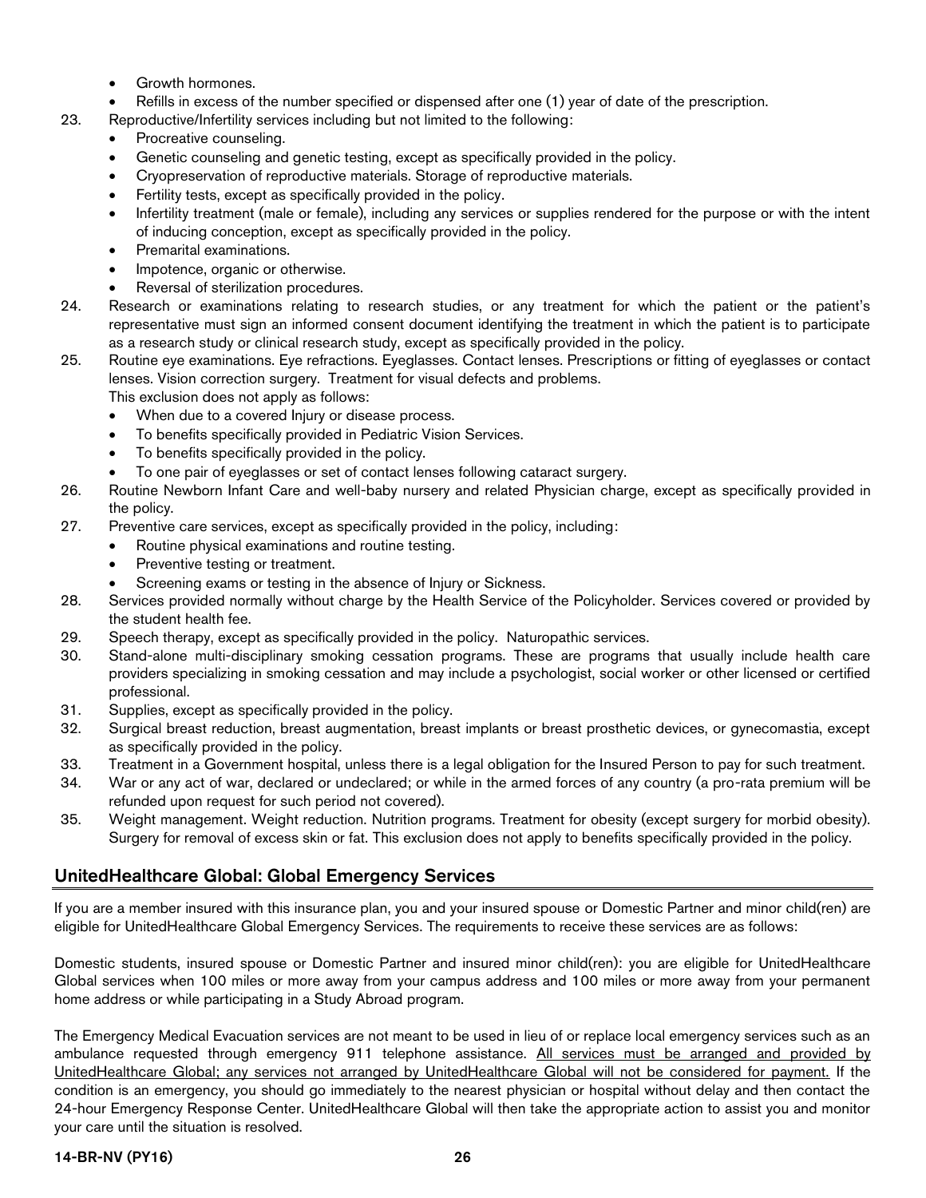- Growth hormones.
- Refills in excess of the number specified or dispensed after one (1) year of date of the prescription.

23. Reproductive/Infertility services including but not limited to the following:
    - Procreative counseling.
    - Genetic counseling and genetic testing, except as specifically provided in the policy.
    - Cryopreservation of reproductive materials. Storage of reproductive materials.
    - Fertility tests, except as specifically provided in the policy.
    - Infertility treatment (male or female), including any services or supplies rendered for the purpose or with the intent of inducing conception, except as specifically provided in the policy.
    - Premarital examinations.
    - Impotence, organic or otherwise.
    - Reversal of sterilization procedures.
24. Research or examinations relating to research studies, or any treatment for which the patient or the patient's representative must sign an informed consent document identifying the treatment in which the patient is to participate as a research study or clinical research study, except as specifically provided in the policy.
25. Routine eye examinations. Eye refractions. Eyeglasses. Contact lenses. Prescriptions or fitting of eyeglasses or contact lenses. Vision correction surgery. Treatment for visual defects and problems.
    This exclusion does not apply as follows:
    - When due to a covered Injury or disease process.
    - To benefits specifically provided in Pediatric Vision Services.
    - To benefits specifically provided in the policy.
    - To one pair of eyeglasses or set of contact lenses following cataract surgery.
26. Routine Newborn Infant Care and well-baby nursery and related Physician charge, except as specifically provided in the policy.
27. Preventive care services, except as specifically provided in the policy, including:
    - Routine physical examinations and routine testing.
    - Preventive testing or treatment.
    - Screening exams or testing in the absence of Injury or Sickness.
28. Services provided normally without charge by the Health Service of the Policyholder. Services covered or provided by the student health fee.
29. Speech therapy, except as specifically provided in the policy. Naturopathic services.
30. Stand-alone multi-disciplinary smoking cessation programs. These are programs that usually include health care providers specializing in smoking cessation and may include a psychologist, social worker or other licensed or certified professional.
31. Supplies, except as specifically provided in the policy.
32. Surgical breast reduction, breast augmentation, breast implants or breast prosthetic devices, or gynecomastia, except as specifically provided in the policy.
33. Treatment in a Government hospital, unless there is a legal obligation for the Insured Person to pay for such treatment.
34. War or any act of war, declared or undeclared; or while in the armed forces of any country (a pro-rata premium will be refunded upon request for such period not covered).
35. Weight management. Weight reduction. Nutrition programs. Treatment for obesity (except surgery for morbid obesity). Surgery for removal of excess skin or fat. This exclusion does not apply to benefits specifically provided in the policy.

## UnitedHealthcare Global: Global Emergency Services

If you are a member insured with this insurance plan, you and your insured spouse or Domestic Partner and minor child(ren) are eligible for UnitedHealthcare Global Emergency Services. The requirements to receive these services are as follows:

Domestic students, insured spouse or Domestic Partner and insured minor child(ren): you are eligible for UnitedHealthcare Global services when 100 miles or more away from your campus address and 100 miles or more away from your permanent home address or while participating in a Study Abroad program.

The Emergency Medical Evacuation services are not meant to be used in lieu of or replace local emergency services such as an ambulance requested through emergency 911 telephone assistance. <u>All services must be arranged and provided by UnitedHealthcare Global; any services not arranged by UnitedHealthcare Global will not be considered for payment.</u> If the condition is an emergency, you should go immediately to the nearest physician or hospital without delay and then contact the 24-hour Emergency Response Center. UnitedHealthcare Global will then take the appropriate action to assist you and monitor your care until the situation is resolved.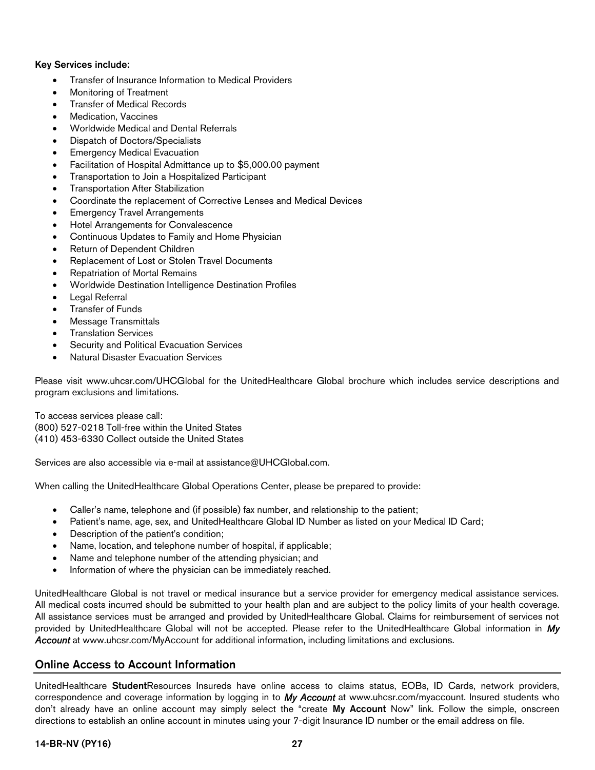**Key Services include:**

- Transfer of Insurance Information to Medical Providers
- Monitoring of Treatment
- Transfer of Medical Records
- Medication, Vaccines
- Worldwide Medical and Dental Referrals
- Dispatch of Doctors/Specialists
- Emergency Medical Evacuation
- Facilitation of Hospital Admittance up to $5,000.00 payment
- Transportation to Join a Hospitalized Participant
- Transportation After Stabilization
- Coordinate the replacement of Corrective Lenses and Medical Devices
- Emergency Travel Arrangements
- Hotel Arrangements for Convalescence
- Continuous Updates to Family and Home Physician
- Return of Dependent Children
- Replacement of Lost or Stolen Travel Documents
- Repatriation of Mortal Remains
- Worldwide Destination Intelligence Destination Profiles
- Legal Referral
- Transfer of Funds
- Message Transmittals
- Translation Services
- Security and Political Evacuation Services
- Natural Disaster Evacuation Services

Please visit www.uhcsr.com/UHCGlobal for the UnitedHealthcare Global brochure which includes service descriptions and program exclusions and limitations.

To access services please call:
(800) 527-0218 Toll-free within the United States
(410) 453-6330 Collect outside the United States

Services are also accessible via e-mail at assistance@UHCGlobal.com.

When calling the UnitedHealthcare Global Operations Center, please be prepared to provide:

- Caller's name, telephone and (if possible) fax number, and relationship to the patient;
- Patient's name, age, sex, and UnitedHealthcare Global ID Number as listed on your Medical ID Card;
- Description of the patient's condition;
- Name, location, and telephone number of hospital, if applicable;
- Name and telephone number of the attending physician; and
- Information of where the physician can be immediately reached.

UnitedHealthcare Global is not travel or medical insurance but a service provider for emergency medical assistance services. All medical costs incurred should be submitted to your health plan and are subject to the policy limits of your health coverage. All assistance services must be arranged and provided by UnitedHealthcare Global. Claims for reimbursement of services not provided by UnitedHealthcare Global will not be accepted. Please refer to the UnitedHealthcare Global information in ***My Account*** at www.uhcsr.com/MyAccount for additional information, including limitations and exclusions.

## Online Access to Account Information

UnitedHealthcare **Student**Resources Insureds have online access to claims status, EOBs, ID Cards, network providers, correspondence and coverage information by logging in to ***My Account*** at www.uhcsr.com/myaccount. Insured students who don't already have an online account may simply select the "create **My Account** Now" link. Follow the simple, onscreen directions to establish an online account in minutes using your 7-digit Insurance ID number or the email address on file.

14-BR-NV (PY16)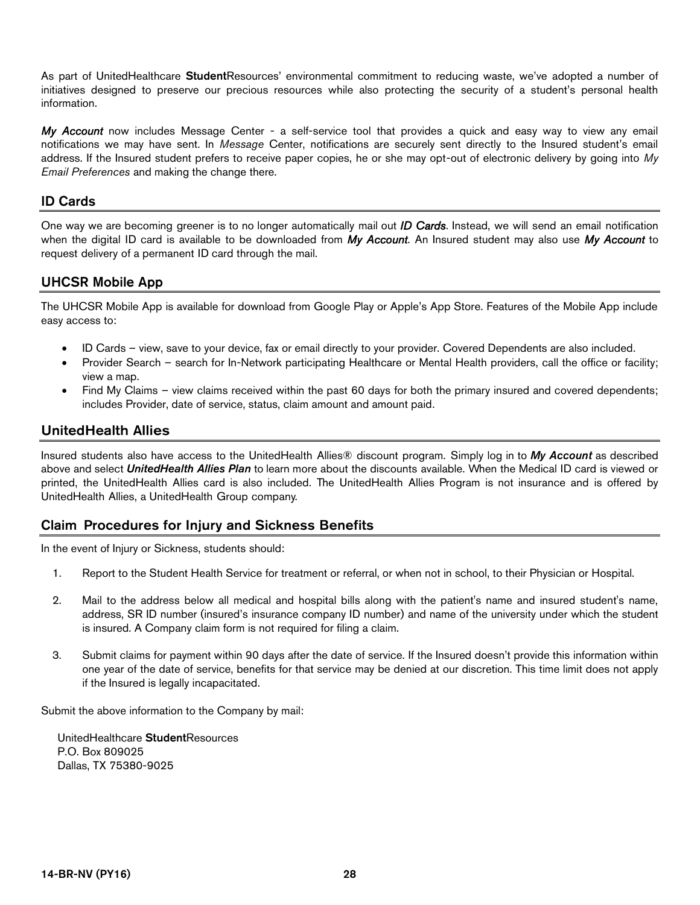As part of UnitedHealthcare **Student**Resources' environmental commitment to reducing waste, we've adopted a number of initiatives designed to preserve our precious resources while also protecting the security of a student's personal health information.

***My Account*** now includes Message Center - a self-service tool that provides a quick and easy way to view any email notifications we may have sent. In *Message* Center, notifications are securely sent directly to the Insured student's email address. If the Insured student prefers to receive paper copies, he or she may opt-out of electronic delivery by going into *My Email Preferences* and making the change there.

## ID Cards

One way we are becoming greener is to no longer automatically mail out ***ID Cards***. Instead, we will send an email notification when the digital ID card is available to be downloaded from ***My Account***. An Insured student may also use ***My Account*** to request delivery of a permanent ID card through the mail.

## UHCSR Mobile App

The UHCSR Mobile App is available for download from Google Play or Apple's App Store. Features of the Mobile App include easy access to:

- ID Cards – view, save to your device, fax or email directly to your provider. Covered Dependents are also included.
- Provider Search – search for In-Network participating Healthcare or Mental Health providers, call the office or facility; view a map.
- Find My Claims – view claims received within the past 60 days for both the primary insured and covered dependents; includes Provider, date of service, status, claim amount and amount paid.

## UnitedHealth Allies

Insured students also have access to the UnitedHealth Allies® discount program. Simply log in to ***My Account*** as described above and select ***UnitedHealth Allies Plan*** to learn more about the discounts available. When the Medical ID card is viewed or printed, the UnitedHealth Allies card is also included. The UnitedHealth Allies Program is not insurance and is offered by UnitedHealth Allies, a UnitedHealth Group company.

## Claim Procedures for Injury and Sickness Benefits

In the event of Injury or Sickness, students should:

1. Report to the Student Health Service for treatment or referral, or when not in school, to their Physician or Hospital.

2. Mail to the address below all medical and hospital bills along with the patient's name and insured student's name, address, SR ID number (insured's insurance company ID number) and name of the university under which the student is insured. A Company claim form is not required for filing a claim.

3. Submit claims for payment within 90 days after the date of service. If the Insured doesn't provide this information within one year of the date of service, benefits for that service may be denied at our discretion. This time limit does not apply if the Insured is legally incapacitated.

Submit the above information to the Company by mail:

UnitedHealthcare **Student**Resources
P.O. Box 809025
Dallas, TX 75380-9025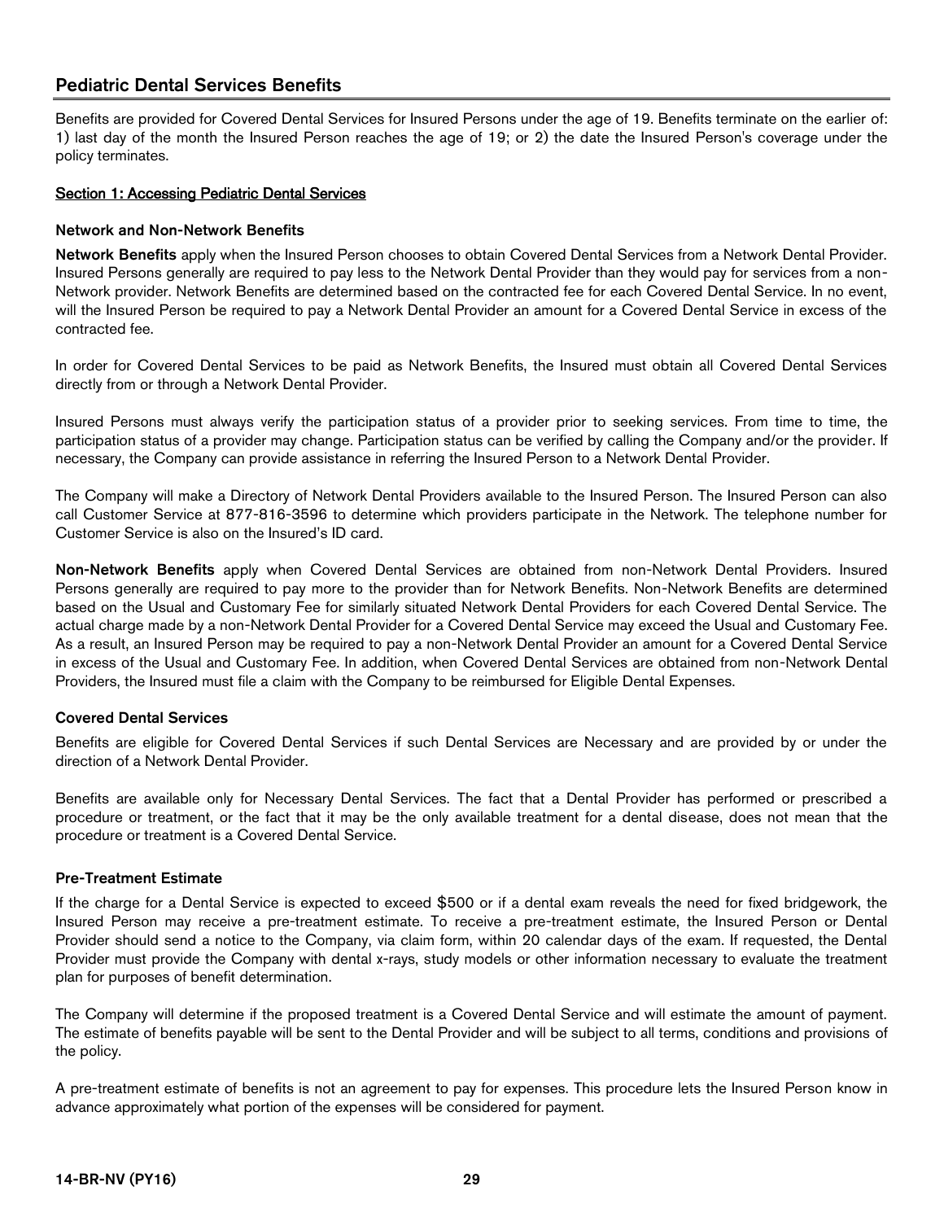## Pediatric Dental Services Benefits

Benefits are provided for Covered Dental Services for Insured Persons under the age of 19. Benefits terminate on the earlier of: 1) last day of the month the Insured Person reaches the age of 19; or 2) the date the Insured Person's coverage under the policy terminates.

### Section 1: Accessing Pediatric Dental Services

#### Network and Non-Network Benefits

**Network Benefits** apply when the Insured Person chooses to obtain Covered Dental Services from a Network Dental Provider. Insured Persons generally are required to pay less to the Network Dental Provider than they would pay for services from a non-Network provider. Network Benefits are determined based on the contracted fee for each Covered Dental Service. In no event, will the Insured Person be required to pay a Network Dental Provider an amount for a Covered Dental Service in excess of the contracted fee.

In order for Covered Dental Services to be paid as Network Benefits, the Insured must obtain all Covered Dental Services directly from or through a Network Dental Provider.

Insured Persons must always verify the participation status of a provider prior to seeking services. From time to time, the participation status of a provider may change. Participation status can be verified by calling the Company and/or the provider. If necessary, the Company can provide assistance in referring the Insured Person to a Network Dental Provider.

The Company will make a Directory of Network Dental Providers available to the Insured Person. The Insured Person can also call Customer Service at 877-816-3596 to determine which providers participate in the Network. The telephone number for Customer Service is also on the Insured's ID card.

**Non-Network Benefits** apply when Covered Dental Services are obtained from non-Network Dental Providers. Insured Persons generally are required to pay more to the provider than for Network Benefits. Non-Network Benefits are determined based on the Usual and Customary Fee for similarly situated Network Dental Providers for each Covered Dental Service. The actual charge made by a non-Network Dental Provider for a Covered Dental Service may exceed the Usual and Customary Fee. As a result, an Insured Person may be required to pay a non-Network Dental Provider an amount for a Covered Dental Service in excess of the Usual and Customary Fee. In addition, when Covered Dental Services are obtained from non-Network Dental Providers, the Insured must file a claim with the Company to be reimbursed for Eligible Dental Expenses.

#### Covered Dental Services

Benefits are eligible for Covered Dental Services if such Dental Services are Necessary and are provided by or under the direction of a Network Dental Provider.

Benefits are available only for Necessary Dental Services. The fact that a Dental Provider has performed or prescribed a procedure or treatment, or the fact that it may be the only available treatment for a dental disease, does not mean that the procedure or treatment is a Covered Dental Service.

#### Pre-Treatment Estimate

If the charge for a Dental Service is expected to exceed $500 or if a dental exam reveals the need for fixed bridgework, the Insured Person may receive a pre-treatment estimate. To receive a pre-treatment estimate, the Insured Person or Dental Provider should send a notice to the Company, via claim form, within 20 calendar days of the exam. If requested, the Dental Provider must provide the Company with dental x-rays, study models or other information necessary to evaluate the treatment plan for purposes of benefit determination.

The Company will determine if the proposed treatment is a Covered Dental Service and will estimate the amount of payment. The estimate of benefits payable will be sent to the Dental Provider and will be subject to all terms, conditions and provisions of the policy.

A pre-treatment estimate of benefits is not an agreement to pay for expenses. This procedure lets the Insured Person know in advance approximately what portion of the expenses will be considered for payment.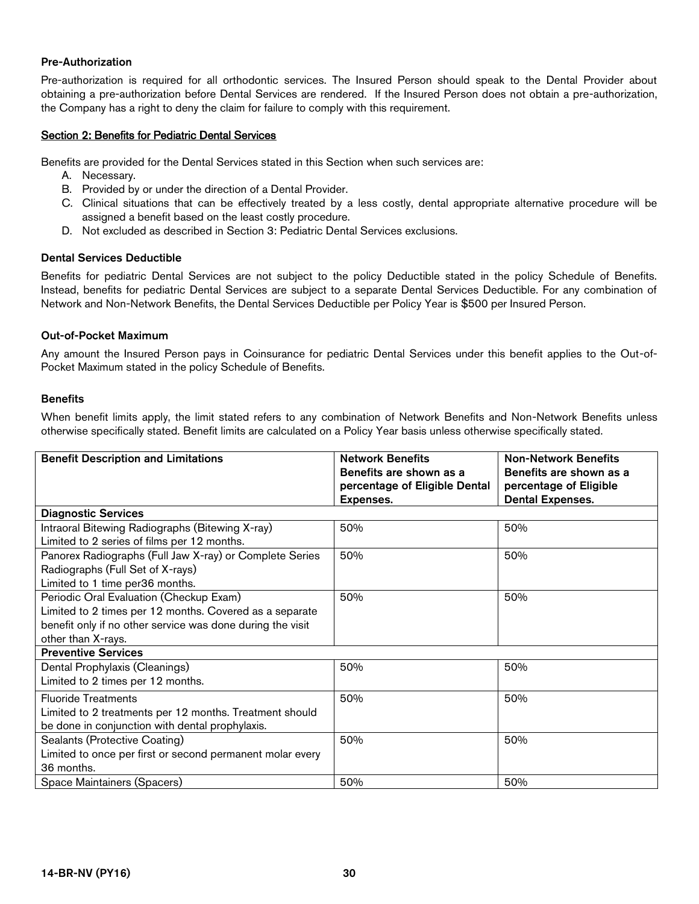### Pre-Authorization

Pre-authorization is required for all orthodontic services. The Insured Person should speak to the Dental Provider about obtaining a pre-authorization before Dental Services are rendered. If the Insured Person does not obtain a pre-authorization, the Company has a right to deny the claim for failure to comply with this requirement.

## Section 2: Benefits for Pediatric Dental Services

Benefits are provided for the Dental Services stated in this Section when such services are:

A. Necessary.
B. Provided by or under the direction of a Dental Provider.
C. Clinical situations that can be effectively treated by a less costly, dental appropriate alternative procedure will be assigned a benefit based on the least costly procedure.
D. Not excluded as described in Section 3: Pediatric Dental Services exclusions.

### Dental Services Deductible

Benefits for pediatric Dental Services are not subject to the policy Deductible stated in the policy Schedule of Benefits. Instead, benefits for pediatric Dental Services are subject to a separate Dental Services Deductible. For any combination of Network and Non-Network Benefits, the Dental Services Deductible per Policy Year is $500 per Insured Person.

### Out-of-Pocket Maximum

Any amount the Insured Person pays in Coinsurance for pediatric Dental Services under this benefit applies to the Out-of-Pocket Maximum stated in the policy Schedule of Benefits.

### Benefits

When benefit limits apply, the limit stated refers to any combination of Network Benefits and Non-Network Benefits unless otherwise specifically stated. Benefit limits are calculated on a Policy Year basis unless otherwise specifically stated.

| Benefit Description and Limitations | Network Benefits Benefits are shown as a percentage of Eligible Dental Expenses. | Non-Network Benefits Benefits are shown as a percentage of Eligible Dental Expenses. |
|---|---|---|
| **Diagnostic Services** | | |
| Intraoral Bitewing Radiographs (Bitewing X-ray) Limited to 2 series of films per 12 months. | 50% | 50% |
| Panorex Radiographs (Full Jaw X-ray) or Complete Series Radiographs (Full Set of X-rays) Limited to 1 time per36 months. | 50% | 50% |
| Periodic Oral Evaluation (Checkup Exam) Limited to 2 times per 12 months. Covered as a separate benefit only if no other service was done during the visit other than X-rays. | 50% | 50% |
| **Preventive Services** | | |
| Dental Prophylaxis (Cleanings) Limited to 2 times per 12 months. | 50% | 50% |
| Fluoride Treatments Limited to 2 treatments per 12 months. Treatment should be done in conjunction with dental prophylaxis. | 50% | 50% |
| Sealants (Protective Coating) Limited to once per first or second permanent molar every 36 months. | 50% | 50% |
| Space Maintainers (Spacers) | 50% | 50% |

14-BR-NV (PY16)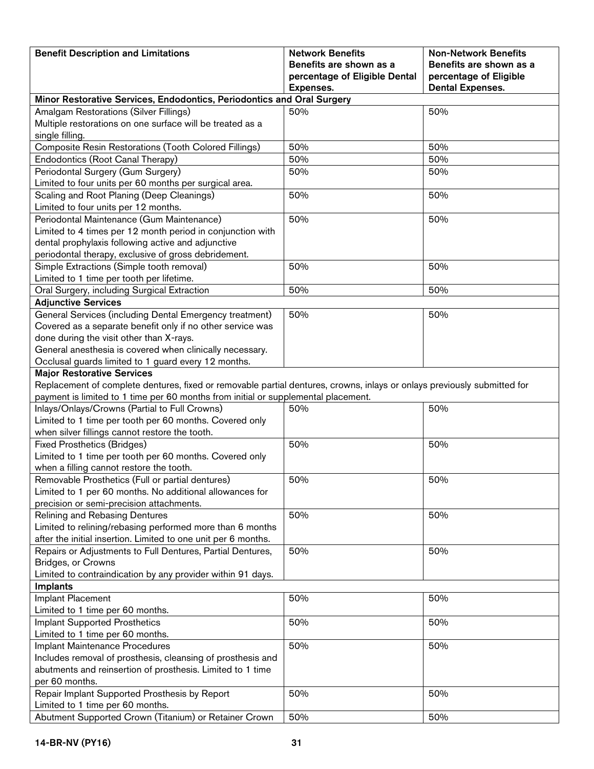| Benefit Description and Limitations | Network Benefits Benefits are shown as a percentage of Eligible Dental Expenses. | Non-Network Benefits Benefits are shown as a percentage of Eligible Dental Expenses. |
|---|---|---|
| **Minor Restorative Services, Endodontics, Periodontics and Oral Surgery** | | |
| Amalgam Restorations (Silver Fillings) Multiple restorations on one surface will be treated as a single filling. | 50% | 50% |
| Composite Resin Restorations (Tooth Colored Fillings) | 50% | 50% |
| Endodontics (Root Canal Therapy) | 50% | 50% |
| Periodontal Surgery (Gum Surgery) Limited to four units per 60 months per surgical area. | 50% | 50% |
| Scaling and Root Planing (Deep Cleanings) Limited to four units per 12 months. | 50% | 50% |
| Periodontal Maintenance (Gum Maintenance) Limited to 4 times per 12 month period in conjunction with dental prophylaxis following active and adjunctive periodontal therapy, exclusive of gross debridement. | 50% | 50% |
| Simple Extractions (Simple tooth removal) Limited to 1 time per tooth per lifetime. | 50% | 50% |
| Oral Surgery, including Surgical Extraction | 50% | 50% |
| **Adjunctive Services** | | |
| General Services (including Dental Emergency treatment) Covered as a separate benefit only if no other service was done during the visit other than X-rays. General anesthesia is covered when clinically necessary. Occlusal guards limited to 1 guard every 12 months. | 50% | 50% |
| **Major Restorative Services** Replacement of complete dentures, fixed or removable partial dentures, crowns, inlays or onlays previously submitted for payment is limited to 1 time per 60 months from initial or supplemental placement. | | |
| Inlays/Onlays/Crowns (Partial to Full Crowns) Limited to 1 time per tooth per 60 months. Covered only when silver fillings cannot restore the tooth. | 50% | 50% |
| Fixed Prosthetics (Bridges) Limited to 1 time per tooth per 60 months. Covered only when a filling cannot restore the tooth. | 50% | 50% |
| Removable Prosthetics (Full or partial dentures) Limited to 1 per 60 months. No additional allowances for precision or semi-precision attachments. | 50% | 50% |
| Relining and Rebasing Dentures Limited to relining/rebasing performed more than 6 months after the initial insertion. Limited to one unit per 6 months. | 50% | 50% |
| Repairs or Adjustments to Full Dentures, Partial Dentures, Bridges, or Crowns Limited to contraindication by any provider within 91 days. | 50% | 50% |
| **Implants** | | |
| Implant Placement Limited to 1 time per 60 months. | 50% | 50% |
| Implant Supported Prosthetics Limited to 1 time per 60 months. | 50% | 50% |
| Implant Maintenance Procedures Includes removal of prosthesis, cleansing of prosthesis and abutments and reinsertion of prosthesis. Limited to 1 time per 60 months. | 50% | 50% |
| Repair Implant Supported Prosthesis by Report Limited to 1 time per 60 months. | 50% | 50% |
| Abutment Supported Crown (Titanium) or Retainer Crown | 50% | 50% |

14-BR-NV (PY16)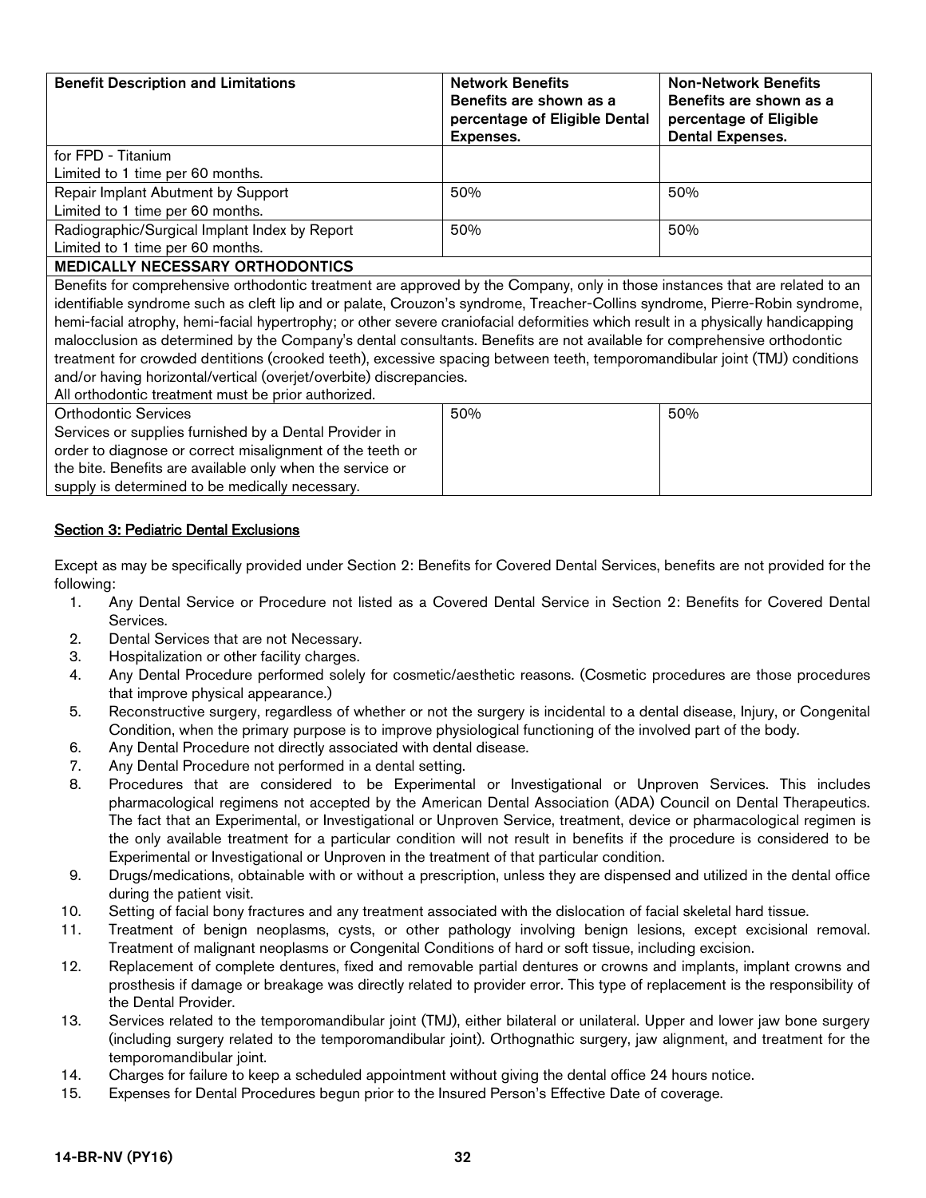| Benefit Description and Limitations | Network Benefits Benefits are shown as a percentage of Eligible Dental Expenses. | Non-Network Benefits Benefits are shown as a percentage of Eligible Dental Expenses. |
|---|---|---|
| for FPD - Titanium<br>Limited to 1 time per 60 months. | | |
| Repair Implant Abutment by Support<br>Limited to 1 time per 60 months. | 50% | 50% |
| Radiographic/Surgical Implant Index by Report<br>Limited to 1 time per 60 months. | 50% | 50% |
| **MEDICALLY NECESSARY ORTHODONTICS** | | |
| Benefits for comprehensive orthodontic treatment are approved by the Company, only in those instances that are related to an identifiable syndrome such as cleft lip and or palate, Crouzon's syndrome, Treacher-Collins syndrome, Pierre-Robin syndrome, hemi-facial atrophy, hemi-facial hypertrophy; or other severe craniofacial deformities which result in a physically handicapping malocclusion as determined by the Company's dental consultants. Benefits are not available for comprehensive orthodontic treatment for crowded dentitions (crooked teeth), excessive spacing between teeth, temporomandibular joint (TMJ) conditions and/or having horizontal/vertical (overjet/overbite) discrepancies.<br>All orthodontic treatment must be prior authorized. | | |
| Orthodontic Services<br>Services or supplies furnished by a Dental Provider in order to diagnose or correct misalignment of the teeth or the bite. Benefits are available only when the service or supply is determined to be medically necessary. | 50% | 50% |

## Section 3: Pediatric Dental Exclusions

Except as may be specifically provided under Section 2: Benefits for Covered Dental Services, benefits are not provided for the following:

1. Any Dental Service or Procedure not listed as a Covered Dental Service in Section 2: Benefits for Covered Dental Services.
2. Dental Services that are not Necessary.
3. Hospitalization or other facility charges.
4. Any Dental Procedure performed solely for cosmetic/aesthetic reasons. (Cosmetic procedures are those procedures that improve physical appearance.)
5. Reconstructive surgery, regardless of whether or not the surgery is incidental to a dental disease, Injury, or Congenital Condition, when the primary purpose is to improve physiological functioning of the involved part of the body.
6. Any Dental Procedure not directly associated with dental disease.
7. Any Dental Procedure not performed in a dental setting.
8. Procedures that are considered to be Experimental or Investigational or Unproven Services. This includes pharmacological regimens not accepted by the American Dental Association (ADA) Council on Dental Therapeutics. The fact that an Experimental, or Investigational or Unproven Service, treatment, device or pharmacological regimen is the only available treatment for a particular condition will not result in benefits if the procedure is considered to be Experimental or Investigational or Unproven in the treatment of that particular condition.
9. Drugs/medications, obtainable with or without a prescription, unless they are dispensed and utilized in the dental office during the patient visit.
10. Setting of facial bony fractures and any treatment associated with the dislocation of facial skeletal hard tissue.
11. Treatment of benign neoplasms, cysts, or other pathology involving benign lesions, except excisional removal. Treatment of malignant neoplasms or Congenital Conditions of hard or soft tissue, including excision.
12. Replacement of complete dentures, fixed and removable partial dentures or crowns and implants, implant crowns and prosthesis if damage or breakage was directly related to provider error. This type of replacement is the responsibility of the Dental Provider.
13. Services related to the temporomandibular joint (TMJ), either bilateral or unilateral. Upper and lower jaw bone surgery (including surgery related to the temporomandibular joint). Orthognathic surgery, jaw alignment, and treatment for the temporomandibular joint.
14. Charges for failure to keep a scheduled appointment without giving the dental office 24 hours notice.
15. Expenses for Dental Procedures begun prior to the Insured Person's Effective Date of coverage.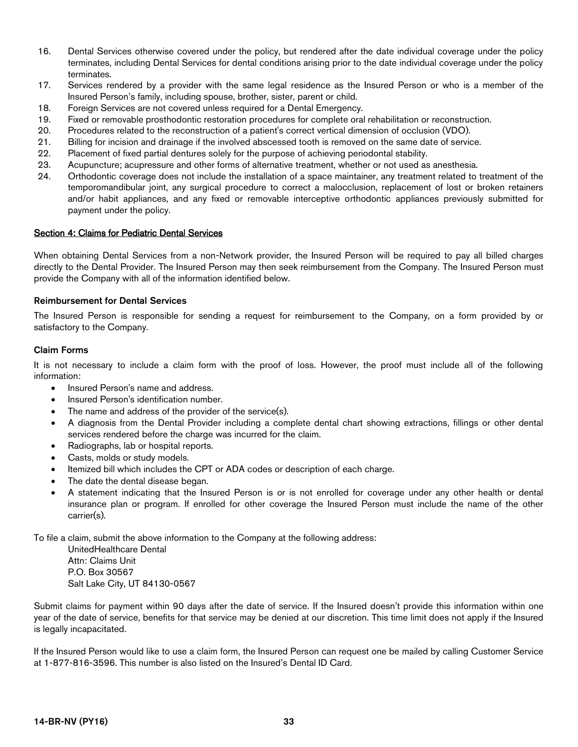16. Dental Services otherwise covered under the policy, but rendered after the date individual coverage under the policy terminates, including Dental Services for dental conditions arising prior to the date individual coverage under the policy terminates.
17. Services rendered by a provider with the same legal residence as the Insured Person or who is a member of the Insured Person's family, including spouse, brother, sister, parent or child.
18. Foreign Services are not covered unless required for a Dental Emergency.
19. Fixed or removable prosthodontic restoration procedures for complete oral rehabilitation or reconstruction.
20. Procedures related to the reconstruction of a patient's correct vertical dimension of occlusion (VDO).
21. Billing for incision and drainage if the involved abscessed tooth is removed on the same date of service.
22. Placement of fixed partial dentures solely for the purpose of achieving periodontal stability.
23. Acupuncture; acupressure and other forms of alternative treatment, whether or not used as anesthesia.
24. Orthodontic coverage does not include the installation of a space maintainer, any treatment related to treatment of the temporomandibular joint, any surgical procedure to correct a malocclusion, replacement of lost or broken retainers and/or habit appliances, and any fixed or removable interceptive orthodontic appliances previously submitted for payment under the policy.

## Section 4: Claims for Pediatric Dental Services

When obtaining Dental Services from a non-Network provider, the Insured Person will be required to pay all billed charges directly to the Dental Provider. The Insured Person may then seek reimbursement from the Company. The Insured Person must provide the Company with all of the information identified below.

### Reimbursement for Dental Services

The Insured Person is responsible for sending a request for reimbursement to the Company, on a form provided by or satisfactory to the Company.

### Claim Forms

It is not necessary to include a claim form with the proof of loss. However, the proof must include all of the following information:

- Insured Person's name and address.
- Insured Person's identification number.
- The name and address of the provider of the service(s).
- A diagnosis from the Dental Provider including a complete dental chart showing extractions, fillings or other dental services rendered before the charge was incurred for the claim.
- Radiographs, lab or hospital reports.
- Casts, molds or study models.
- Itemized bill which includes the CPT or ADA codes or description of each charge.
- The date the dental disease began.
- A statement indicating that the Insured Person is or is not enrolled for coverage under any other health or dental insurance plan or program. If enrolled for other coverage the Insured Person must include the name of the other carrier(s).

To file a claim, submit the above information to the Company at the following address:

UnitedHealthcare Dental
Attn: Claims Unit
P.O. Box 30567
Salt Lake City, UT 84130-0567

Submit claims for payment within 90 days after the date of service. If the Insured doesn't provide this information within one year of the date of service, benefits for that service may be denied at our discretion. This time limit does not apply if the Insured is legally incapacitated.

If the Insured Person would like to use a claim form, the Insured Person can request one be mailed by calling Customer Service at 1-877-816-3596. This number is also listed on the Insured's Dental ID Card.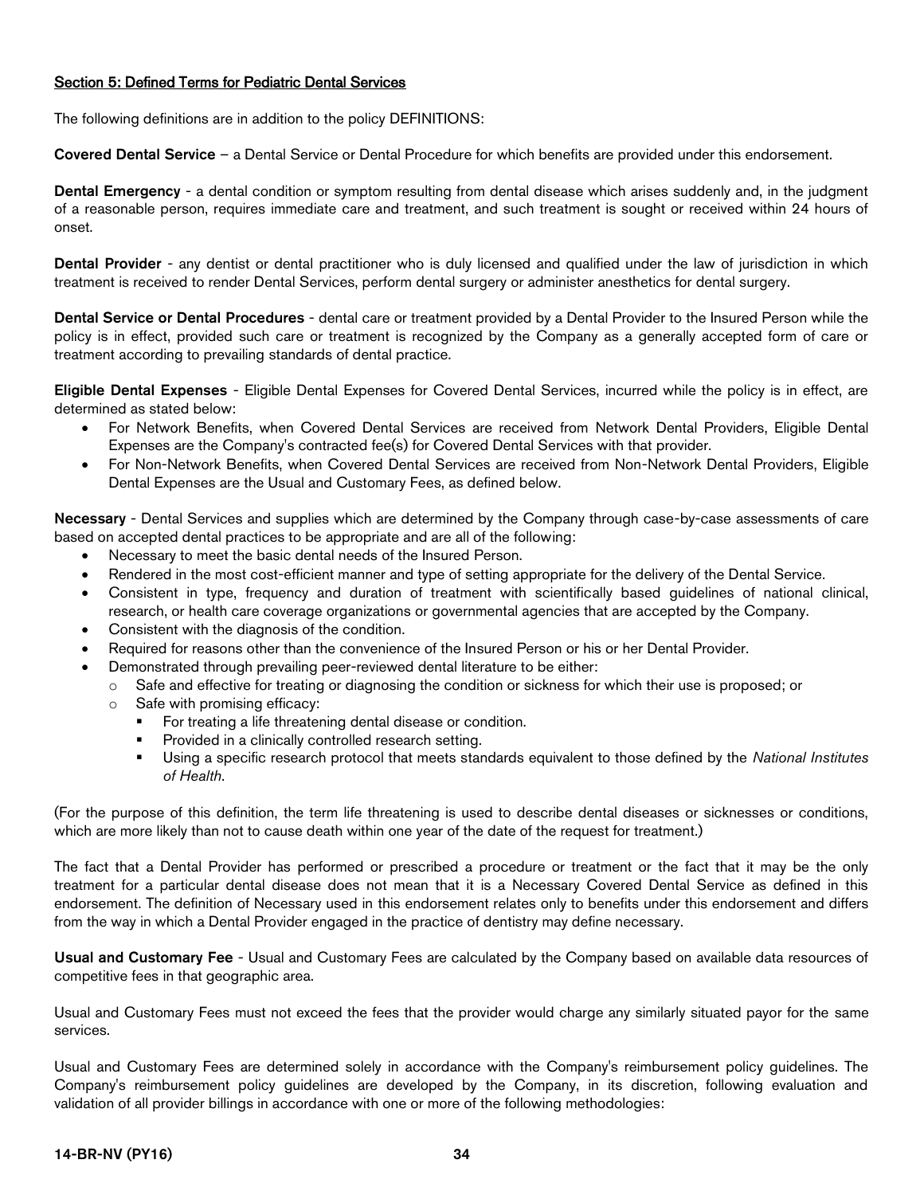## Section 5: Defined Terms for Pediatric Dental Services

The following definitions are in addition to the policy DEFINITIONS:

**Covered Dental Service** – a Dental Service or Dental Procedure for which benefits are provided under this endorsement.

**Dental Emergency** - a dental condition or symptom resulting from dental disease which arises suddenly and, in the judgment of a reasonable person, requires immediate care and treatment, and such treatment is sought or received within 24 hours of onset.

**Dental Provider** - any dentist or dental practitioner who is duly licensed and qualified under the law of jurisdiction in which treatment is received to render Dental Services, perform dental surgery or administer anesthetics for dental surgery.

**Dental Service or Dental Procedures** - dental care or treatment provided by a Dental Provider to the Insured Person while the policy is in effect, provided such care or treatment is recognized by the Company as a generally accepted form of care or treatment according to prevailing standards of dental practice.

**Eligible Dental Expenses** - Eligible Dental Expenses for Covered Dental Services, incurred while the policy is in effect, are determined as stated below:

- For Network Benefits, when Covered Dental Services are received from Network Dental Providers, Eligible Dental Expenses are the Company's contracted fee(s) for Covered Dental Services with that provider.
- For Non-Network Benefits, when Covered Dental Services are received from Non-Network Dental Providers, Eligible Dental Expenses are the Usual and Customary Fees, as defined below.

**Necessary** - Dental Services and supplies which are determined by the Company through case-by-case assessments of care based on accepted dental practices to be appropriate and are all of the following:

- Necessary to meet the basic dental needs of the Insured Person.
- Rendered in the most cost-efficient manner and type of setting appropriate for the delivery of the Dental Service.
- Consistent in type, frequency and duration of treatment with scientifically based guidelines of national clinical, research, or health care coverage organizations or governmental agencies that are accepted by the Company.
- Consistent with the diagnosis of the condition.
- Required for reasons other than the convenience of the Insured Person or his or her Dental Provider.
- Demonstrated through prevailing peer-reviewed dental literature to be either:
  - Safe and effective for treating or diagnosing the condition or sickness for which their use is proposed; or
  - Safe with promising efficacy:
    - For treating a life threatening dental disease or condition.
    - Provided in a clinically controlled research setting.
    - Using a specific research protocol that meets standards equivalent to those defined by the *National Institutes of Health.*

(For the purpose of this definition, the term life threatening is used to describe dental diseases or sicknesses or conditions, which are more likely than not to cause death within one year of the date of the request for treatment.)

The fact that a Dental Provider has performed or prescribed a procedure or treatment or the fact that it may be the only treatment for a particular dental disease does not mean that it is a Necessary Covered Dental Service as defined in this endorsement. The definition of Necessary used in this endorsement relates only to benefits under this endorsement and differs from the way in which a Dental Provider engaged in the practice of dentistry may define necessary.

**Usual and Customary Fee** - Usual and Customary Fees are calculated by the Company based on available data resources of competitive fees in that geographic area.

Usual and Customary Fees must not exceed the fees that the provider would charge any similarly situated payor for the same services.

Usual and Customary Fees are determined solely in accordance with the Company's reimbursement policy guidelines. The Company's reimbursement policy guidelines are developed by the Company, in its discretion, following evaluation and validation of all provider billings in accordance with one or more of the following methodologies: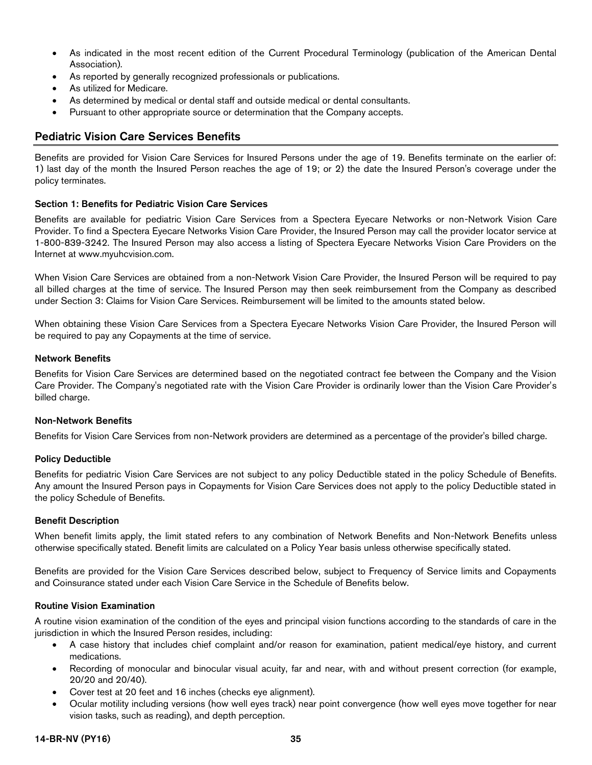- As indicated in the most recent edition of the Current Procedural Terminology (publication of the American Dental Association).
- As reported by generally recognized professionals or publications.
- As utilized for Medicare.
- As determined by medical or dental staff and outside medical or dental consultants.
- Pursuant to other appropriate source or determination that the Company accepts.

## Pediatric Vision Care Services Benefits

Benefits are provided for Vision Care Services for Insured Persons under the age of 19. Benefits terminate on the earlier of: 1) last day of the month the Insured Person reaches the age of 19; or 2) the date the Insured Person's coverage under the policy terminates.

### Section 1: Benefits for Pediatric Vision Care Services

Benefits are available for pediatric Vision Care Services from a Spectera Eyecare Networks or non-Network Vision Care Provider. To find a Spectera Eyecare Networks Vision Care Provider, the Insured Person may call the provider locator service at 1-800-839-3242. The Insured Person may also access a listing of Spectera Eyecare Networks Vision Care Providers on the Internet at www.myuhcvision.com.

When Vision Care Services are obtained from a non-Network Vision Care Provider, the Insured Person will be required to pay all billed charges at the time of service. The Insured Person may then seek reimbursement from the Company as described under Section 3: Claims for Vision Care Services. Reimbursement will be limited to the amounts stated below.

When obtaining these Vision Care Services from a Spectera Eyecare Networks Vision Care Provider, the Insured Person will be required to pay any Copayments at the time of service.

### Network Benefits

Benefits for Vision Care Services are determined based on the negotiated contract fee between the Company and the Vision Care Provider. The Company's negotiated rate with the Vision Care Provider is ordinarily lower than the Vision Care Provider's billed charge.

### Non-Network Benefits

Benefits for Vision Care Services from non-Network providers are determined as a percentage of the provider's billed charge.

### Policy Deductible

Benefits for pediatric Vision Care Services are not subject to any policy Deductible stated in the policy Schedule of Benefits. Any amount the Insured Person pays in Copayments for Vision Care Services does not apply to the policy Deductible stated in the policy Schedule of Benefits.

### Benefit Description

When benefit limits apply, the limit stated refers to any combination of Network Benefits and Non-Network Benefits unless otherwise specifically stated. Benefit limits are calculated on a Policy Year basis unless otherwise specifically stated.

Benefits are provided for the Vision Care Services described below, subject to Frequency of Service limits and Copayments and Coinsurance stated under each Vision Care Service in the Schedule of Benefits below.

### Routine Vision Examination

A routine vision examination of the condition of the eyes and principal vision functions according to the standards of care in the jurisdiction in which the Insured Person resides, including:

- A case history that includes chief complaint and/or reason for examination, patient medical/eye history, and current medications.
- Recording of monocular and binocular visual acuity, far and near, with and without present correction (for example, 20/20 and 20/40).
- Cover test at 20 feet and 16 inches (checks eye alignment).
- Ocular motility including versions (how well eyes track) near point convergence (how well eyes move together for near vision tasks, such as reading), and depth perception.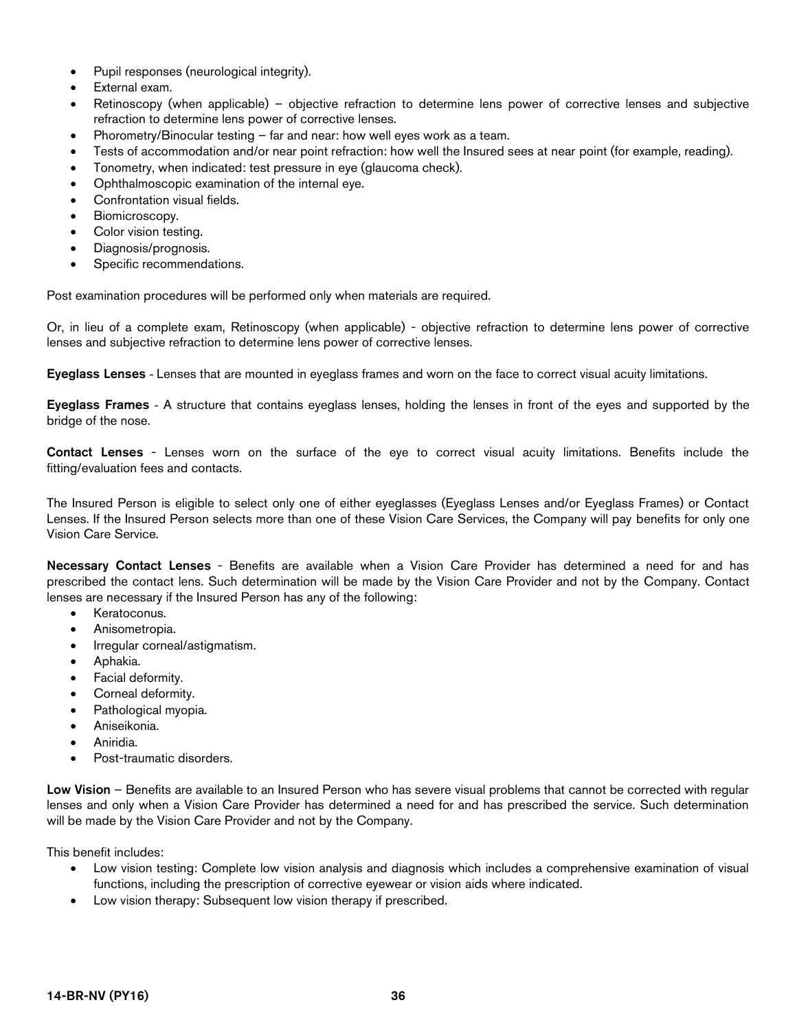- Pupil responses (neurological integrity).
- External exam.
- Retinoscopy (when applicable) – objective refraction to determine lens power of corrective lenses and subjective refraction to determine lens power of corrective lenses.
- Phorometry/Binocular testing – far and near: how well eyes work as a team.
- Tests of accommodation and/or near point refraction: how well the Insured sees at near point (for example, reading).
- Tonometry, when indicated: test pressure in eye (glaucoma check).
- Ophthalmoscopic examination of the internal eye.
- Confrontation visual fields.
- Biomicroscopy.
- Color vision testing.
- Diagnosis/prognosis.
- Specific recommendations.

Post examination procedures will be performed only when materials are required.

Or, in lieu of a complete exam, Retinoscopy (when applicable) - objective refraction to determine lens power of corrective lenses and subjective refraction to determine lens power of corrective lenses.

**Eyeglass Lenses** - Lenses that are mounted in eyeglass frames and worn on the face to correct visual acuity limitations.

**Eyeglass Frames** - A structure that contains eyeglass lenses, holding the lenses in front of the eyes and supported by the bridge of the nose.

**Contact Lenses** - Lenses worn on the surface of the eye to correct visual acuity limitations. Benefits include the fitting/evaluation fees and contacts.

The Insured Person is eligible to select only one of either eyeglasses (Eyeglass Lenses and/or Eyeglass Frames) or Contact Lenses. If the Insured Person selects more than one of these Vision Care Services, the Company will pay benefits for only one Vision Care Service.

**Necessary Contact Lenses** - Benefits are available when a Vision Care Provider has determined a need for and has prescribed the contact lens. Such determination will be made by the Vision Care Provider and not by the Company. Contact lenses are necessary if the Insured Person has any of the following:

- Keratoconus.
- Anisometropia.
- Irregular corneal/astigmatism.
- Aphakia.
- Facial deformity.
- Corneal deformity.
- Pathological myopia.
- Aniseikonia.
- Aniridia.
- Post-traumatic disorders.

**Low Vision** – Benefits are available to an Insured Person who has severe visual problems that cannot be corrected with regular lenses and only when a Vision Care Provider has determined a need for and has prescribed the service. Such determination will be made by the Vision Care Provider and not by the Company.

This benefit includes:

- Low vision testing: Complete low vision analysis and diagnosis which includes a comprehensive examination of visual functions, including the prescription of corrective eyewear or vision aids where indicated.
- Low vision therapy: Subsequent low vision therapy if prescribed.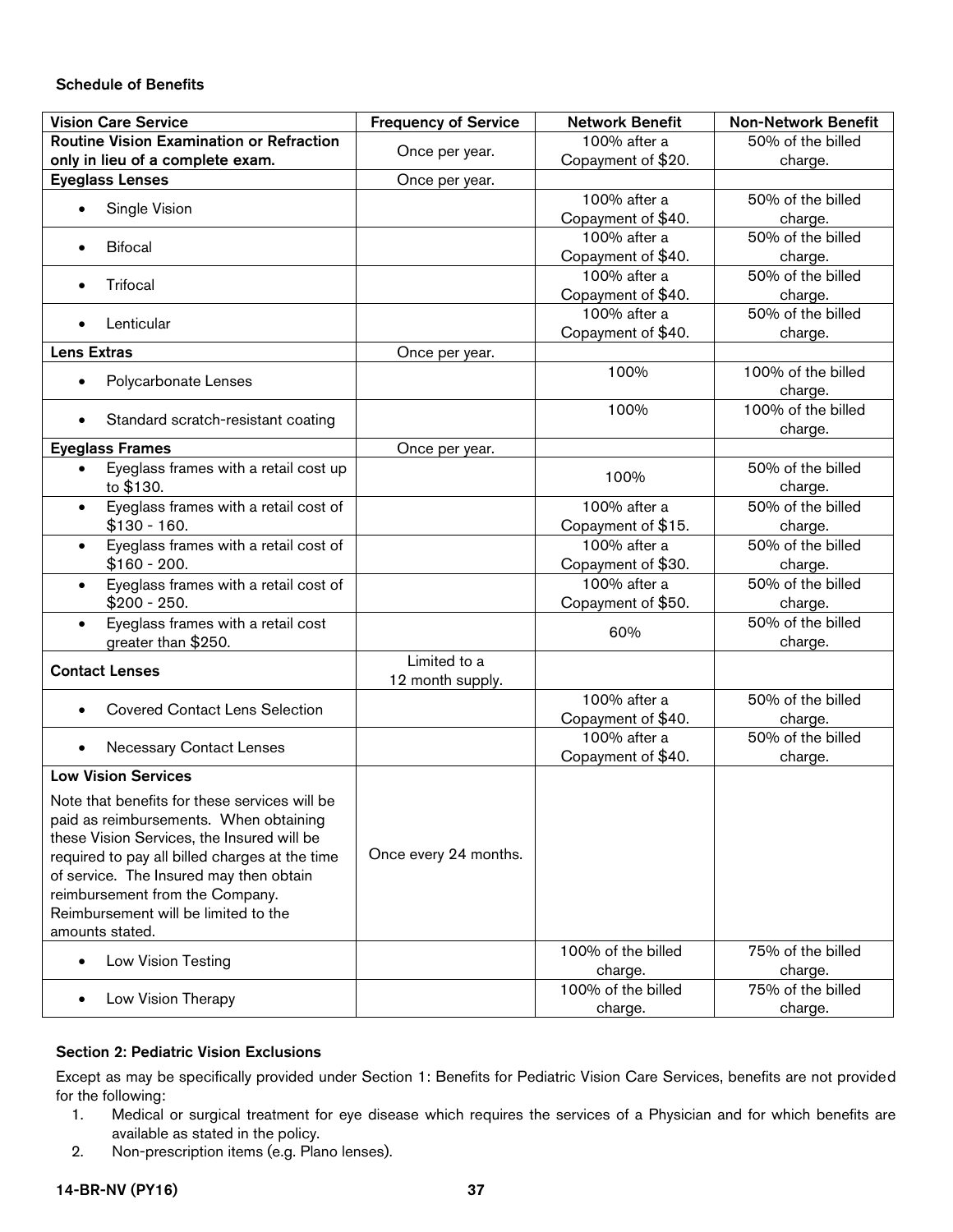### Schedule of Benefits

| Vision Care Service | Frequency of Service | Network Benefit | Non-Network Benefit |
|---|---|---|---|
| **Routine Vision Examination or Refraction only in lieu of a complete exam.** | Once per year. | 100% after a Copayment of $20. | 50% of the billed charge. |
| **Eyeglass Lenses** | Once per year. | | |
| • Single Vision | | 100% after a Copayment of $40. | 50% of the billed charge. |
| • Bifocal | | 100% after a Copayment of $40. | 50% of the billed charge. |
| • Trifocal | | 100% after a Copayment of $40. | 50% of the billed charge. |
| • Lenticular | | 100% after a Copayment of $40. | 50% of the billed charge. |
| **Lens Extras** | Once per year. | | |
| • Polycarbonate Lenses | | 100% | 100% of the billed charge. |
| • Standard scratch-resistant coating | | 100% | 100% of the billed charge. |
| **Eyeglass Frames** | Once per year. | | |
| • Eyeglass frames with a retail cost up to $130. | | 100% | 50% of the billed charge. |
| • Eyeglass frames with a retail cost of $130 - 160. | | 100% after a Copayment of $15. | 50% of the billed charge. |
| • Eyeglass frames with a retail cost of $160 - 200. | | 100% after a Copayment of $30. | 50% of the billed charge. |
| • Eyeglass frames with a retail cost of $200 - 250. | | 100% after a Copayment of $50. | 50% of the billed charge. |
| • Eyeglass frames with a retail cost greater than $250. | | 60% | 50% of the billed charge. |
| **Contact Lenses** | Limited to a 12 month supply. | | |
| • Covered Contact Lens Selection | | 100% after a Copayment of $40. | 50% of the billed charge. |
| • Necessary Contact Lenses | | 100% after a Copayment of $40. | 50% of the billed charge. |
| **Low Vision Services** Note that benefits for these services will be paid as reimbursements. When obtaining these Vision Services, the Insured will be required to pay all billed charges at the time of service. The Insured may then obtain reimbursement from the Company. Reimbursement will be limited to the amounts stated. | Once every 24 months. | | |
| • Low Vision Testing | | 100% of the billed charge. | 75% of the billed charge. |
| • Low Vision Therapy | | 100% of the billed charge. | 75% of the billed charge. |

### Section 2: Pediatric Vision Exclusions

Except as may be specifically provided under Section 1: Benefits for Pediatric Vision Care Services, benefits are not provided for the following:

1. Medical or surgical treatment for eye disease which requires the services of a Physician and for which benefits are available as stated in the policy.
2. Non-prescription items (e.g. Plano lenses).

14-BR-NV (PY16)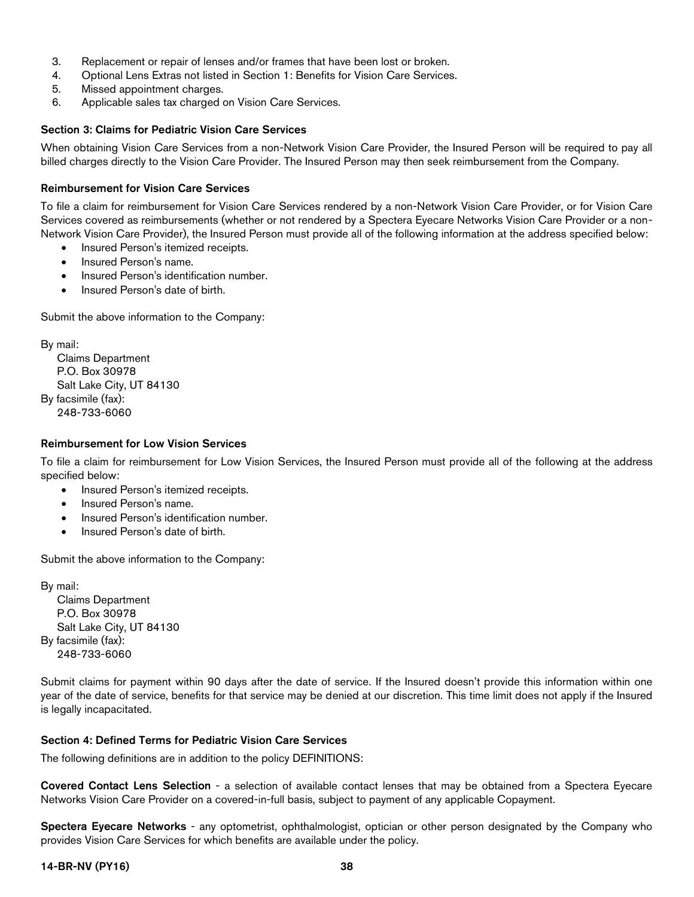3. Replacement or repair of lenses and/or frames that have been lost or broken.
4. Optional Lens Extras not listed in Section 1: Benefits for Vision Care Services.
5. Missed appointment charges.
6. Applicable sales tax charged on Vision Care Services.

### Section 3: Claims for Pediatric Vision Care Services

When obtaining Vision Care Services from a non-Network Vision Care Provider, the Insured Person will be required to pay all billed charges directly to the Vision Care Provider. The Insured Person may then seek reimbursement from the Company.

#### Reimbursement for Vision Care Services

To file a claim for reimbursement for Vision Care Services rendered by a non-Network Vision Care Provider, or for Vision Care Services covered as reimbursements (whether or not rendered by a Spectera Eyecare Networks Vision Care Provider or a non-Network Vision Care Provider), the Insured Person must provide all of the following information at the address specified below:

- Insured Person's itemized receipts.
- Insured Person's name.
- Insured Person's identification number.
- Insured Person's date of birth.

Submit the above information to the Company:

By mail:
Claims Department
P.O. Box 30978
Salt Lake City, UT 84130
By facsimile (fax):
248-733-6060

#### Reimbursement for Low Vision Services

To file a claim for reimbursement for Low Vision Services, the Insured Person must provide all of the following at the address specified below:

- Insured Person's itemized receipts.
- Insured Person's name.
- Insured Person's identification number.
- Insured Person's date of birth.

Submit the above information to the Company:

By mail:
Claims Department
P.O. Box 30978
Salt Lake City, UT 84130
By facsimile (fax):
248-733-6060

Submit claims for payment within 90 days after the date of service. If the Insured doesn't provide this information within one year of the date of service, benefits for that service may be denied at our discretion. This time limit does not apply if the Insured is legally incapacitated.

### Section 4: Defined Terms for Pediatric Vision Care Services

The following definitions are in addition to the policy DEFINITIONS:

**Covered Contact Lens Selection** - a selection of available contact lenses that may be obtained from a Spectera Eyecare Networks Vision Care Provider on a covered-in-full basis, subject to payment of any applicable Copayment.

**Spectera Eyecare Networks** - any optometrist, ophthalmologist, optician or other person designated by the Company who provides Vision Care Services for which benefits are available under the policy.

14-BR-NV (PY16)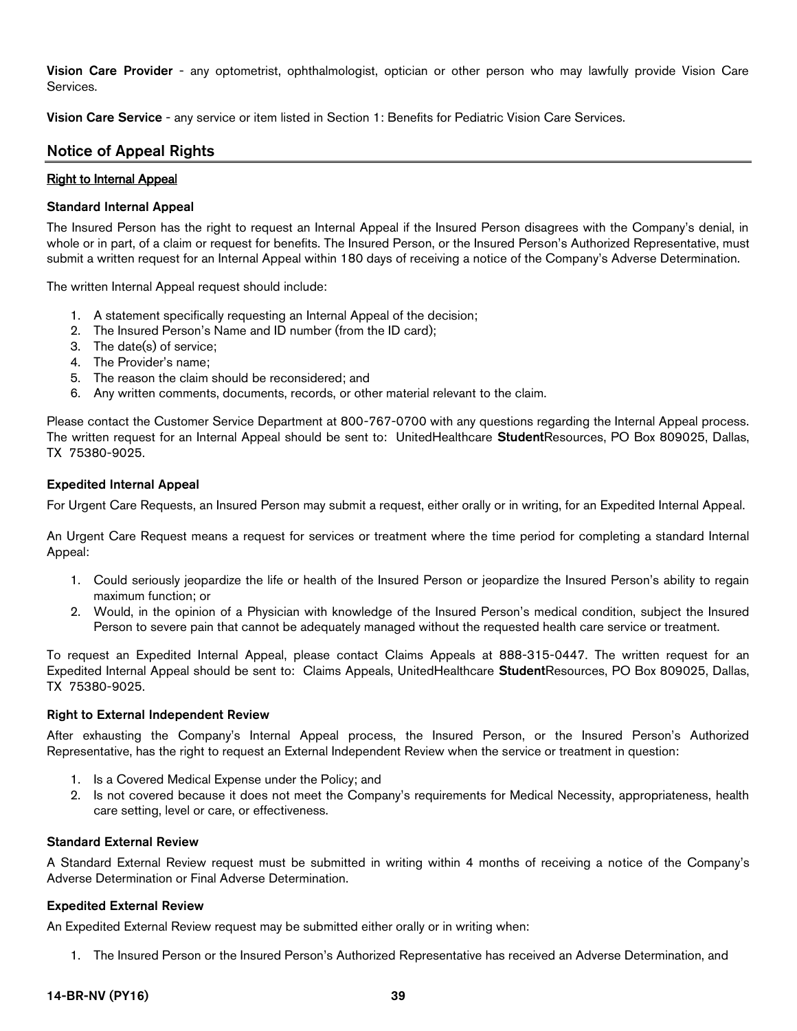**Vision Care Provider** - any optometrist, ophthalmologist, optician or other person who may lawfully provide Vision Care Services.

**Vision Care Service** - any service or item listed in Section 1: Benefits for Pediatric Vision Care Services.

## Notice of Appeal Rights

### Right to Internal Appeal

#### Standard Internal Appeal

The Insured Person has the right to request an Internal Appeal if the Insured Person disagrees with the Company's denial, in whole or in part, of a claim or request for benefits. The Insured Person, or the Insured Person's Authorized Representative, must submit a written request for an Internal Appeal within 180 days of receiving a notice of the Company's Adverse Determination.

The written Internal Appeal request should include:

1. A statement specifically requesting an Internal Appeal of the decision;
2. The Insured Person's Name and ID number (from the ID card);
3. The date(s) of service;
4. The Provider's name;
5. The reason the claim should be reconsidered; and
6. Any written comments, documents, records, or other material relevant to the claim.

Please contact the Customer Service Department at 800-767-0700 with any questions regarding the Internal Appeal process. The written request for an Internal Appeal should be sent to: UnitedHealthcare **Student**Resources, PO Box 809025, Dallas, TX 75380-9025.

#### Expedited Internal Appeal

For Urgent Care Requests, an Insured Person may submit a request, either orally or in writing, for an Expedited Internal Appeal.

An Urgent Care Request means a request for services or treatment where the time period for completing a standard Internal Appeal:

1. Could seriously jeopardize the life or health of the Insured Person or jeopardize the Insured Person's ability to regain maximum function; or
2. Would, in the opinion of a Physician with knowledge of the Insured Person's medical condition, subject the Insured Person to severe pain that cannot be adequately managed without the requested health care service or treatment.

To request an Expedited Internal Appeal, please contact Claims Appeals at 888-315-0447. The written request for an Expedited Internal Appeal should be sent to: Claims Appeals, UnitedHealthcare **Student**Resources, PO Box 809025, Dallas, TX 75380-9025.

#### Right to External Independent Review

After exhausting the Company's Internal Appeal process, the Insured Person, or the Insured Person's Authorized Representative, has the right to request an External Independent Review when the service or treatment in question:

1. Is a Covered Medical Expense under the Policy; and
2. Is not covered because it does not meet the Company's requirements for Medical Necessity, appropriateness, health care setting, level or care, or effectiveness.

#### Standard External Review

A Standard External Review request must be submitted in writing within 4 months of receiving a notice of the Company's Adverse Determination or Final Adverse Determination.

#### Expedited External Review

An Expedited External Review request may be submitted either orally or in writing when:

1. The Insured Person or the Insured Person's Authorized Representative has received an Adverse Determination, and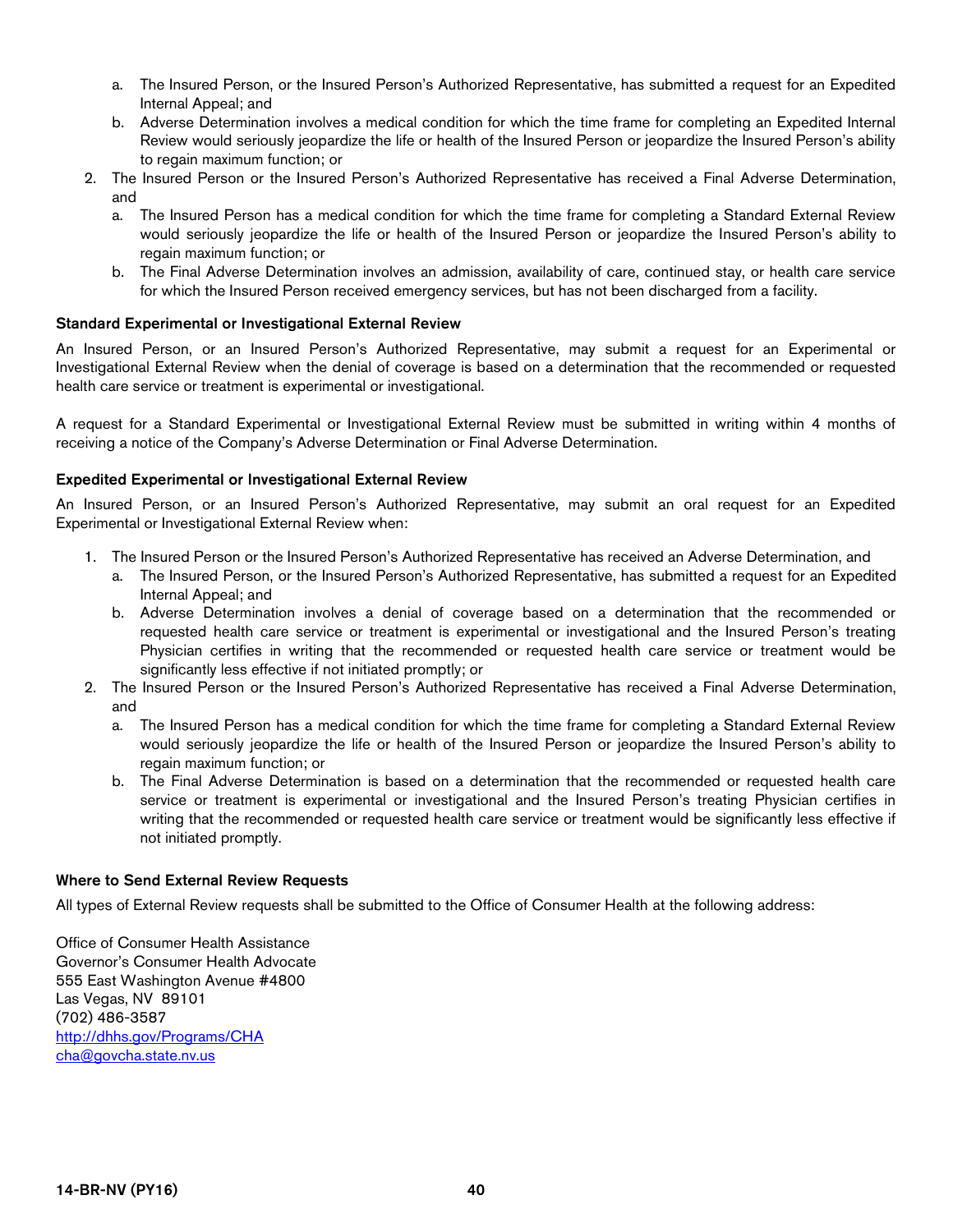a. The Insured Person, or the Insured Person's Authorized Representative, has submitted a request for an Expedited Internal Appeal; and
   b. Adverse Determination involves a medical condition for which the time frame for completing an Expedited Internal Review would seriously jeopardize the life or health of the Insured Person or jeopardize the Insured Person's ability to regain maximum function; or
2. The Insured Person or the Insured Person's Authorized Representative has received a Final Adverse Determination, and
   a. The Insured Person has a medical condition for which the time frame for completing a Standard External Review would seriously jeopardize the life or health of the Insured Person or jeopardize the Insured Person's ability to regain maximum function; or
   b. The Final Adverse Determination involves an admission, availability of care, continued stay, or health care service for which the Insured Person received emergency services, but has not been discharged from a facility.

**Standard Experimental or Investigational External Review**

An Insured Person, or an Insured Person's Authorized Representative, may submit a request for an Experimental or Investigational External Review when the denial of coverage is based on a determination that the recommended or requested health care service or treatment is experimental or investigational.

A request for a Standard Experimental or Investigational External Review must be submitted in writing within 4 months of receiving a notice of the Company's Adverse Determination or Final Adverse Determination.

**Expedited Experimental or Investigational External Review**

An Insured Person, or an Insured Person's Authorized Representative, may submit an oral request for an Expedited Experimental or Investigational External Review when:

1. The Insured Person or the Insured Person's Authorized Representative has received an Adverse Determination, and
   a. The Insured Person, or the Insured Person's Authorized Representative, has submitted a request for an Expedited Internal Appeal; and
   b. Adverse Determination involves a denial of coverage based on a determination that the recommended or requested health care service or treatment is experimental or investigational and the Insured Person's treating Physician certifies in writing that the recommended or requested health care service or treatment would be significantly less effective if not initiated promptly; or
2. The Insured Person or the Insured Person's Authorized Representative has received a Final Adverse Determination, and
   a. The Insured Person has a medical condition for which the time frame for completing a Standard External Review would seriously jeopardize the life or health of the Insured Person or jeopardize the Insured Person's ability to regain maximum function; or
   b. The Final Adverse Determination is based on a determination that the recommended or requested health care service or treatment is experimental or investigational and the Insured Person's treating Physician certifies in writing that the recommended or requested health care service or treatment would be significantly less effective if not initiated promptly.

**Where to Send External Review Requests**

All types of External Review requests shall be submitted to the Office of Consumer Health at the following address:

Office of Consumer Health Assistance
Governor's Consumer Health Advocate
555 East Washington Avenue #4800
Las Vegas, NV 89101
(702) 486-3587
http://dhhs.gov/Programs/CHA
cha@govcha.state.nv.us

14-BR-NV (PY16)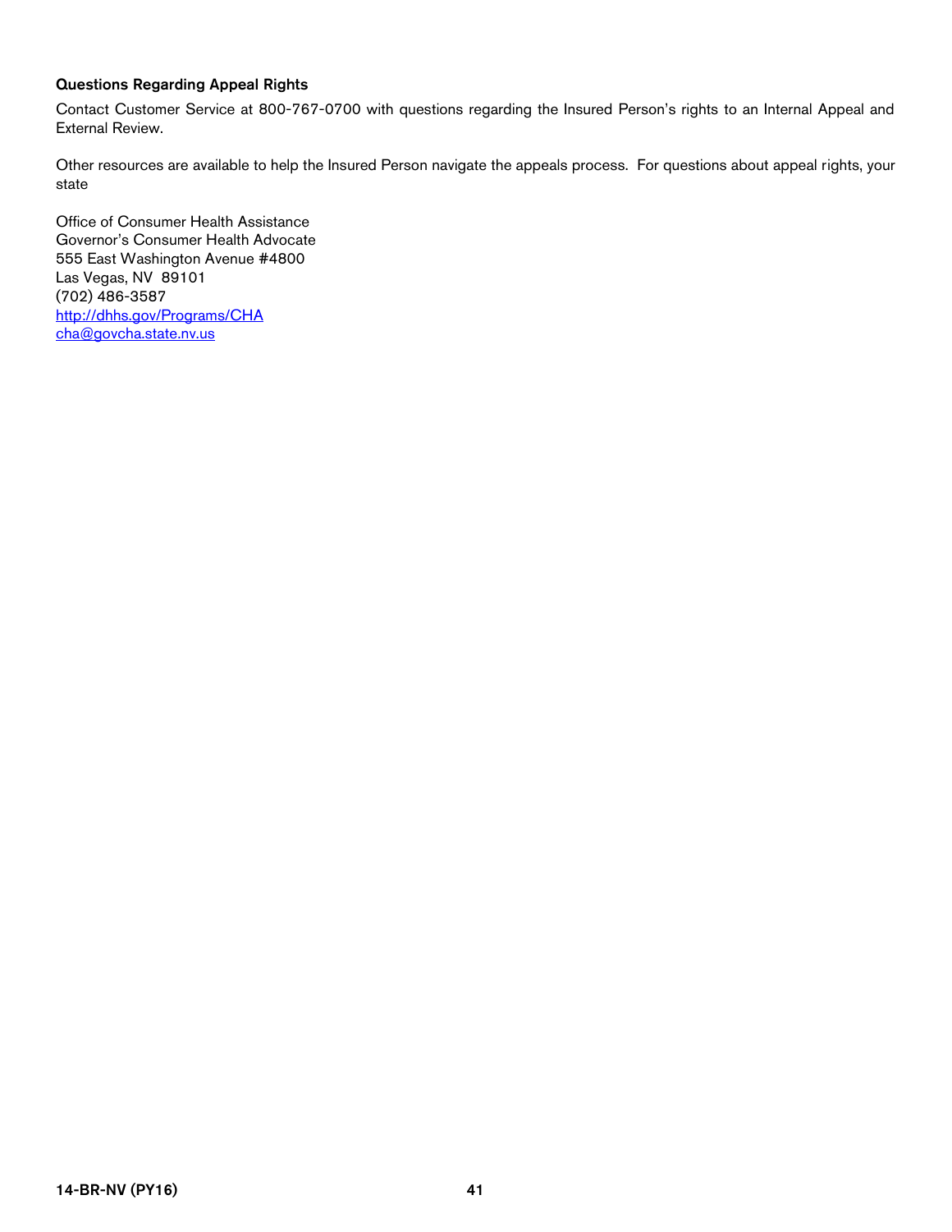**Questions Regarding Appeal Rights**

Contact Customer Service at 800-767-0700 with questions regarding the Insured Person's rights to an Internal Appeal and External Review.

Other resources are available to help the Insured Person navigate the appeals process. For questions about appeal rights, your state

Office of Consumer Health Assistance  
Governor's Consumer Health Advocate  
555 East Washington Avenue #4800  
Las Vegas, NV 89101  
(702) 486-3587  
http://dhhs.gov/Programs/CHA  
cha@govcha.state.nv.us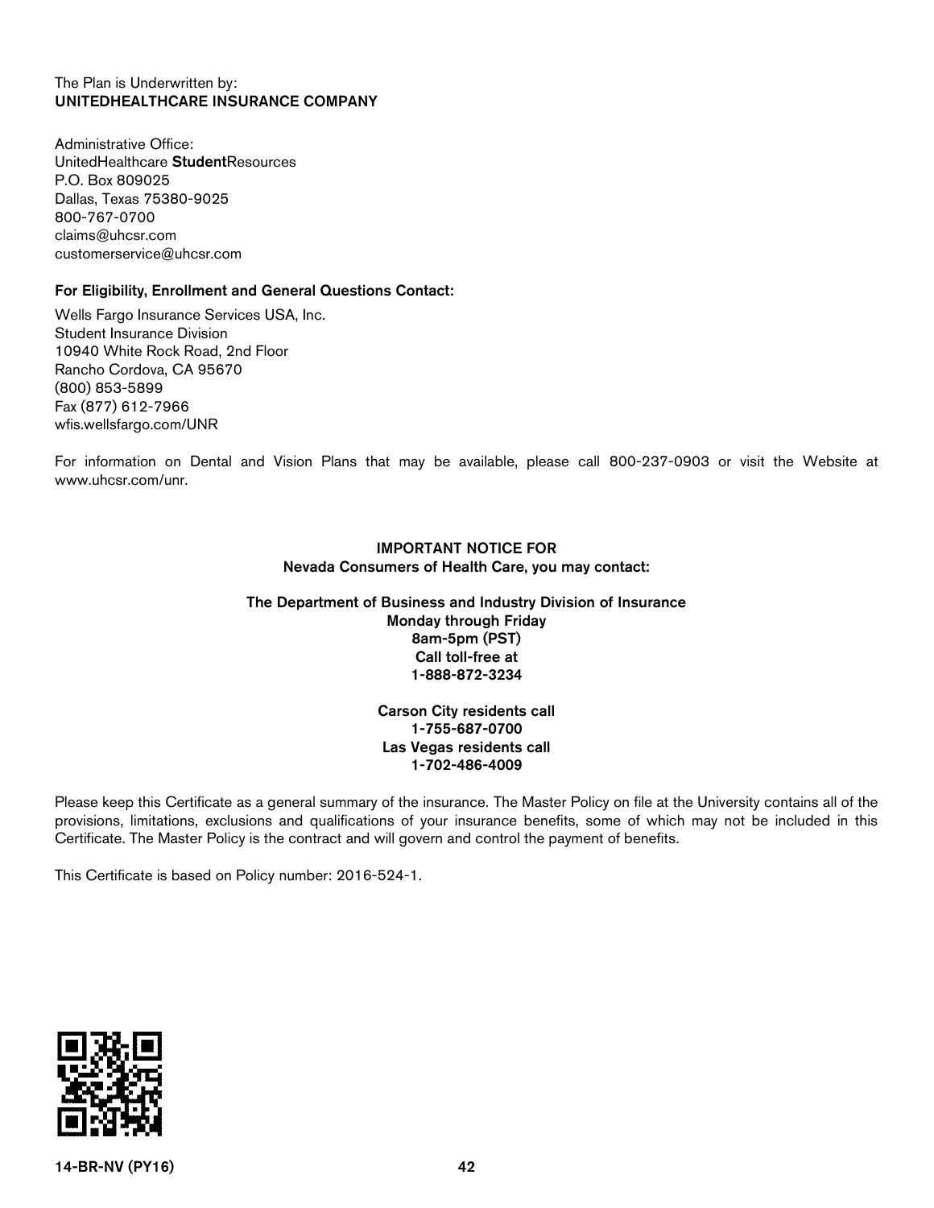The Plan is Underwritten by:
**UNITEDHEALTHCARE INSURANCE COMPANY**

Administrative Office:
UnitedHealthcare **Student**Resources
P.O. Box 809025
Dallas, Texas 75380-9025
800-767-0700
claims@uhcsr.com
customerservice@uhcsr.com

**For Eligibility, Enrollment and General Questions Contact:**

Wells Fargo Insurance Services USA, Inc.
Student Insurance Division
10940 White Rock Road, 2nd Floor
Rancho Cordova, CA 95670
(800) 853-5899
Fax (877) 612-7966
wfis.wellsfargo.com/UNR

For information on Dental and Vision Plans that may be available, please call 800-237-0903 or visit the Website at www.uhcsr.com/unr.

**IMPORTANT NOTICE FOR**
**Nevada Consumers of Health Care, you may contact:**

**The Department of Business and Industry Division of Insurance**
**Monday through Friday**
**8am-5pm (PST)**
**Call toll-free at**
**1-888-872-3234**

**Carson City residents call**
**1-755-687-0700**
**Las Vegas residents call**
**1-702-486-4009**

Please keep this Certificate as a general summary of the insurance. The Master Policy on file at the University contains all of the provisions, limitations, exclusions and qualifications of your insurance benefits, some of which may not be included in this Certificate. The Master Policy is the contract and will govern and control the payment of benefits.

This Certificate is based on Policy number: 2016-524-1.

14-BR-NV (PY16)